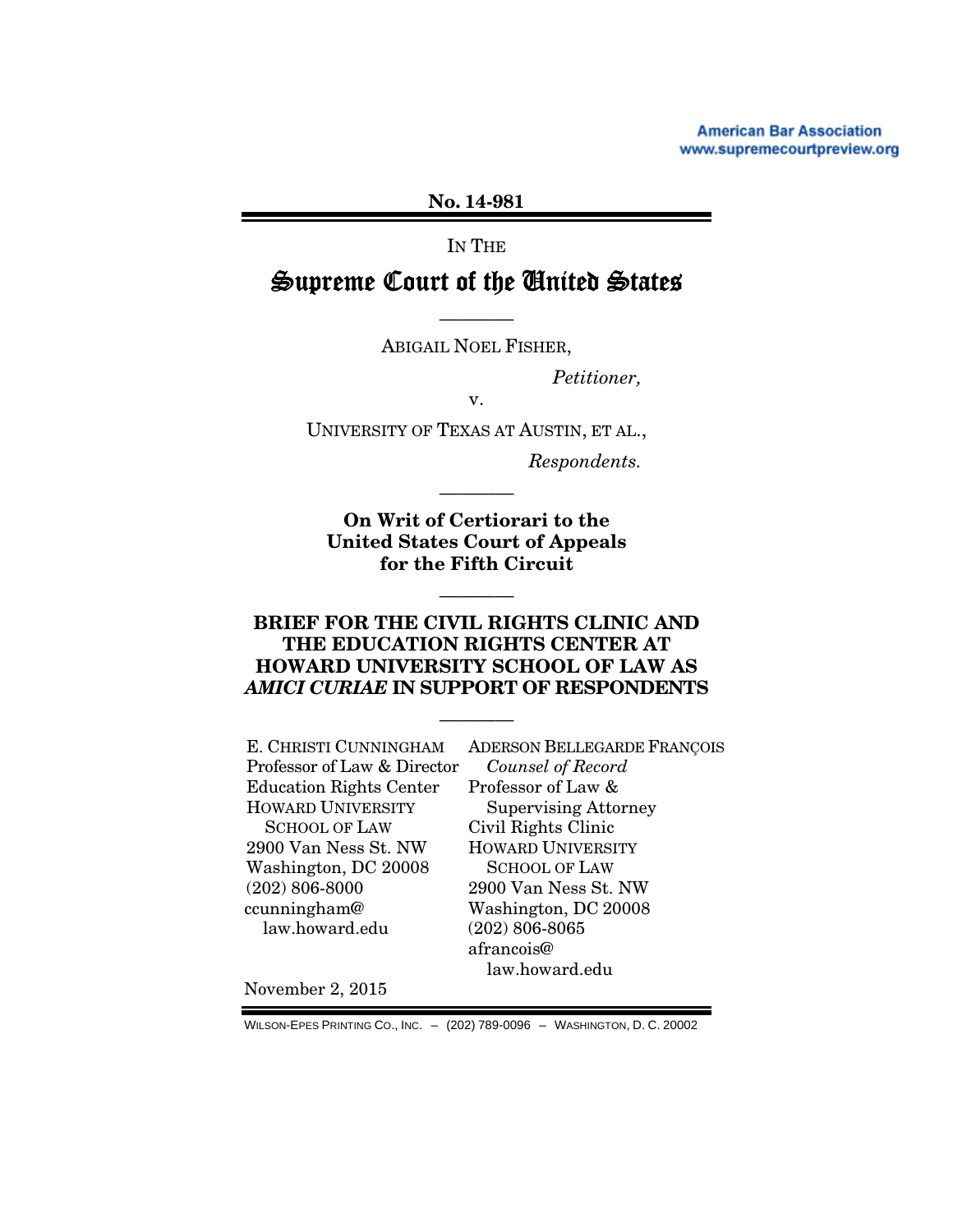American Bar Association
www.supremecourtpreview.org

No. 14-981

IN THE

# Supreme Court of the United States

————

ABIGAIL NOEL FISHER,

*Petitioner,*

v.

UNIVERSITY OF TEXAS AT AUSTIN, ET AL.,

*Respondents.*

————

**On Writ of Certiorari to the United States Court of Appeals for the Fifth Circuit**

————

**BRIEF FOR THE CIVIL RIGHTS CLINIC AND THE EDUCATION RIGHTS CENTER AT HOWARD UNIVERSITY SCHOOL OF LAW AS *AMICI CURIAE* IN SUPPORT OF RESPONDENTS**

————

E. CHRISTI CUNNINGHAM
Professor of Law & Director
Education Rights Center
HOWARD UNIVERSITY SCHOOL OF LAW
2900 Van Ness St. NW
Washington, DC 20008
(202) 806-8000
ccunningham@law.howard.edu

ADERSON BELLEGARDE FRANÇOIS
*Counsel of Record*
Professor of Law & Supervising Attorney
Civil Rights Clinic
HOWARD UNIVERSITY SCHOOL OF LAW
2900 Van Ness St. NW
Washington, DC 20008
(202) 806-8065
afrancois@law.howard.edu

November 2, 2015

WILSON-EPES PRINTING CO., INC. – (202) 789-0096 – WASHINGTON, D. C. 20002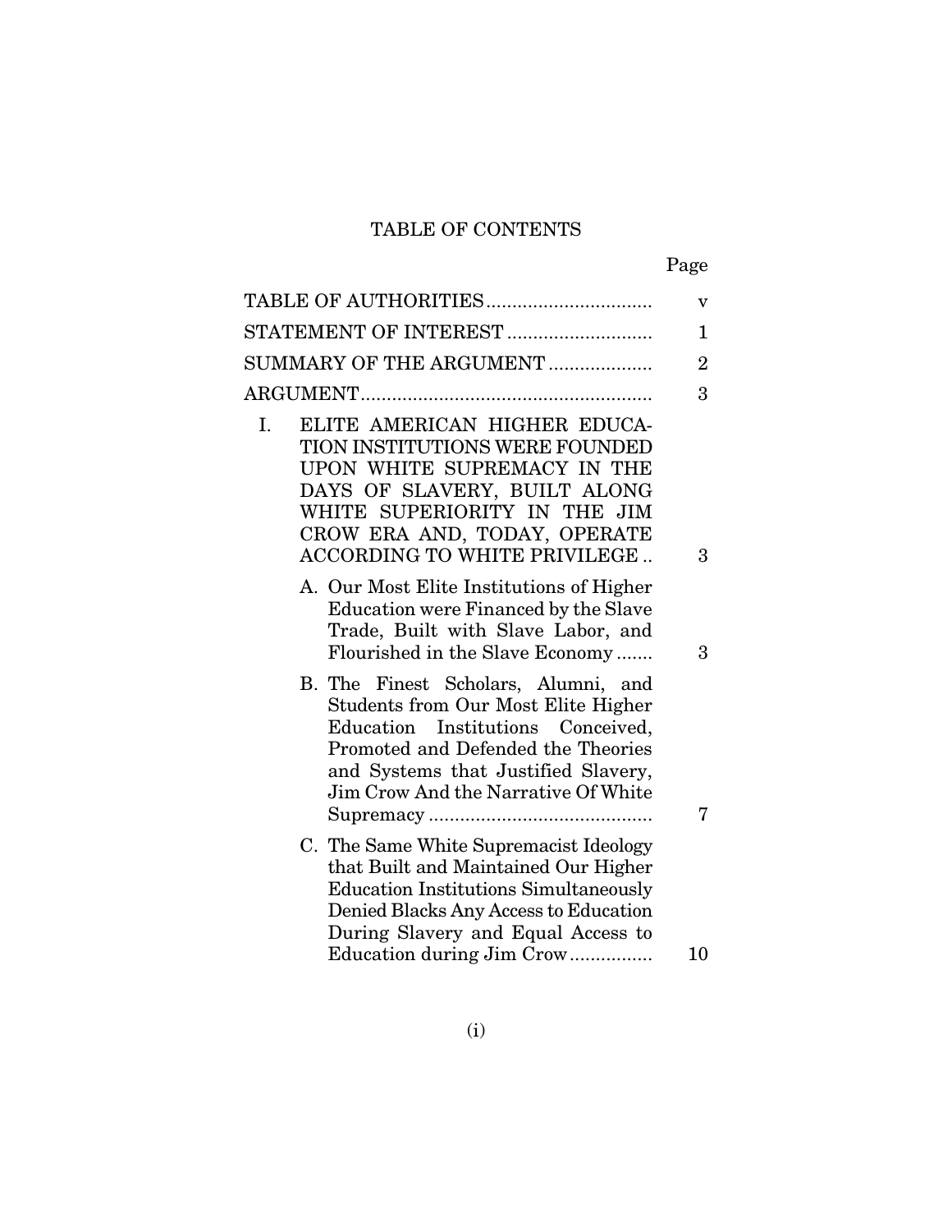# TABLE OF CONTENTS

| | Page |
|---|---|
| TABLE OF AUTHORITIES | v |
| STATEMENT OF INTEREST | 1 |
| SUMMARY OF THE ARGUMENT | 2 |
| ARGUMENT | 3 |
| I. ELITE AMERICAN HIGHER EDUCATION INSTITUTIONS WERE FOUNDED UPON WHITE SUPREMACY IN THE DAYS OF SLAVERY, BUILT ALONG WHITE SUPERIORITY IN THE JIM CROW ERA AND, TODAY, OPERATE ACCORDING TO WHITE PRIVILEGE | 3 |
| A. Our Most Elite Institutions of Higher Education were Financed by the Slave Trade, Built with Slave Labor, and Flourished in the Slave Economy | 3 |
| B. The Finest Scholars, Alumni, and Students from Our Most Elite Higher Education Institutions Conceived, Promoted and Defended the Theories and Systems that Justified Slavery, Jim Crow And the Narrative Of White Supremacy | 7 |
| C. The Same White Supremacist Ideology that Built and Maintained Our Higher Education Institutions Simultaneously Denied Blacks Any Access to Education During Slavery and Equal Access to Education during Jim Crow | 10 |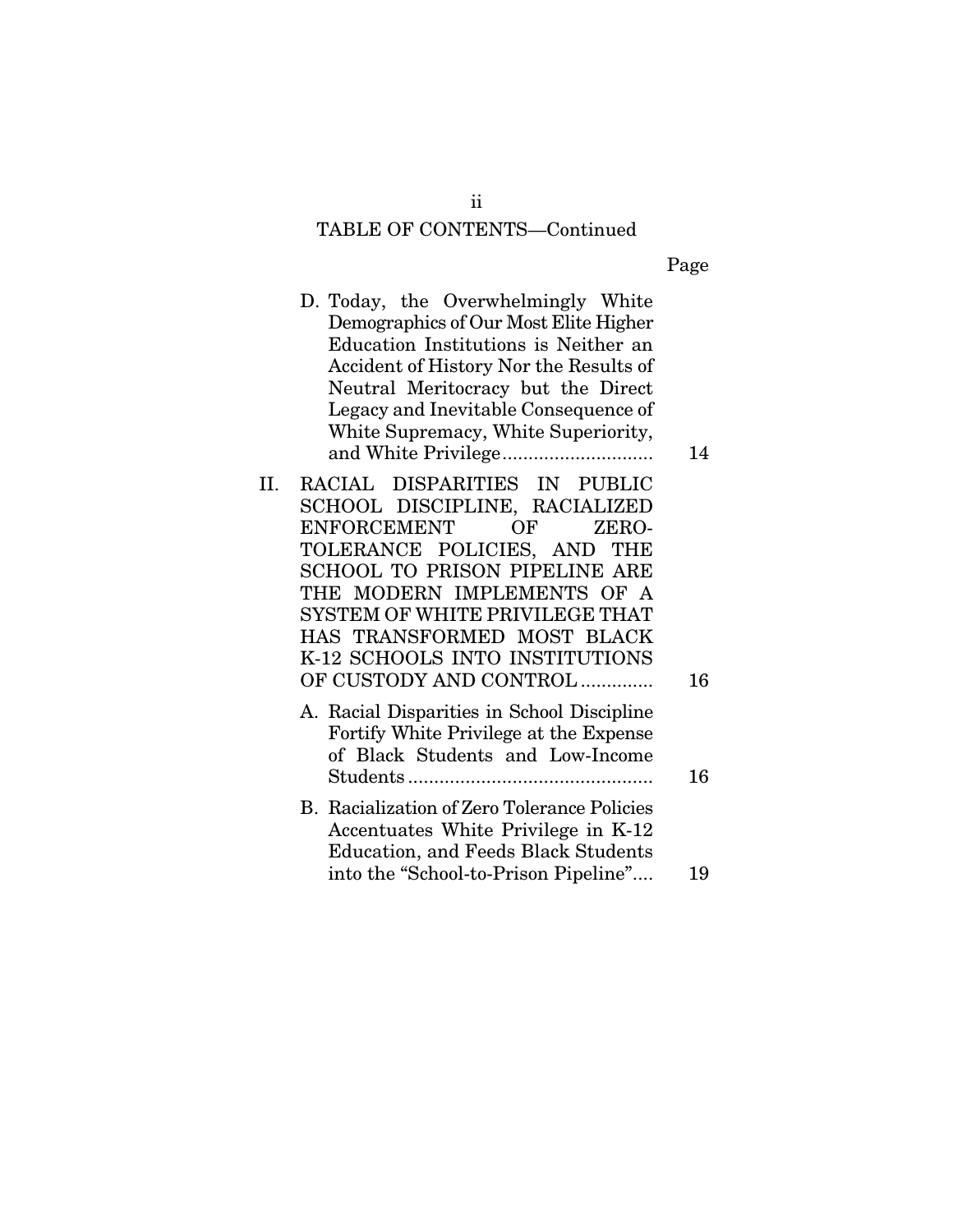## TABLE OF CONTENTS—Continued

| | Page |
|---|---|
| D. Today, the Overwhelmingly White Demographics of Our Most Elite Higher Education Institutions is Neither an Accident of History Nor the Results of Neutral Meritocracy but the Direct Legacy and Inevitable Consequence of White Supremacy, White Superiority, and White Privilege | 14 |
| II. RACIAL DISPARITIES IN PUBLIC SCHOOL DISCIPLINE, RACIALIZED ENFORCEMENT OF ZERO-TOLERANCE POLICIES, AND THE SCHOOL TO PRISON PIPELINE ARE THE MODERN IMPLEMENTS OF A SYSTEM OF WHITE PRIVILEGE THAT HAS TRANSFORMED MOST BLACK K-12 SCHOOLS INTO INSTITUTIONS OF CUSTODY AND CONTROL | 16 |
| A. Racial Disparities in School Discipline Fortify White Privilege at the Expense of Black Students and Low-Income Students | 16 |
| B. Racialization of Zero Tolerance Policies Accentuates White Privilege in K-12 Education, and Feeds Black Students into the "School-to-Prison Pipeline" | 19 |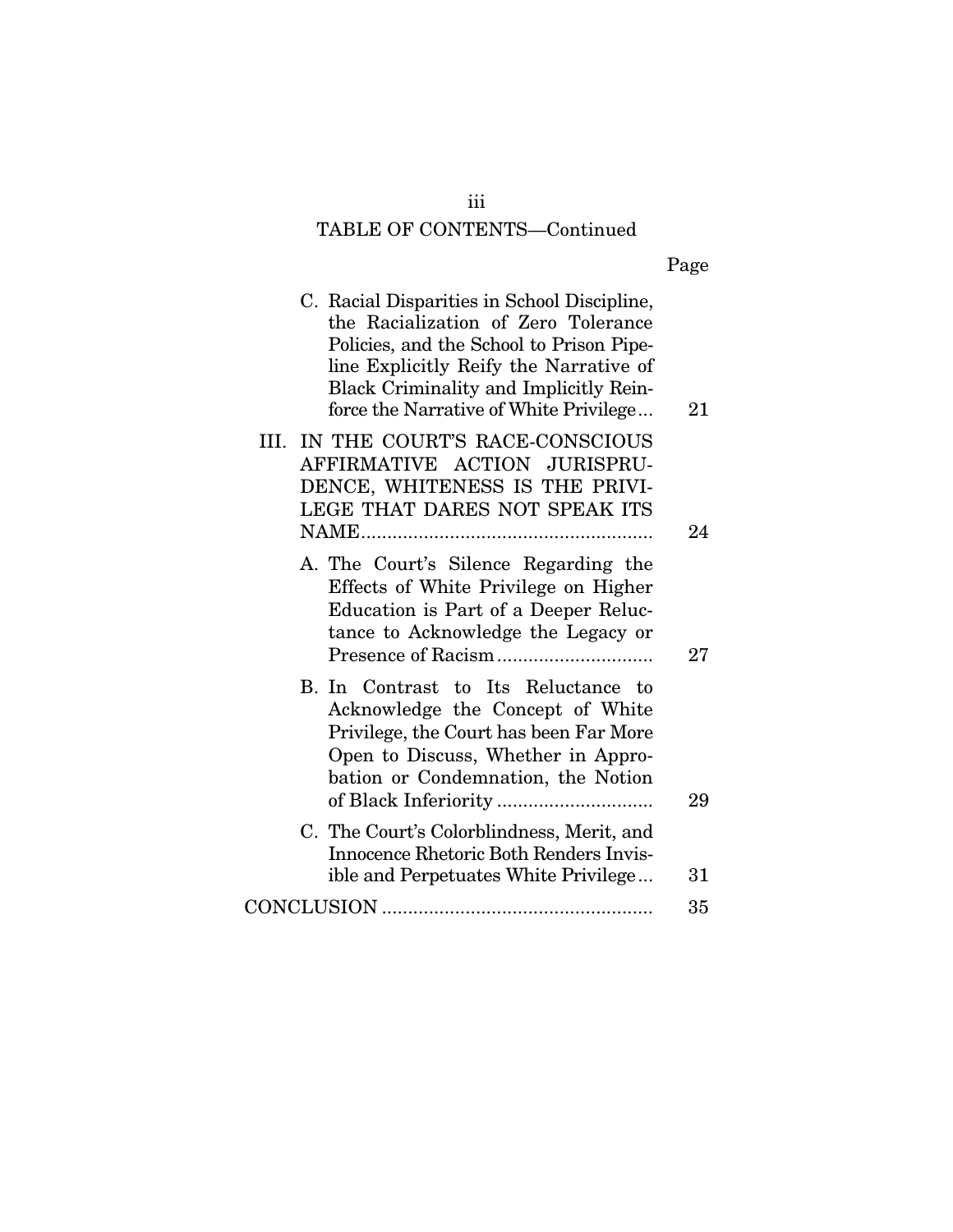## TABLE OF CONTENTS—Continued

| | Page |
|---|---|
| C. Racial Disparities in School Discipline, the Racialization of Zero Tolerance Policies, and the School to Prison Pipeline Explicitly Reify the Narrative of Black Criminality and Implicitly Reinforce the Narrative of White Privilege... | 21 |
| III. IN THE COURT'S RACE-CONSCIOUS AFFIRMATIVE ACTION JURISPRUDENCE, WHITENESS IS THE PRIVILEGE THAT DARES NOT SPEAK ITS NAME........................................................ | 24 |
| A. The Court's Silence Regarding the Effects of White Privilege on Higher Education is Part of a Deeper Reluctance to Acknowledge the Legacy or Presence of Racism............................. | 27 |
| B. In Contrast to Its Reluctance to Acknowledge the Concept of White Privilege, the Court has been Far More Open to Discuss, Whether in Approbation or Condemnation, the Notion of Black Inferiority ............................. | 29 |
| C. The Court's Colorblindness, Merit, and Innocence Rhetoric Both Renders Invisible and Perpetuates White Privilege... | 31 |
| CONCLUSION .................................................... | 35 |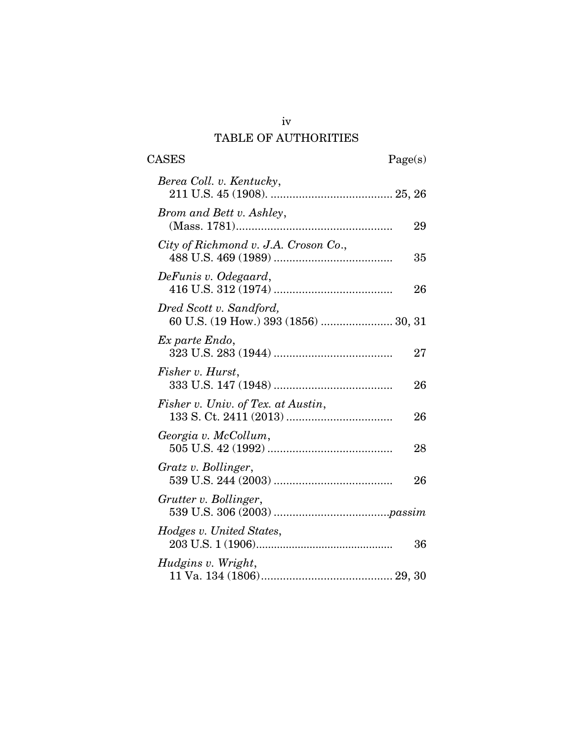# TABLE OF AUTHORITIES

| CASES | Page(s) |
|---|---|
| *Berea Coll. v. Kentucky*, 211 U.S. 45 (1908). | 25, 26 |
| *Brom and Bett v. Ashley*, (Mass. 1781) | 29 |
| *City of Richmond v. J.A. Croson Co.*, 488 U.S. 469 (1989) | 35 |
| *DeFunis v. Odegaard*, 416 U.S. 312 (1974) | 26 |
| *Dred Scott v. Sandford,* 60 U.S. (19 How.) 393 (1856) | 30, 31 |
| *Ex parte Endo*, 323 U.S. 283 (1944) | 27 |
| *Fisher v. Hurst*, 333 U.S. 147 (1948) | 26 |
| *Fisher v. Univ. of Tex. at Austin*, 133 S. Ct. 2411 (2013) | 26 |
| *Georgia v. McCollum*, 505 U.S. 42 (1992) | 28 |
| *Gratz v. Bollinger*, 539 U.S. 244 (2003) | 26 |
| *Grutter v. Bollinger*, 539 U.S. 306 (2003) | *passim* |
| *Hodges v. United States*, 203 U.S. 1 (1906) | 36 |
| *Hudgins v. Wright*, 11 Va. 134 (1806) | 29, 30 |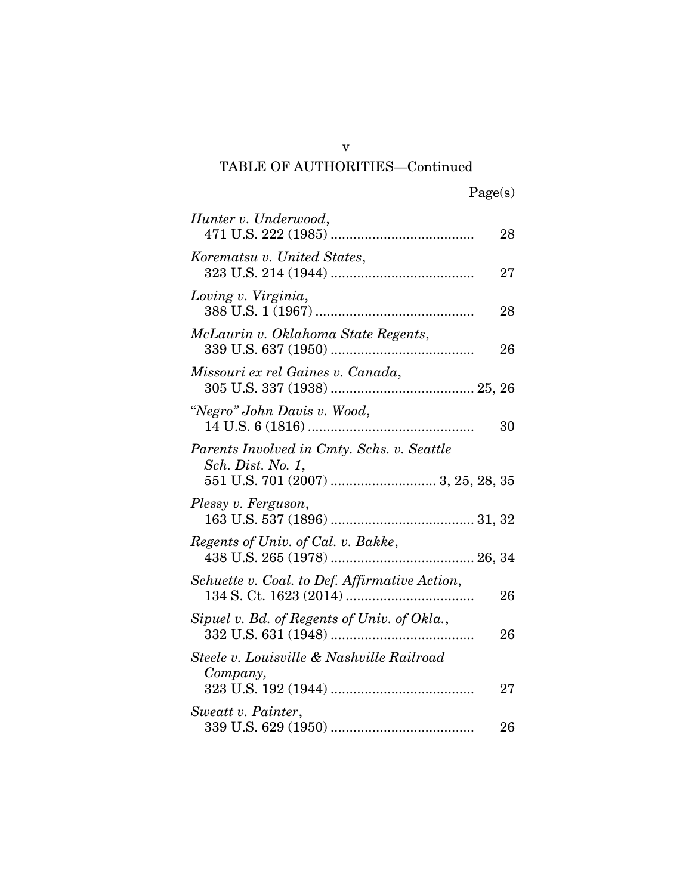TABLE OF AUTHORITIES—Continued

Page(s)

*Hunter v. Underwood*,
471 U.S. 222 (1985) ...................................... 28

*Korematsu v. United States*,
323 U.S. 214 (1944) ...................................... 27

*Loving v. Virginia*,
388 U.S. 1 (1967) .......................................... 28

*McLaurin v. Oklahoma State Regents*,
339 U.S. 637 (1950) ...................................... 26

*Missouri ex rel Gaines v. Canada*,
305 U.S. 337 (1938) ...................................... 25, 26

*"Negro" John Davis v. Wood*,
14 U.S. 6 (1816) ............................................ 30

*Parents Involved in Cmty. Schs. v. Seattle Sch. Dist. No. 1*,
551 U.S. 701 (2007) ............................ 3, 25, 28, 35

*Plessy v. Ferguson*,
163 U.S. 537 (1896) ...................................... 31, 32

*Regents of Univ. of Cal. v. Bakke*,
438 U.S. 265 (1978) ...................................... 26, 34

*Schuette v. Coal. to Def. Affirmative Action*,
134 S. Ct. 1623 (2014) .................................. 26

*Sipuel v. Bd. of Regents of Univ. of Okla.*,
332 U.S. 631 (1948) ...................................... 26

*Steele v. Louisville & Nashville Railroad Company*,
323 U.S. 192 (1944) ...................................... 27

*Sweatt v. Painter*,
339 U.S. 629 (1950) ...................................... 26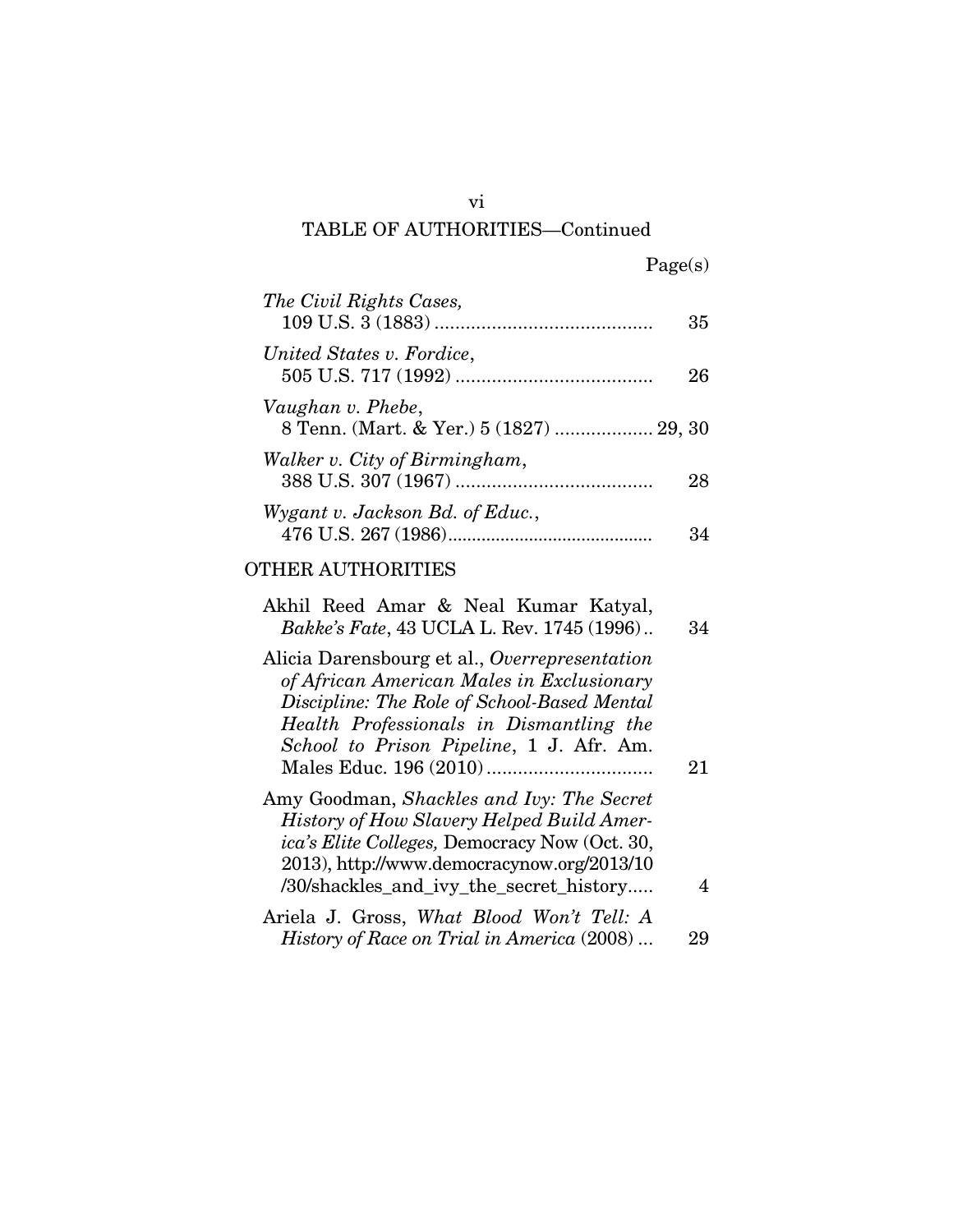## TABLE OF AUTHORITIES—Continued

Page(s)

*The Civil Rights Cases*, 109 U.S. 3 (1883) .......................................... 35

*United States v. Fordice*, 505 U.S. 717 (1992) ...................................... 26

*Vaughan v. Phebe*, 8 Tenn. (Mart. & Yer.) 5 (1827) ................... 29, 30

*Walker v. City of Birmingham*, 388 U.S. 307 (1967) ...................................... 28

*Wygant v. Jackson Bd. of Educ.*, 476 U.S. 267 (1986).......................................... 34

OTHER AUTHORITIES

Akhil Reed Amar & Neal Kumar Katyal, *Bakke's Fate*, 43 UCLA L. Rev. 1745 (1996).. 34

Alicia Darensbourg et al., *Overrepresentation of African American Males in Exclusionary Discipline: The Role of School-Based Mental Health Professionals in Dismantling the School to Prison Pipeline*, 1 J. Afr. Am. Males Educ. 196 (2010)................................ 21

Amy Goodman, *Shackles and Ivy: The Secret History of How Slavery Helped Build America's Elite Colleges,* Democracy Now (Oct. 30, 2013), http://www.democracynow.org/2013/10/30/shackles_and_ivy_the_secret_history..... 4

Ariela J. Gross, *What Blood Won't Tell: A History of Race on Trial in America* (2008) ... 29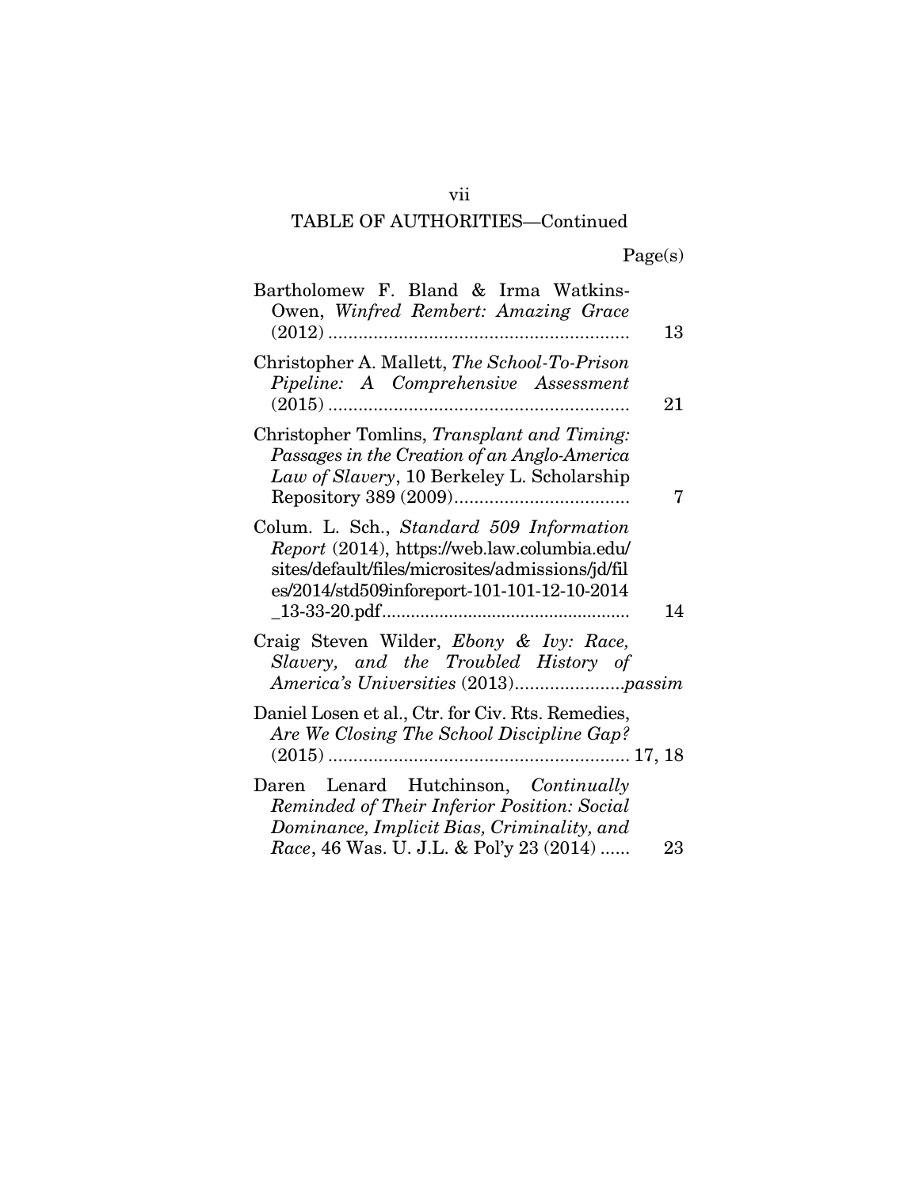## TABLE OF AUTHORITIES—Continued

| | Page(s) |
|---|---|
| Bartholomew F. Bland & Irma Watkins-Owen, *Winfred Rembert: Amazing Grace* (2012) | 13 |
| Christopher A. Mallett, *The School-To-Prison Pipeline: A Comprehensive Assessment* (2015) | 21 |
| Christopher Tomlins, *Transplant and Timing: Passages in the Creation of an Anglo-America Law of Slavery*, 10 Berkeley L. Scholarship Repository 389 (2009) | 7 |
| Colum. L. Sch., *Standard 509 Information Report* (2014), https://web.law.columbia.edu/sites/default/files/microsites/admissions/jd/files/2014/std509inforeport-101-101-12-10-2014_13-33-20.pdf | 14 |
| Craig Steven Wilder, *Ebony & Ivy: Race, Slavery, and the Troubled History of America's Universities* (2013) | *passim* |
| Daniel Losen et al., Ctr. for Civ. Rts. Remedies, *Are We Closing The School Discipline Gap?* (2015) | 17, 18 |
| Daren Lenard Hutchinson, *Continually Reminded of Their Inferior Position: Social Dominance, Implicit Bias, Criminality, and Race*, 46 Was. U. J.L. & Pol'y 23 (2014) | 23 |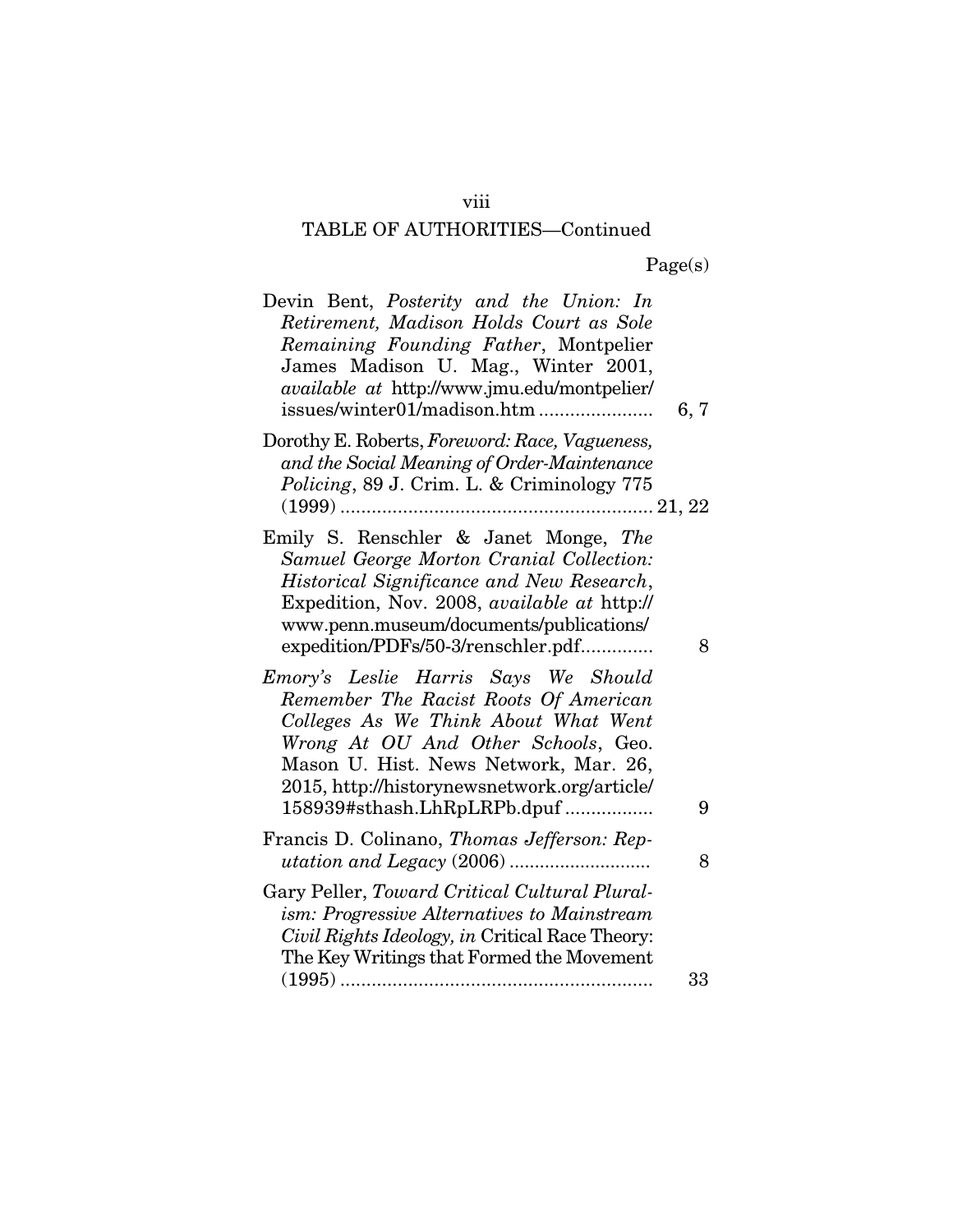TABLE OF AUTHORITIES—Continued

Page(s)

Devin Bent, *Posterity and the Union: In Retirement, Madison Holds Court as Sole Remaining Founding Father*, Montpelier James Madison U. Mag., Winter 2001, *available at* http://www.jmu.edu/montpelier/issues/winter01/madison.htm ...................... 6, 7

Dorothy E. Roberts, *Foreword: Race, Vagueness, and the Social Meaning of Order-Maintenance Policing*, 89 J. Crim. L. & Criminology 775 (1999) ............................................................ 21, 22

Emily S. Renschler & Janet Monge, *The Samuel George Morton Cranial Collection: Historical Significance and New Research*, Expedition, Nov. 2008, *available at* http://www.penn.museum/documents/publications/expedition/PDFs/50-3/renschler.pdf.............. 8

*Emory's Leslie Harris Says We Should Remember The Racist Roots Of American Colleges As We Think About What Went Wrong At OU And Other Schools*, Geo. Mason U. Hist. News Network, Mar. 26, 2015, http://historynewsnetwork.org/article/158939#sthash.LhRpLRPb.dpuf ................. 9

Francis D. Colinano, *Thomas Jefferson: Reputation and Legacy* (2006) ............................ 8

Gary Peller, *Toward Critical Cultural Pluralism: Progressive Alternatives to Mainstream Civil Rights Ideology, in* Critical Race Theory: The Key Writings that Formed the Movement (1995) ............................................................ 33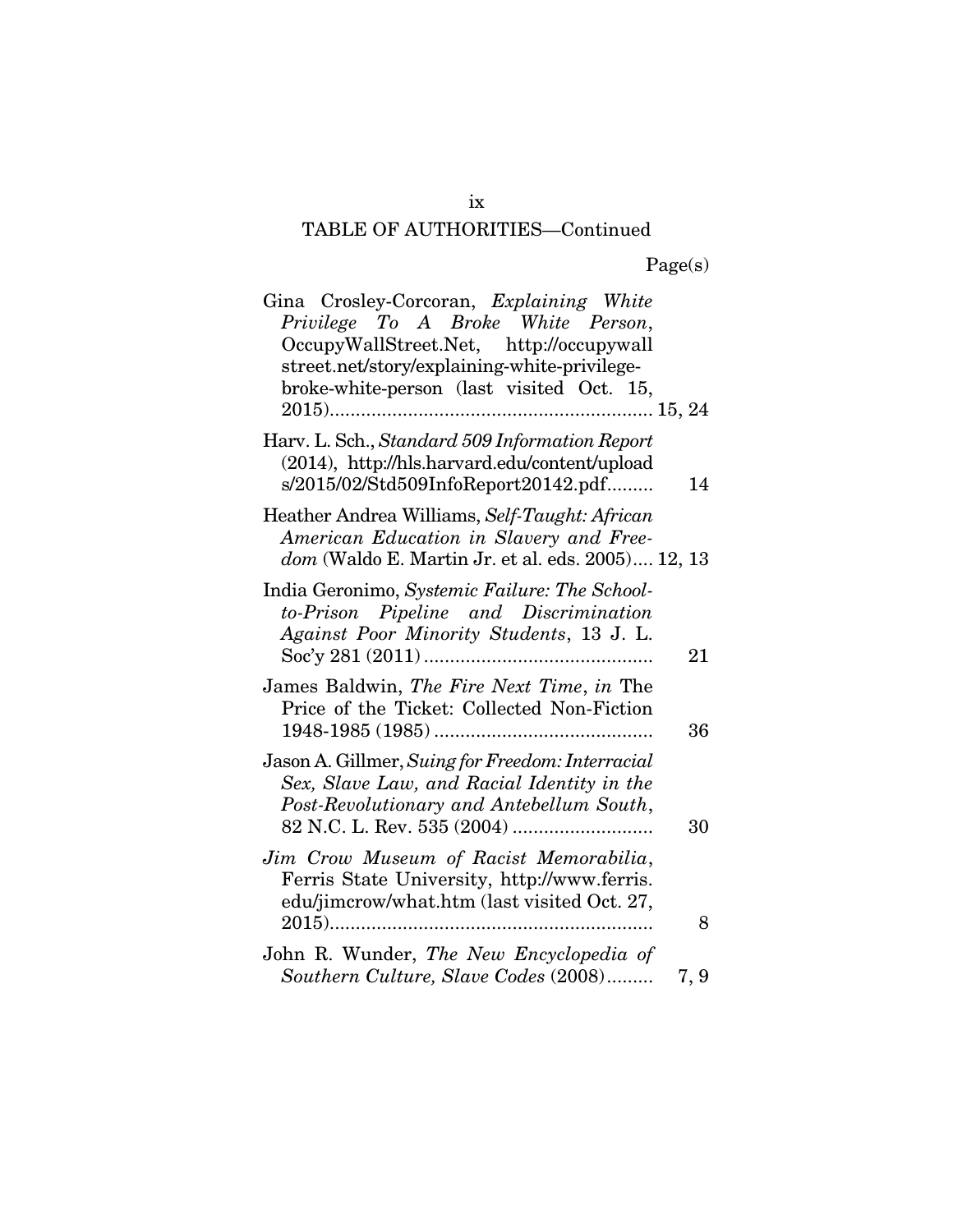TABLE OF AUTHORITIES—Continued

Page(s)

Gina Crosley-Corcoran, *Explaining White Privilege To A Broke White Person*, OccupyWallStreet.Net, http://occupywallstreet.net/story/explaining-white-privilege-broke-white-person (last visited Oct. 15, 2015)....... 15, 24

Harv. L. Sch., *Standard 509 Information Report* (2014), http://hls.harvard.edu/content/uploads/2015/02/Std509InfoReport20142.pdf......... 14

Heather Andrea Williams, *Self-Taught: African American Education in Slavery and Freedom* (Waldo E. Martin Jr. et al. eds. 2005).... 12, 13

India Geronimo, *Systemic Failure: The School-to-Prison Pipeline and Discrimination Against Poor Minority Students*, 13 J. L. Soc'y 281 (2011)....... 21

James Baldwin, *The Fire Next Time*, *in* The Price of the Ticket: Collected Non-Fiction 1948-1985 (1985)....... 36

Jason A. Gillmer, *Suing for Freedom: Interracial Sex, Slave Law, and Racial Identity in the Post-Revolutionary and Antebellum South*, 82 N.C. L. Rev. 535 (2004)....... 30

*Jim Crow Museum of Racist Memorabilia*, Ferris State University, http://www.ferris.edu/jimcrow/what.htm (last visited Oct. 27, 2015)....... 8

John R. Wunder, *The New Encyclopedia of Southern Culture, Slave Codes* (2008)......... 7, 9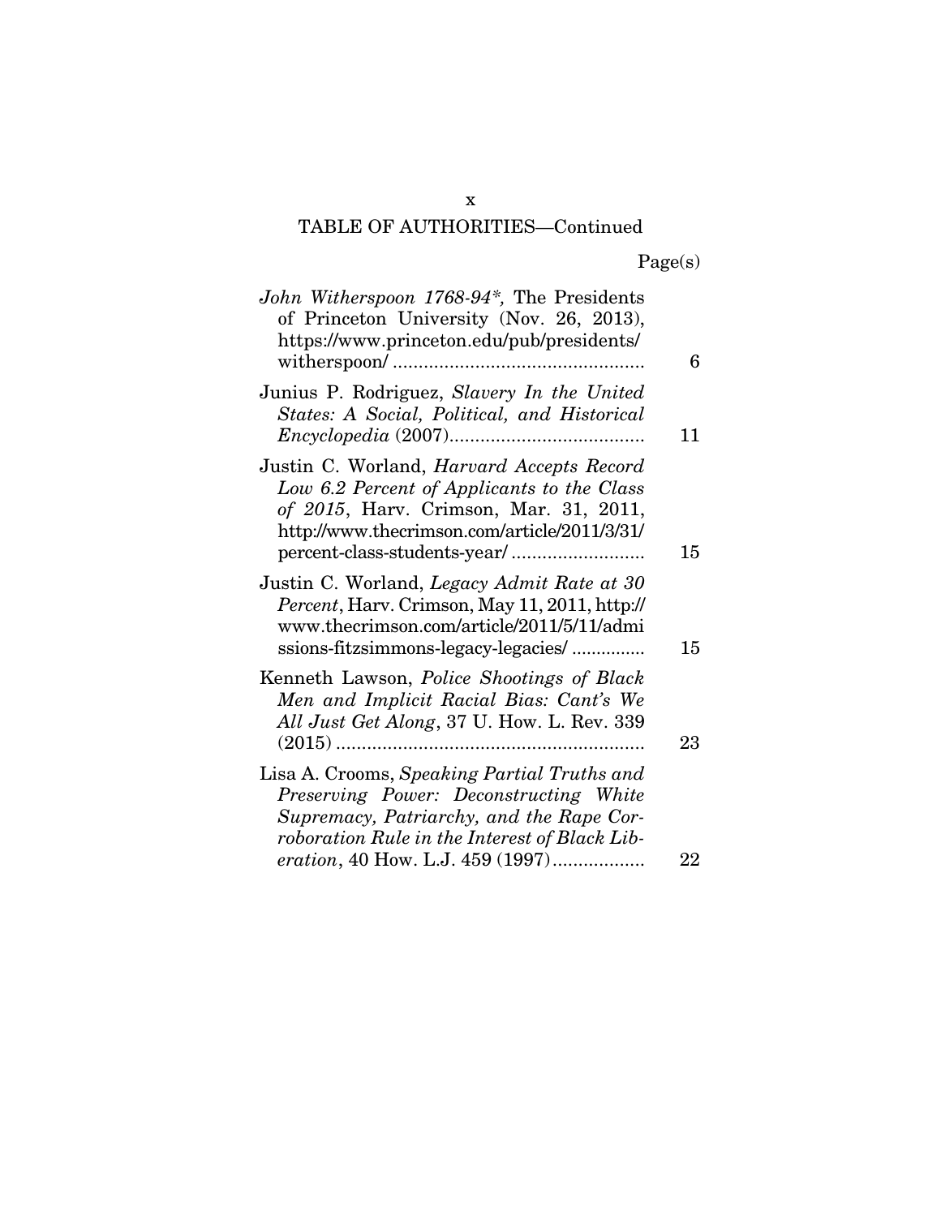TABLE OF AUTHORITIES—Continued

Page(s)

*John Witherspoon 1768-94*,* The Presidents of Princeton University (Nov. 26, 2013), https://www.princeton.edu/pub/presidents/witherspoon/ ................................................ 6

Junius P. Rodriguez, *Slavery In the United States: A Social, Political, and Historical Encyclopedia* (2007)..................................... 11

Justin C. Worland, *Harvard Accepts Record Low 6.2 Percent of Applicants to the Class of 2015*, Harv. Crimson, Mar. 31, 2011, http://www.thecrimson.com/article/2011/3/31/percent-class-students-year/ .......................... 15

Justin C. Worland, *Legacy Admit Rate at 30 Percent*, Harv. Crimson, May 11, 2011, http://www.thecrimson.com/article/2011/5/11/admissions-fitzsimmons-legacy-legacies/ ............... 15

Kenneth Lawson, *Police Shootings of Black Men and Implicit Racial Bias: Cant's We All Just Get Along*, 37 U. How. L. Rev. 339 (2015) ........................................................... 23

Lisa A. Crooms, *Speaking Partial Truths and Preserving Power: Deconstructing White Supremacy, Patriarchy, and the Rape Corroboration Rule in the Interest of Black Liberation*, 40 How. L.J. 459 (1997).................. 22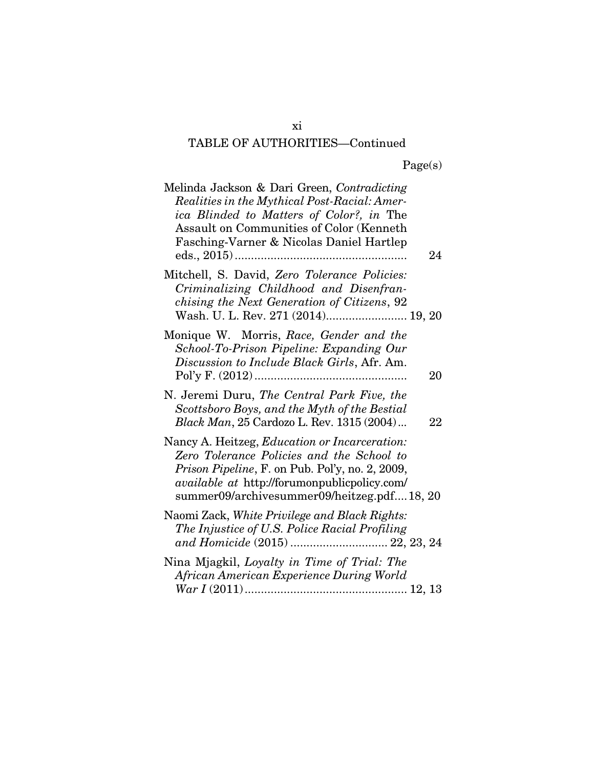## TABLE OF AUTHORITIES—Continued

Page(s)

Melinda Jackson & Dari Green, *Contradicting Realities in the Mythical Post-Racial: America Blinded to Matters of Color?, in* The Assault on Communities of Color (Kenneth Fasching-Varner & Nicolas Daniel Hartlep eds., 2015) ..................................................... 24

Mitchell, S. David, *Zero Tolerance Policies: Criminalizing Childhood and Disenfranchising the Next Generation of Citizens*, 92 Wash. U. L. Rev. 271 (2014)......................... 19, 20

Monique W. Morris, *Race, Gender and the School-To-Prison Pipeline: Expanding Our Discussion to Include Black Girls*, Afr. Am. Pol'y F. (2012) ............................................... 20

N. Jeremi Duru, *The Central Park Five, the Scottsboro Boys, and the Myth of the Bestial Black Man*, 25 Cardozo L. Rev. 1315 (2004)... 22

Nancy A. Heitzeg, *Education or Incarceration: Zero Tolerance Policies and the School to Prison Pipeline*, F. on Pub. Pol'y, no. 2, 2009, *available at* http://forumonpublicpolicy.com/summer09/archivesummer09/heitzeg.pdf.... 18, 20

Naomi Zack, *White Privilege and Black Rights: The Injustice of U.S. Police Racial Profiling and Homicide* (2015) .............................. 22, 23, 24

Nina Mjagkil, *Loyalty in Time of Trial: The African American Experience During World War I* (2011) .................................................. 12, 13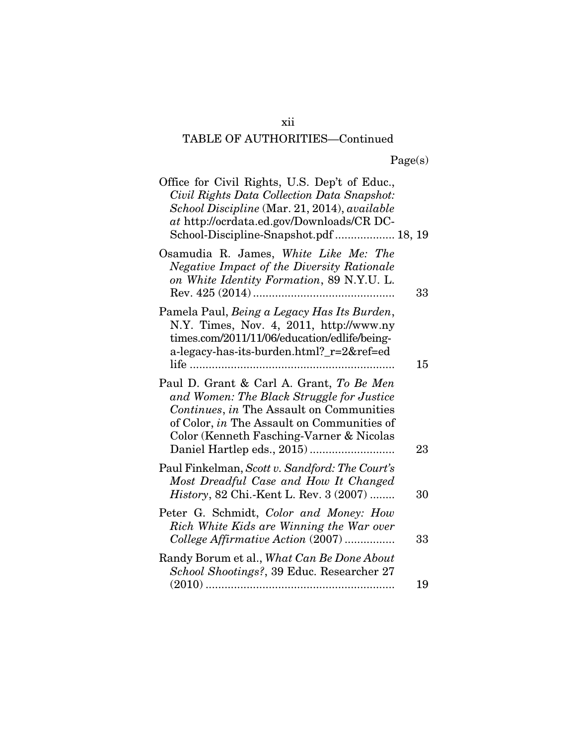TABLE OF AUTHORITIES—Continued

Page(s)

Office for Civil Rights, U.S. Dep't of Educ., *Civil Rights Data Collection Data Snapshot: School Discipline* (Mar. 21, 2014), *available at* http://ocrdata.ed.gov/Downloads/CR DC-School-Discipline-Snapshot.pdf .................. 18, 19

Osamudia R. James, *White Like Me: The Negative Impact of the Diversity Rationale on White Identity Formation*, 89 N.Y.U. L. Rev. 425 (2014) ............................................ 33

Pamela Paul, *Being a Legacy Has Its Burden*, N.Y. Times, Nov. 4, 2011, http://www.ny times.com/2011/11/06/education/edlife/being-a-legacy-has-its-burden.html?_r=2&ref=ed life ................................................................ 15

Paul D. Grant & Carl A. Grant, *To Be Men and Women: The Black Struggle for Justice Continues*, *in* The Assault on Communities of Color, *in* The Assault on Communities of Color (Kenneth Fasching-Varner & Nicolas Daniel Hartlep eds., 2015) .......................... 23

Paul Finkelman, *Scott v. Sandford: The Court's Most Dreadful Case and How It Changed History*, 82 Chi.-Kent L. Rev. 3 (2007) ........ 30

Peter G. Schmidt, *Color and Money: How Rich White Kids are Winning the War over College Affirmative Action* (2007) ................ 33

Randy Borum et al., *What Can Be Done About School Shootings?*, 39 Educ. Researcher 27 (2010) ........................................................... 19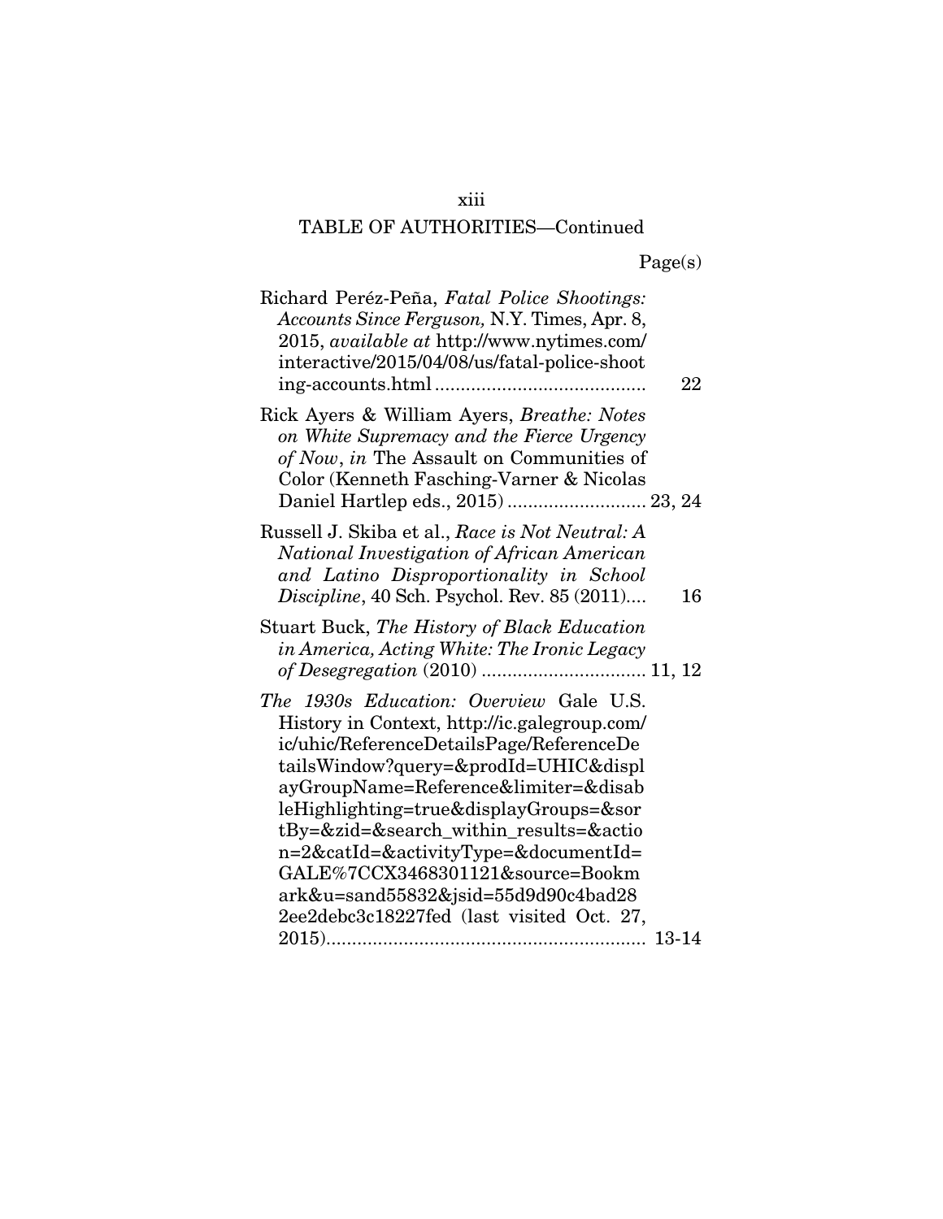TABLE OF AUTHORITIES—Continued

Page(s)

Richard Peréz-Peña, *Fatal Police Shootings: Accounts Since Ferguson,* N.Y. Times, Apr. 8, 2015, *available at* http://www.nytimes.com/interactive/2015/04/08/us/fatal-police-shooting-accounts.html ........................................ 22

Rick Ayers & William Ayers, *Breathe: Notes on White Supremacy and the Fierce Urgency of Now*, *in* The Assault on Communities of Color (Kenneth Fasching-Varner & Nicolas Daniel Hartlep eds., 2015) .......................... 23, 24

Russell J. Skiba et al., *Race is Not Neutral: A National Investigation of African American and Latino Disproportionality in School Discipline*, 40 Sch. Psychol. Rev. 85 (2011).... 16

Stuart Buck, *The History of Black Education in America, Acting White: The Ironic Legacy of Desegregation* (2010) ................................ 11, 12

*The 1930s Education: Overview* Gale U.S. History in Context, http://ic.galegroup.com/ic/uhic/ReferenceDetailsPage/ReferenceDetailsWindow?query=&prodId=UHIC&displayGroupName=Reference&limiter=&disableHighlighting=true&displayGroups=&sortBy=&zid=&search_within_results=&action=2&catId=&activityType=&documentId=GALE%7CCX3468301121&source=Bookmark&u=sand55832&jsid=55d9d90c4bad282ee2debc3c18227fed (last visited Oct. 27, 2015)............................................................ 13-14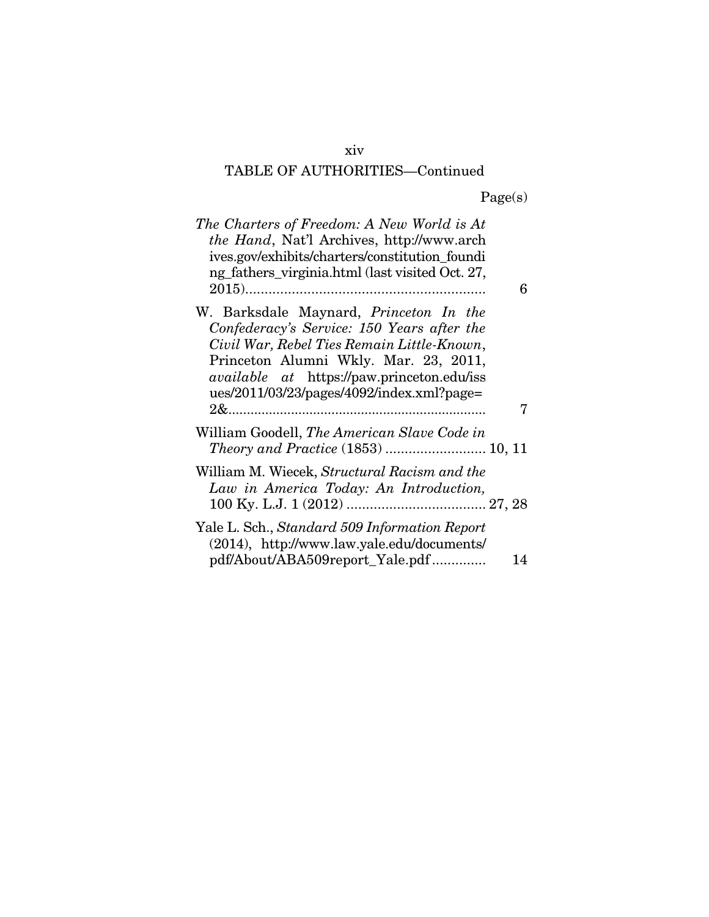TABLE OF AUTHORITIES—Continued

| | Page(s) |
|---|---|
| *The Charters of Freedom: A New World is At the Hand*, Nat'l Archives, http://www.archives.gov/exhibits/charters/constitution_founding_fathers_virginia.html (last visited Oct. 27, 2015) | 6 |
| W. Barksdale Maynard, *Princeton In the Confederacy's Service: 150 Years after the Civil War, Rebel Ties Remain Little-Known*, Princeton Alumni Wkly. Mar. 23, 2011, *available at* https://paw.princeton.edu/issues/2011/03/23/pages/4092/index.xml?page=2& | 7 |
| William Goodell, *The American Slave Code in Theory and Practice* (1853) | 10, 11 |
| William M. Wiecek, *Structural Racism and the Law in America Today: An Introduction*, 100 Ky. L.J. 1 (2012) | 27, 28 |
| Yale L. Sch., *Standard 509 Information Report* (2014), http://www.law.yale.edu/documents/pdf/About/ABA509report_Yale.pdf | 14 |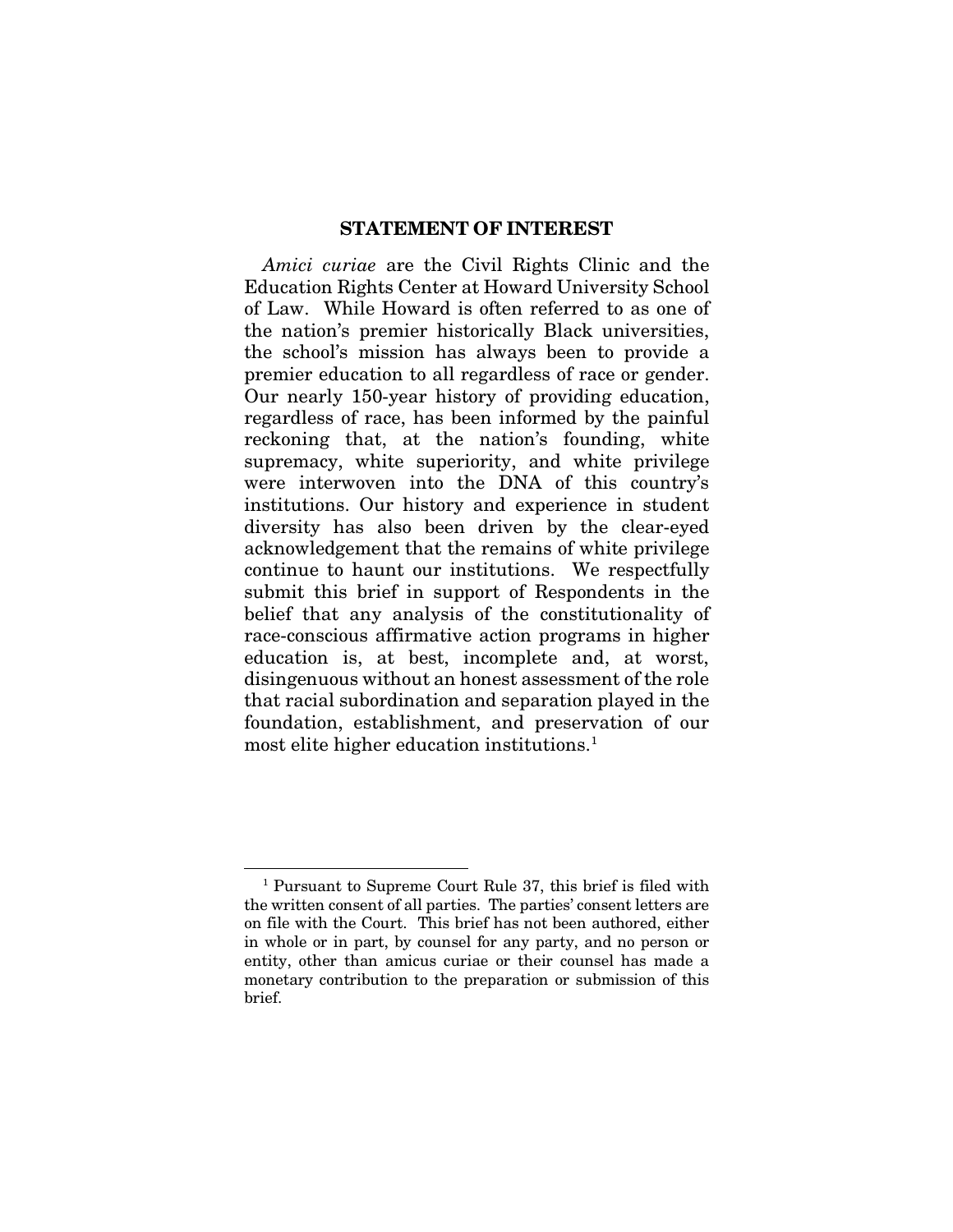## STATEMENT OF INTEREST

*Amici curiae* are the Civil Rights Clinic and the Education Rights Center at Howard University School of Law. While Howard is often referred to as one of the nation's premier historically Black universities, the school's mission has always been to provide a premier education to all regardless of race or gender. Our nearly 150-year history of providing education, regardless of race, has been informed by the painful reckoning that, at the nation's founding, white supremacy, white superiority, and white privilege were interwoven into the DNA of this country's institutions. Our history and experience in student diversity has also been driven by the clear-eyed acknowledgement that the remains of white privilege continue to haunt our institutions. We respectfully submit this brief in support of Respondents in the belief that any analysis of the constitutionality of race-conscious affirmative action programs in higher education is, at best, incomplete and, at worst, disingenuous without an honest assessment of the role that racial subordination and separation played in the foundation, establishment, and preservation of our most elite higher education institutions.[1]

---

[1] Pursuant to Supreme Court Rule 37, this brief is filed with the written consent of all parties. The parties' consent letters are on file with the Court. This brief has not been authored, either in whole or in part, by counsel for any party, and no person or entity, other than amicus curiae or their counsel has made a monetary contribution to the preparation or submission of this brief.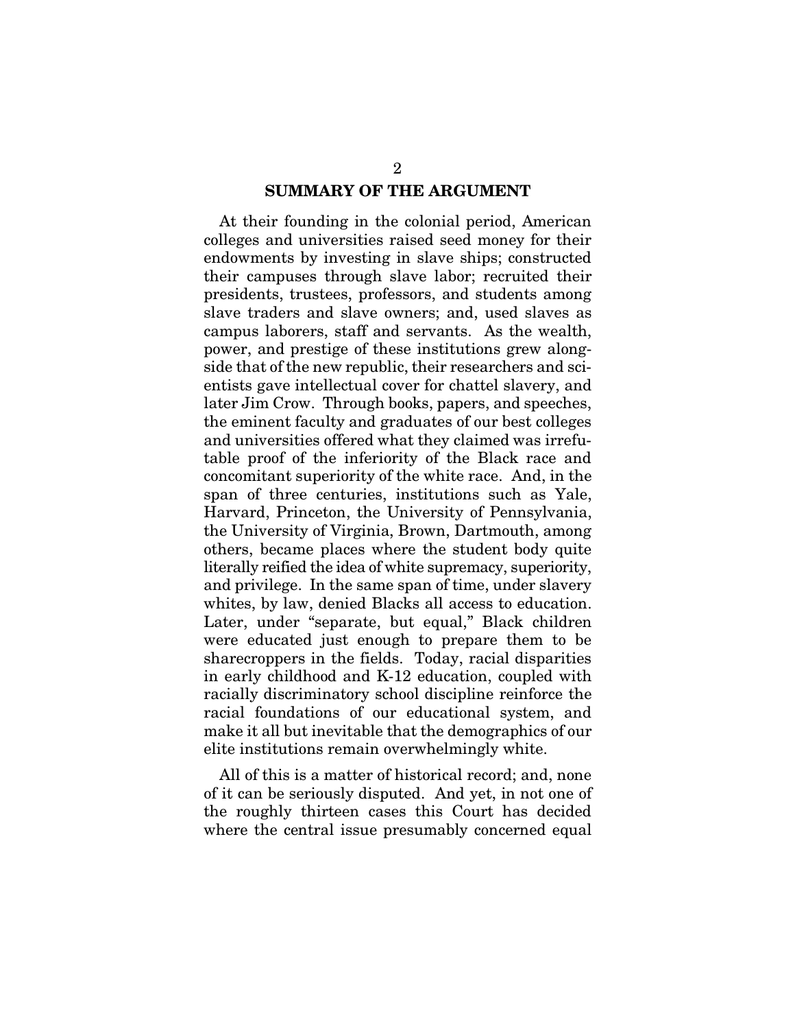## SUMMARY OF THE ARGUMENT

At their founding in the colonial period, American colleges and universities raised seed money for their endowments by investing in slave ships; constructed their campuses through slave labor; recruited their presidents, trustees, professors, and students among slave traders and slave owners; and, used slaves as campus laborers, staff and servants. As the wealth, power, and prestige of these institutions grew alongside that of the new republic, their researchers and scientists gave intellectual cover for chattel slavery, and later Jim Crow. Through books, papers, and speeches, the eminent faculty and graduates of our best colleges and universities offered what they claimed was irrefutable proof of the inferiority of the Black race and concomitant superiority of the white race. And, in the span of three centuries, institutions such as Yale, Harvard, Princeton, the University of Pennsylvania, the University of Virginia, Brown, Dartmouth, among others, became places where the student body quite literally reified the idea of white supremacy, superiority, and privilege. In the same span of time, under slavery whites, by law, denied Blacks all access to education. Later, under "separate, but equal," Black children were educated just enough to prepare them to be sharecroppers in the fields. Today, racial disparities in early childhood and K-12 education, coupled with racially discriminatory school discipline reinforce the racial foundations of our educational system, and make it all but inevitable that the demographics of our elite institutions remain overwhelmingly white.

All of this is a matter of historical record; and, none of it can be seriously disputed. And yet, in not one of the roughly thirteen cases this Court has decided where the central issue presumably concerned equal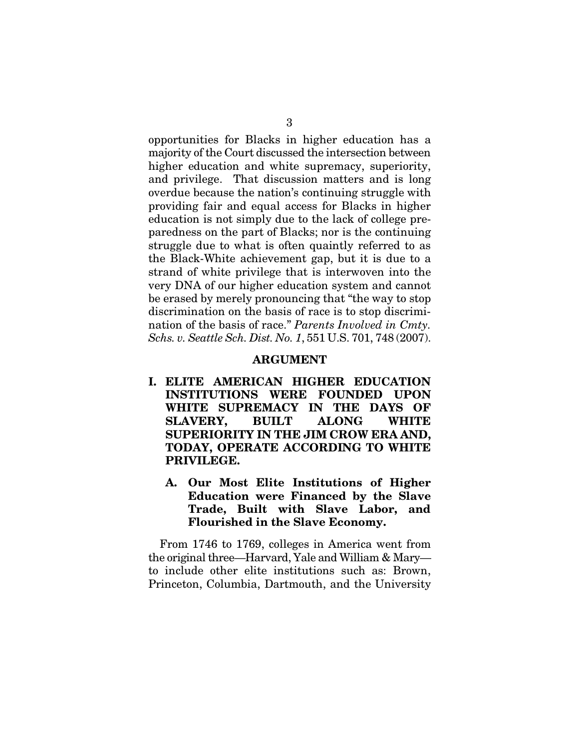opportunities for Blacks in higher education has a majority of the Court discussed the intersection between higher education and white supremacy, superiority, and privilege. That discussion matters and is long overdue because the nation's continuing struggle with providing fair and equal access for Blacks in higher education is not simply due to the lack of college preparedness on the part of Blacks; nor is the continuing struggle due to what is often quaintly referred to as the Black-White achievement gap, but it is due to a strand of white privilege that is interwoven into the very DNA of our higher education system and cannot be erased by merely pronouncing that "the way to stop discrimination on the basis of race is to stop discrimination of the basis of race." *Parents Involved in Cmty. Schs. v. Seattle Sch. Dist. No. 1*, 551 U.S. 701, 748 (2007).

## ARGUMENT

### I. ELITE AMERICAN HIGHER EDUCATION INSTITUTIONS WERE FOUNDED UPON WHITE SUPREMACY IN THE DAYS OF SLAVERY, BUILT ALONG WHITE SUPERIORITY IN THE JIM CROW ERA AND, TODAY, OPERATE ACCORDING TO WHITE PRIVILEGE.

#### A. Our Most Elite Institutions of Higher Education were Financed by the Slave Trade, Built with Slave Labor, and Flourished in the Slave Economy.

From 1746 to 1769, colleges in America went from the original three—Harvard, Yale and William & Mary—to include other elite institutions such as: Brown, Princeton, Columbia, Dartmouth, and the University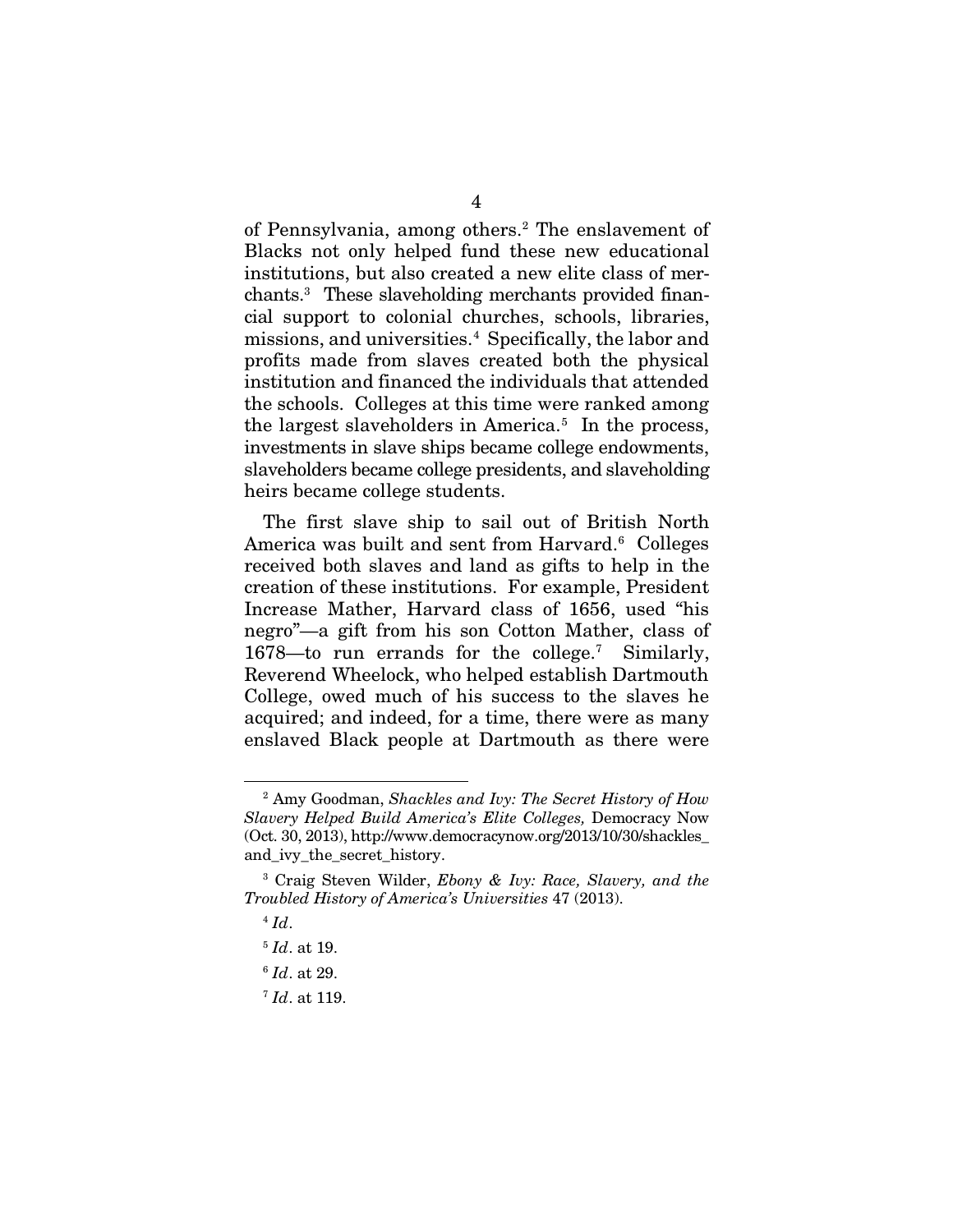of Pennsylvania, among others.[2] The enslavement of Blacks not only helped fund these new educational institutions, but also created a new elite class of merchants.[3] These slaveholding merchants provided financial support to colonial churches, schools, libraries, missions, and universities.[4] Specifically, the labor and profits made from slaves created both the physical institution and financed the individuals that attended the schools. Colleges at this time were ranked among the largest slaveholders in America.[5] In the process, investments in slave ships became college endowments, slaveholders became college presidents, and slaveholding heirs became college students.

The first slave ship to sail out of British North America was built and sent from Harvard.[6] Colleges received both slaves and land as gifts to help in the creation of these institutions. For example, President Increase Mather, Harvard class of 1656, used "his negro"—a gift from his son Cotton Mather, class of 1678—to run errands for the college.[7] Similarly, Reverend Wheelock, who helped establish Dartmouth College, owed much of his success to the slaves he acquired; and indeed, for a time, there were as many enslaved Black people at Dartmouth as there were

---

[2] Amy Goodman, *Shackles and Ivy: The Secret History of How Slavery Helped Build America's Elite Colleges,* Democracy Now (Oct. 30, 2013), http://www.democracynow.org/2013/10/30/shackles_and_ivy_the_secret_history.

[3] Craig Steven Wilder, *Ebony & Ivy: Race, Slavery, and the Troubled History of America's Universities* 47 (2013).

[4] *Id*.

[5] *Id*. at 19.

[6] *Id*. at 29.

[7] *Id*. at 119.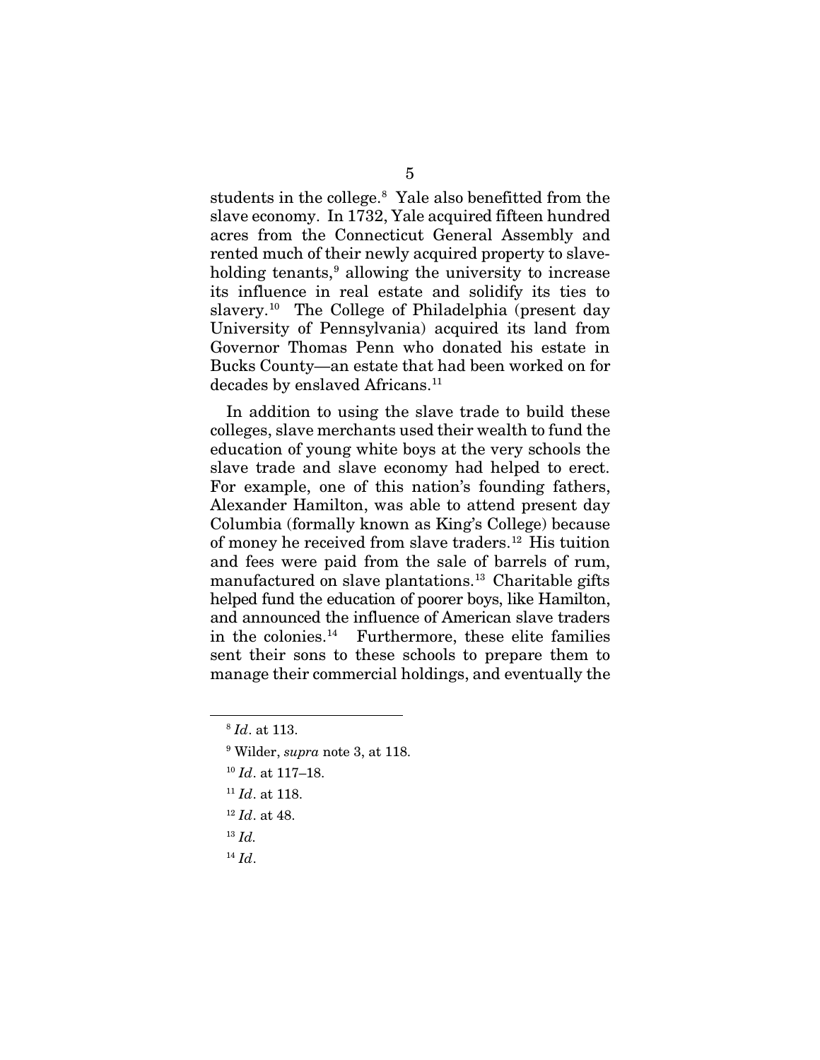students in the college.[8] Yale also benefitted from the slave economy. In 1732, Yale acquired fifteen hundred acres from the Connecticut General Assembly and rented much of their newly acquired property to slave-holding tenants,[9] allowing the university to increase its influence in real estate and solidify its ties to slavery.[10] The College of Philadelphia (present day University of Pennsylvania) acquired its land from Governor Thomas Penn who donated his estate in Bucks County—an estate that had been worked on for decades by enslaved Africans.[11]

In addition to using the slave trade to build these colleges, slave merchants used their wealth to fund the education of young white boys at the very schools the slave trade and slave economy had helped to erect. For example, one of this nation's founding fathers, Alexander Hamilton, was able to attend present day Columbia (formally known as King's College) because of money he received from slave traders.[12] His tuition and fees were paid from the sale of barrels of rum, manufactured on slave plantations.[13] Charitable gifts helped fund the education of poorer boys, like Hamilton, and announced the influence of American slave traders in the colonies.[14] Furthermore, these elite families sent their sons to these schools to prepare them to manage their commercial holdings, and eventually the

---

[8] *Id*. at 113.

[9] Wilder, *supra* note 3, at 118.

[10] *Id*. at 117–18.

[11] *Id*. at 118.

[12] *Id*. at 48.

[13] *Id.*

[14] *Id*.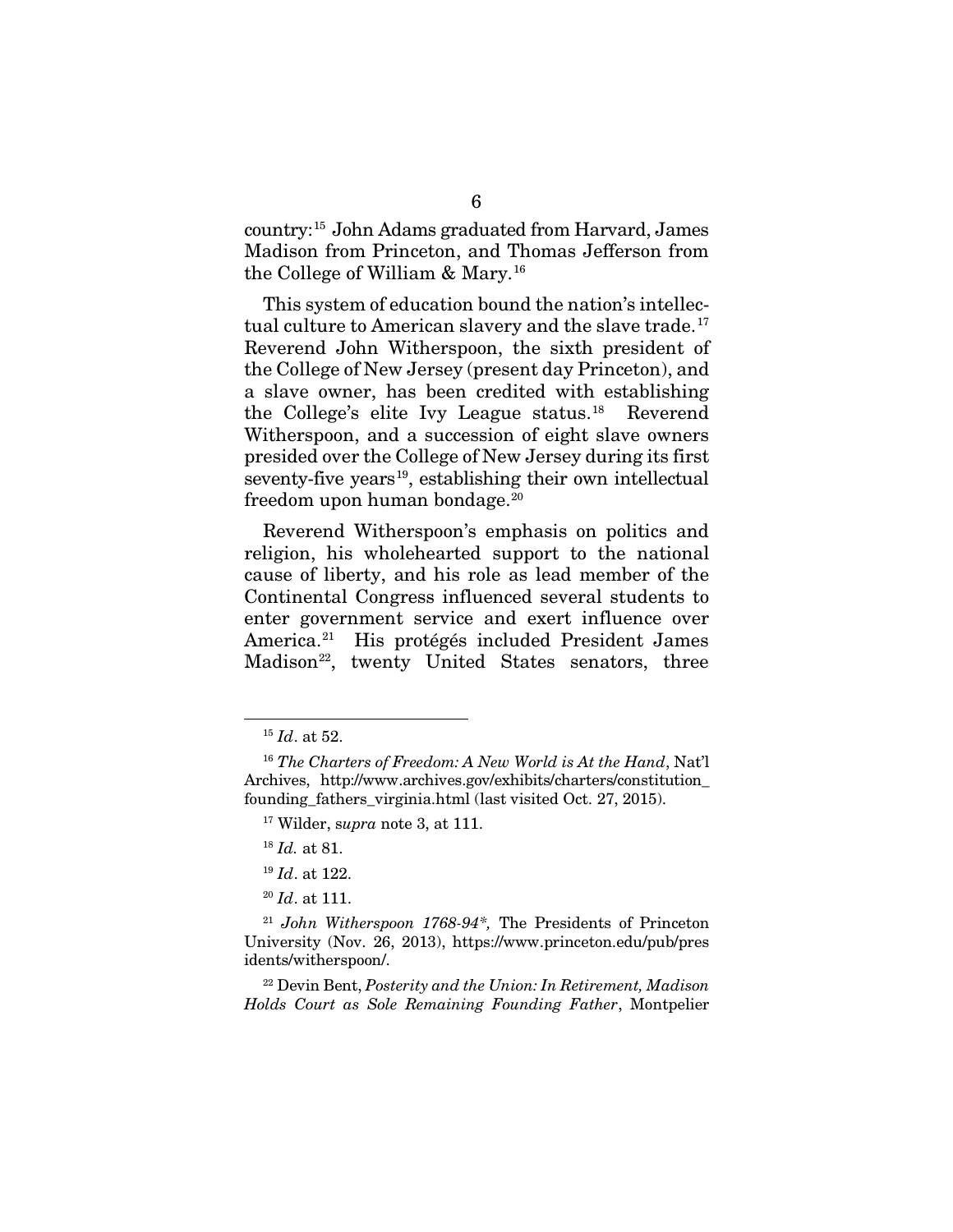country:[15] John Adams graduated from Harvard, James Madison from Princeton, and Thomas Jefferson from the College of William & Mary.[16]

This system of education bound the nation's intellectual culture to American slavery and the slave trade.[17] Reverend John Witherspoon, the sixth president of the College of New Jersey (present day Princeton), and a slave owner, has been credited with establishing the College's elite Ivy League status.[18] Reverend Witherspoon, and a succession of eight slave owners presided over the College of New Jersey during its first seventy-five years[19], establishing their own intellectual freedom upon human bondage.[20]

Reverend Witherspoon's emphasis on politics and religion, his wholehearted support to the national cause of liberty, and his role as lead member of the Continental Congress influenced several students to enter government service and exert influence over America.[21] His protégés included President James Madison[22], twenty United States senators, three

---

[15] *Id*. at 52.

[16] *The Charters of Freedom: A New World is At the Hand*, Nat'l Archives, http://www.archives.gov/exhibits/charters/constitution_founding_fathers_virginia.html (last visited Oct. 27, 2015).

[17] Wilder, s*upra* note 3, at 111.

[18] *Id.* at 81.

[19] *Id*. at 122.

[20] *Id*. at 111.

[21] *John Witherspoon 1768-94*,* The Presidents of Princeton University (Nov. 26, 2013), https://www.princeton.edu/pub/presidents/witherspoon/.

[22] Devin Bent, *Posterity and the Union: In Retirement, Madison Holds Court as Sole Remaining Founding Father*, Montpelier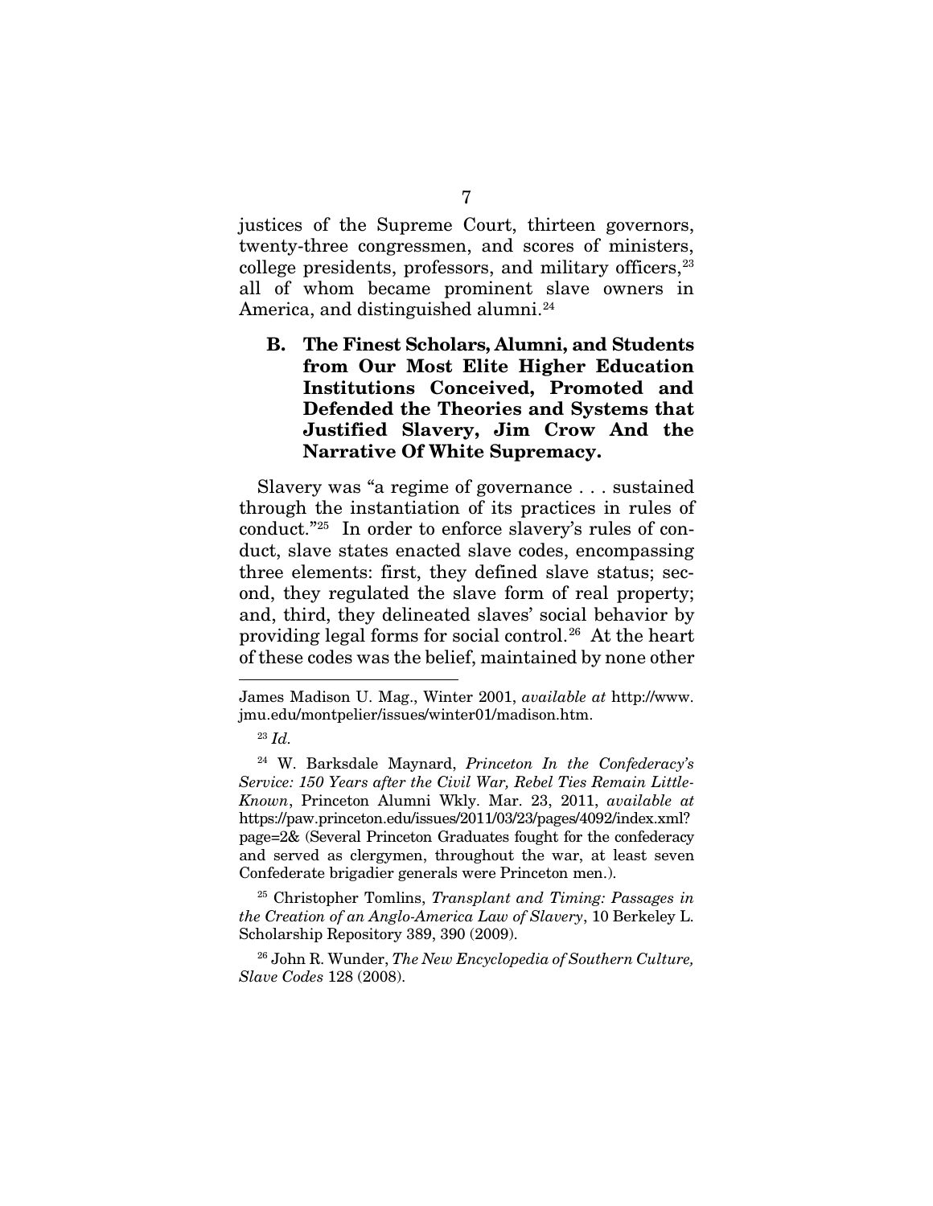justices of the Supreme Court, thirteen governors, twenty-three congressmen, and scores of ministers, college presidents, professors, and military officers,[23] all of whom became prominent slave owners in America, and distinguished alumni.[24]

### B. The Finest Scholars, Alumni, and Students from Our Most Elite Higher Education Institutions Conceived, Promoted and Defended the Theories and Systems that Justified Slavery, Jim Crow And the Narrative Of White Supremacy.

Slavery was "a regime of governance . . . sustained through the instantiation of its practices in rules of conduct."[25] In order to enforce slavery's rules of conduct, slave states enacted slave codes, encompassing three elements: first, they defined slave status; second, they regulated the slave form of real property; and, third, they delineated slaves' social behavior by providing legal forms for social control.[26] At the heart of these codes was the belief, maintained by none other

---

James Madison U. Mag., Winter 2001, *available at* http://www.jmu.edu/montpelier/issues/winter01/madison.htm.

[23] *Id.*

[24] W. Barksdale Maynard, *Princeton In the Confederacy's Service: 150 Years after the Civil War, Rebel Ties Remain Little-Known*, Princeton Alumni Wkly. Mar. 23, 2011, *available at* https://paw.princeton.edu/issues/2011/03/23/pages/4092/index.xml?page=2& (Several Princeton Graduates fought for the confederacy and served as clergymen, throughout the war, at least seven Confederate brigadier generals were Princeton men.).

[25] Christopher Tomlins, *Transplant and Timing: Passages in the Creation of an Anglo-America Law of Slavery*, 10 Berkeley L. Scholarship Repository 389, 390 (2009).

[26] John R. Wunder, *The New Encyclopedia of Southern Culture, Slave Codes* 128 (2008).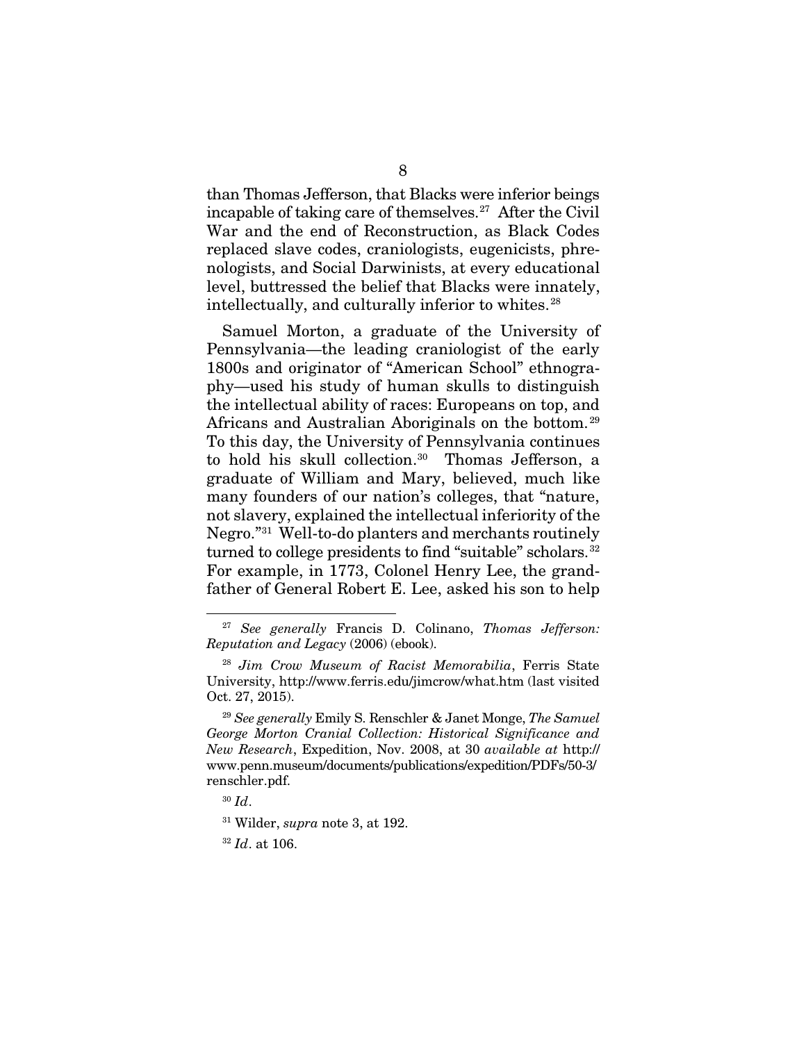than Thomas Jefferson, that Blacks were inferior beings incapable of taking care of themselves.[27] After the Civil War and the end of Reconstruction, as Black Codes replaced slave codes, craniologists, eugenicists, phrenologists, and Social Darwinists, at every educational level, buttressed the belief that Blacks were innately, intellectually, and culturally inferior to whites.[28]

Samuel Morton, a graduate of the University of Pennsylvania—the leading craniologist of the early 1800s and originator of "American School" ethnography—used his study of human skulls to distinguish the intellectual ability of races: Europeans on top, and Africans and Australian Aboriginals on the bottom.[29] To this day, the University of Pennsylvania continues to hold his skull collection.[30] Thomas Jefferson, a graduate of William and Mary, believed, much like many founders of our nation's colleges, that "nature, not slavery, explained the intellectual inferiority of the Negro."[31] Well-to-do planters and merchants routinely turned to college presidents to find "suitable" scholars.[32] For example, in 1773, Colonel Henry Lee, the grandfather of General Robert E. Lee, asked his son to help

---

[27] *See generally* Francis D. Colinano, *Thomas Jefferson: Reputation and Legacy* (2006) (ebook).

[28] *Jim Crow Museum of Racist Memorabilia*, Ferris State University, http://www.ferris.edu/jimcrow/what.htm (last visited Oct. 27, 2015).

[29] *See generally* Emily S. Renschler & Janet Monge, *The Samuel George Morton Cranial Collection: Historical Significance and New Research*, Expedition, Nov. 2008, at 30 *available at* http://www.penn.museum/documents/publications/expedition/PDFs/50-3/renschler.pdf.

[30] *Id*.

[31] Wilder, *supra* note 3, at 192.

[32] *Id*. at 106.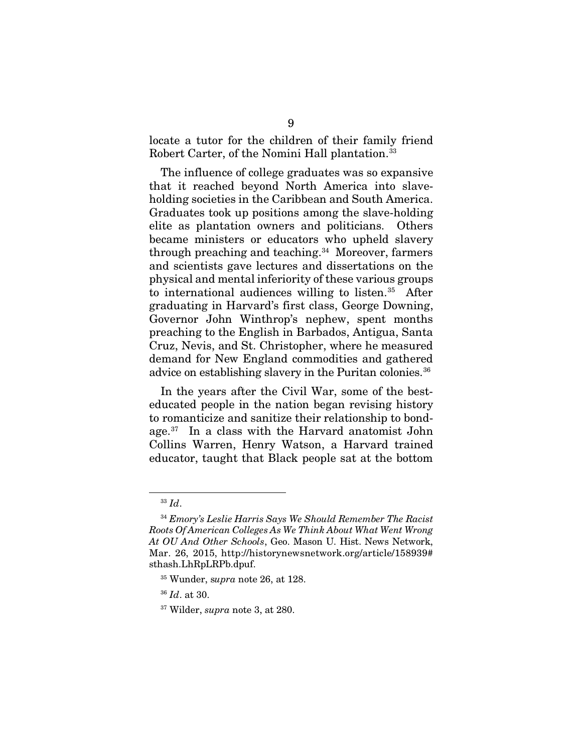locate a tutor for the children of their family friend Robert Carter, of the Nomini Hall plantation.[33]

The influence of college graduates was so expansive that it reached beyond North America into slave-holding societies in the Caribbean and South America. Graduates took up positions among the slave-holding elite as plantation owners and politicians. Others became ministers or educators who upheld slavery through preaching and teaching.[34] Moreover, farmers and scientists gave lectures and dissertations on the physical and mental inferiority of these various groups to international audiences willing to listen.[35] After graduating in Harvard's first class, George Downing, Governor John Winthrop's nephew, spent months preaching to the English in Barbados, Antigua, Santa Cruz, Nevis, and St. Christopher, where he measured demand for New England commodities and gathered advice on establishing slavery in the Puritan colonies.[36]

In the years after the Civil War, some of the best-educated people in the nation began revising history to romanticize and sanitize their relationship to bondage.[37] In a class with the Harvard anatomist John Collins Warren, Henry Watson, a Harvard trained educator, taught that Black people sat at the bottom

---

[33] *Id*.

[34] *Emory's Leslie Harris Says We Should Remember The Racist Roots Of American Colleges As We Think About What Went Wrong At OU And Other Schools*, Geo. Mason U. Hist. News Network, Mar. 26, 2015, http://historynewsnetwork.org/article/158939#sthash.LhRpLRPb.dpuf.

[35] Wunder, *supra* note 26, at 128.

[36] *Id*. at 30.

[37] Wilder, *supra* note 3, at 280.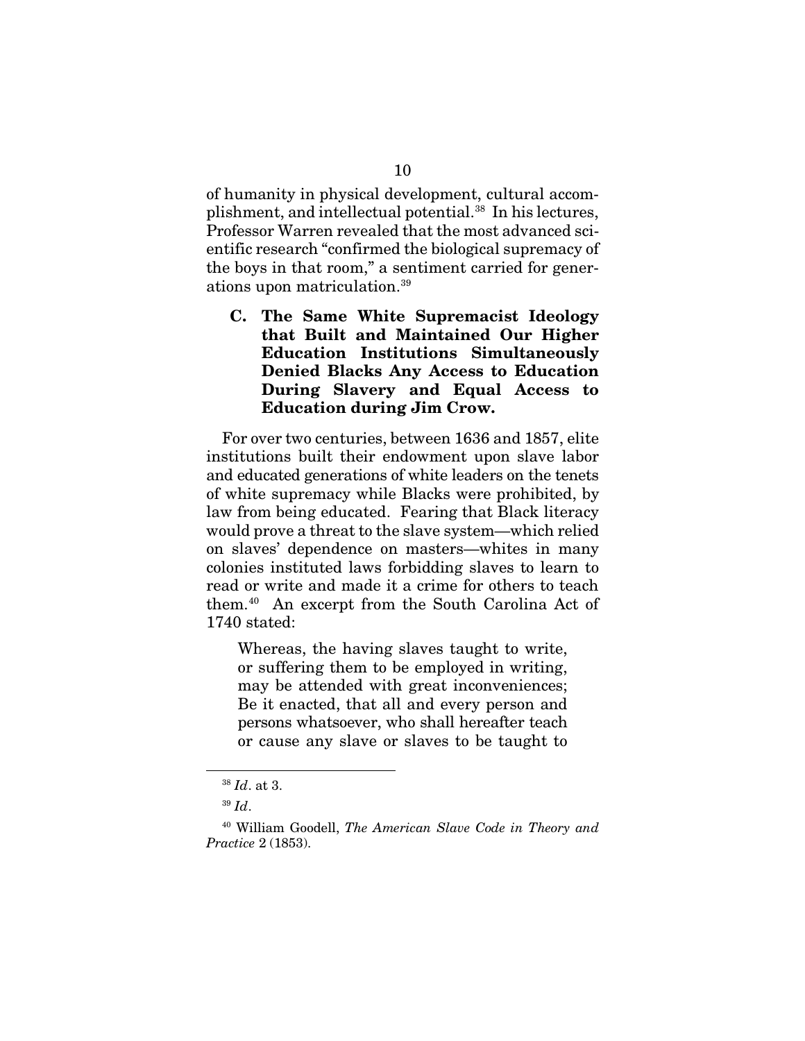of humanity in physical development, cultural accomplishment, and intellectual potential.[38] In his lectures, Professor Warren revealed that the most advanced scientific research "confirmed the biological supremacy of the boys in that room," a sentiment carried for generations upon matriculation.[39]

### C. The Same White Supremacist Ideology that Built and Maintained Our Higher Education Institutions Simultaneously Denied Blacks Any Access to Education During Slavery and Equal Access to Education during Jim Crow.

For over two centuries, between 1636 and 1857, elite institutions built their endowment upon slave labor and educated generations of white leaders on the tenets of white supremacy while Blacks were prohibited, by law from being educated. Fearing that Black literacy would prove a threat to the slave system—which relied on slaves' dependence on masters—whites in many colonies instituted laws forbidding slaves to learn to read or write and made it a crime for others to teach them.[40] An excerpt from the South Carolina Act of 1740 stated:

> Whereas, the having slaves taught to write, or suffering them to be employed in writing, may be attended with great inconveniences; Be it enacted, that all and every person and persons whatsoever, who shall hereafter teach or cause any slave or slaves to be taught to

---

[38] *Id*. at 3.

[39] *Id*.

[40] William Goodell, *The American Slave Code in Theory and Practice* 2 (1853).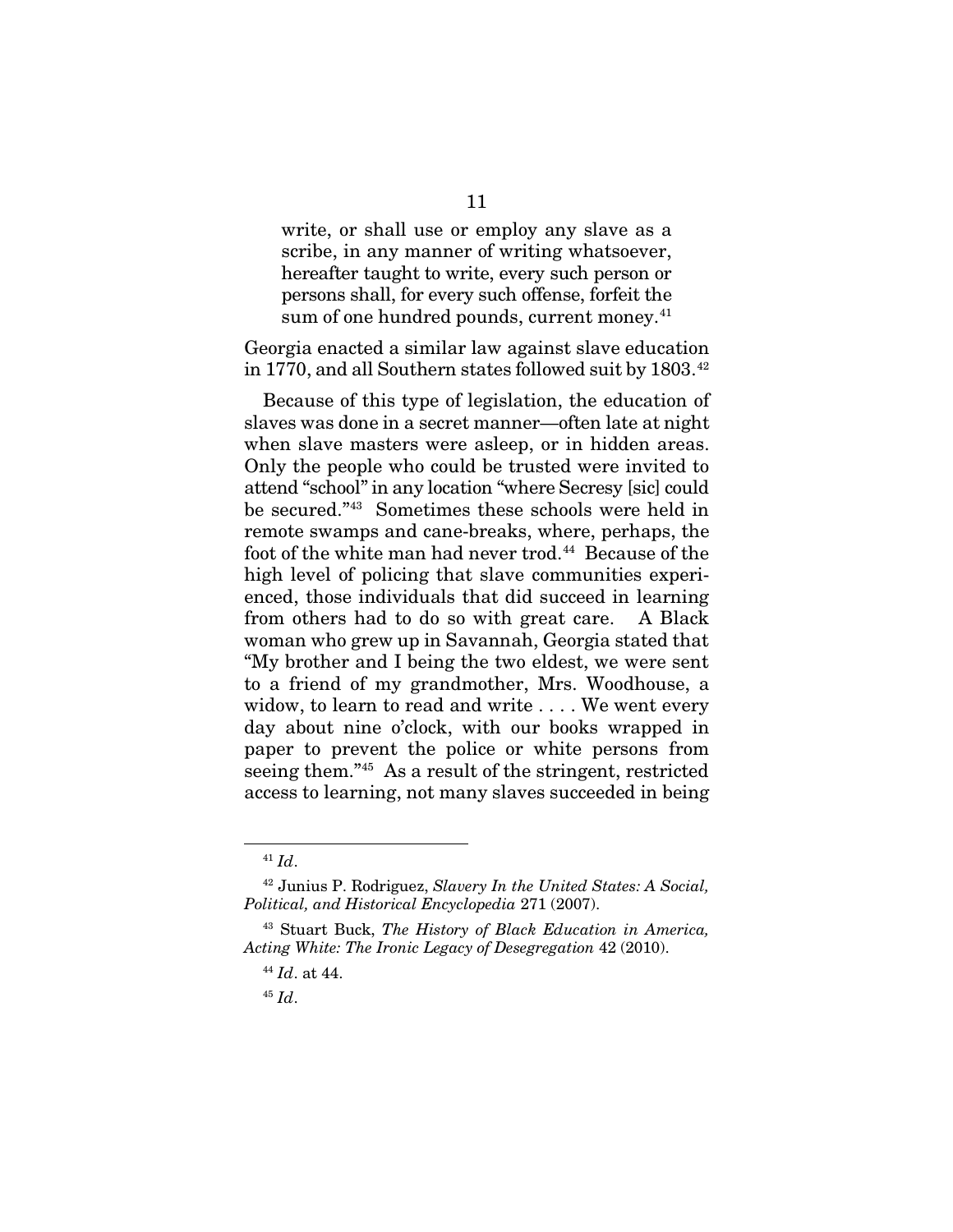> write, or shall use or employ any slave as a scribe, in any manner of writing whatsoever, hereafter taught to write, every such person or persons shall, for every such offense, forfeit the sum of one hundred pounds, current money.[41]

Georgia enacted a similar law against slave education in 1770, and all Southern states followed suit by 1803.[42]

Because of this type of legislation, the education of slaves was done in a secret manner—often late at night when slave masters were asleep, or in hidden areas. Only the people who could be trusted were invited to attend "school" in any location "where Secresy [sic] could be secured."[43] Sometimes these schools were held in remote swamps and cane-breaks, where, perhaps, the foot of the white man had never trod.[44] Because of the high level of policing that slave communities experienced, those individuals that did succeed in learning from others had to do so with great care. A Black woman who grew up in Savannah, Georgia stated that "My brother and I being the two eldest, we were sent to a friend of my grandmother, Mrs. Woodhouse, a widow, to learn to read and write . . . . We went every day about nine o'clock, with our books wrapped in paper to prevent the police or white persons from seeing them."[45] As a result of the stringent, restricted access to learning, not many slaves succeeded in being

---

[41] *Id*.

[42] Junius P. Rodriguez, *Slavery In the United States: A Social, Political, and Historical Encyclopedia* 271 (2007).

[43] Stuart Buck, *The History of Black Education in America, Acting White: The Ironic Legacy of Desegregation* 42 (2010).

[44] *Id*. at 44.

[45] *Id*.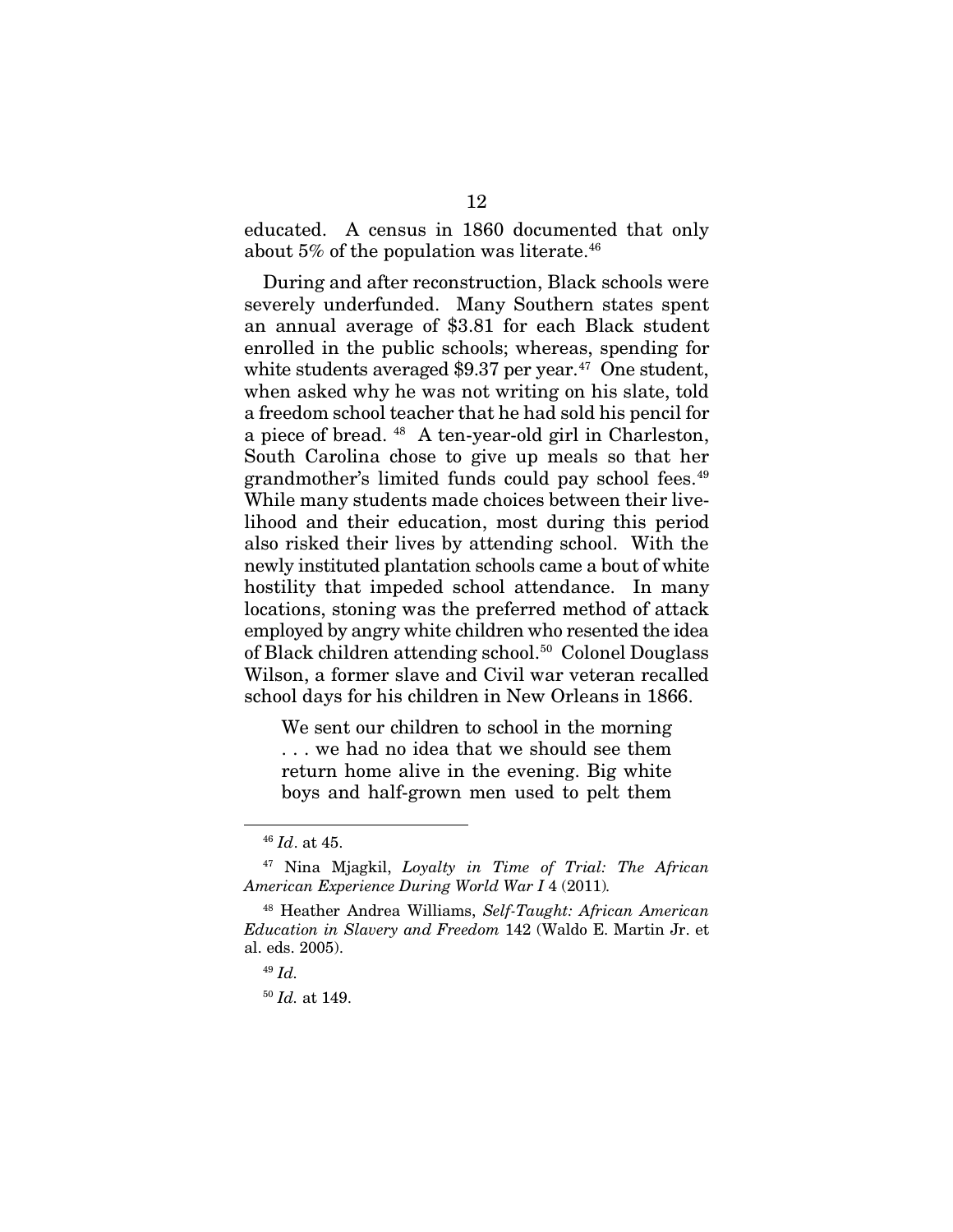educated. A census in 1860 documented that only about 5% of the population was literate.[46]

During and after reconstruction, Black schools were severely underfunded. Many Southern states spent an annual average of $3.81 for each Black student enrolled in the public schools; whereas, spending for white students averaged $9.37 per year.[47] One student, when asked why he was not writing on his slate, told a freedom school teacher that he had sold his pencil for a piece of bread.[48] A ten-year-old girl in Charleston, South Carolina chose to give up meals so that her grandmother's limited funds could pay school fees.[49] While many students made choices between their livelihood and their education, most during this period also risked their lives by attending school. With the newly instituted plantation schools came a bout of white hostility that impeded school attendance. In many locations, stoning was the preferred method of attack employed by angry white children who resented the idea of Black children attending school.[50] Colonel Douglass Wilson, a former slave and Civil war veteran recalled school days for his children in New Orleans in 1866.

> We sent our children to school in the morning . . . we had no idea that we should see them return home alive in the evening. Big white boys and half-grown men used to pelt them

---

[46] *Id*. at 45.

[47] Nina Mjagkil, *Loyalty in Time of Trial: The African American Experience During World War I* 4 (2011).

[48] Heather Andrea Williams, *Self-Taught: African American Education in Slavery and Freedom* 142 (Waldo E. Martin Jr. et al. eds. 2005).

[49] *Id.*

[50] *Id.* at 149.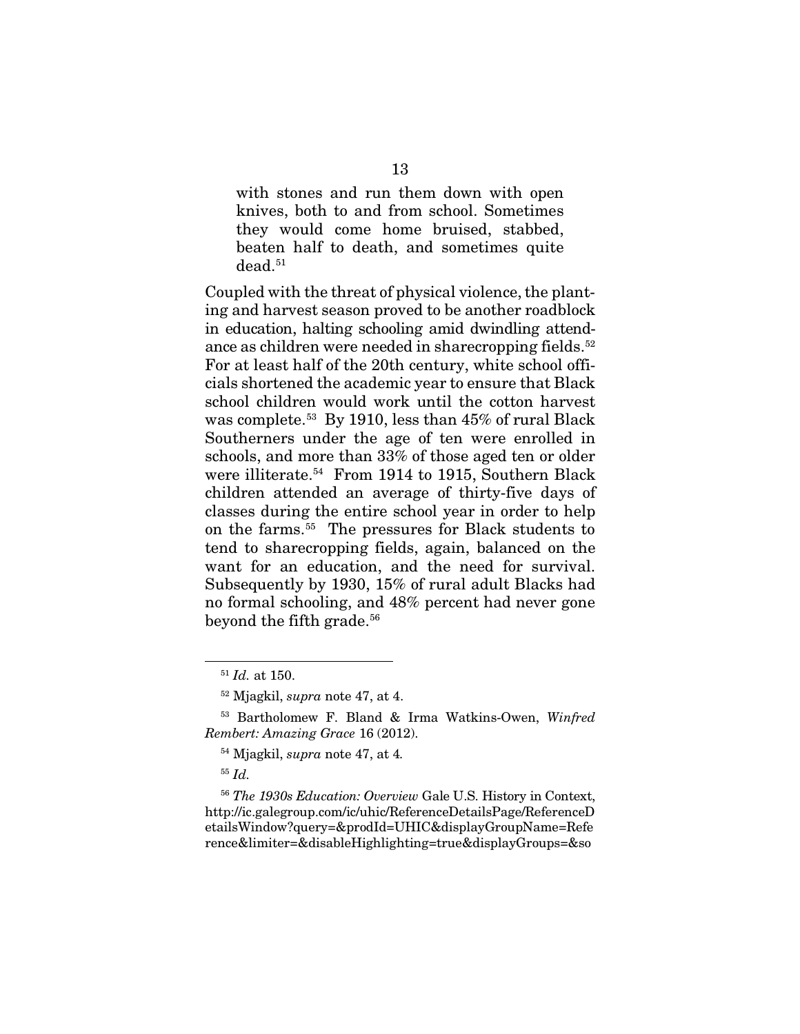> with stones and run them down with open knives, both to and from school. Sometimes they would come home bruised, stabbed, beaten half to death, and sometimes quite dead.[51]

Coupled with the threat of physical violence, the planting and harvest season proved to be another roadblock in education, halting schooling amid dwindling attendance as children were needed in sharecropping fields.[52] For at least half of the 20th century, white school officials shortened the academic year to ensure that Black school children would work until the cotton harvest was complete.[53] By 1910, less than 45% of rural Black Southerners under the age of ten were enrolled in schools, and more than 33% of those aged ten or older were illiterate.[54] From 1914 to 1915, Southern Black children attended an average of thirty-five days of classes during the entire school year in order to help on the farms.[55] The pressures for Black students to tend to sharecropping fields, again, balanced on the want for an education, and the need for survival. Subsequently by 1930, 15% of rural adult Blacks had no formal schooling, and 48% percent had never gone beyond the fifth grade.[56]

---

[51] *Id.* at 150.

[52] Mjagkil, *supra* note 47, at 4.

[53] Bartholomew F. Bland & Irma Watkins-Owen, *Winfred Rembert: Amazing Grace* 16 (2012).

[54] Mjagkil, *supra* note 47, at 4.

[55] *Id.*

[56] *The 1930s Education: Overview* Gale U.S. History in Context, http://ic.galegroup.com/ic/uhic/ReferenceDetailsPage/ReferenceDetailsWindow?query=&prodId=UHIC&displayGroupName=Reference&limiter=&disableHighlighting=true&displayGroups=&so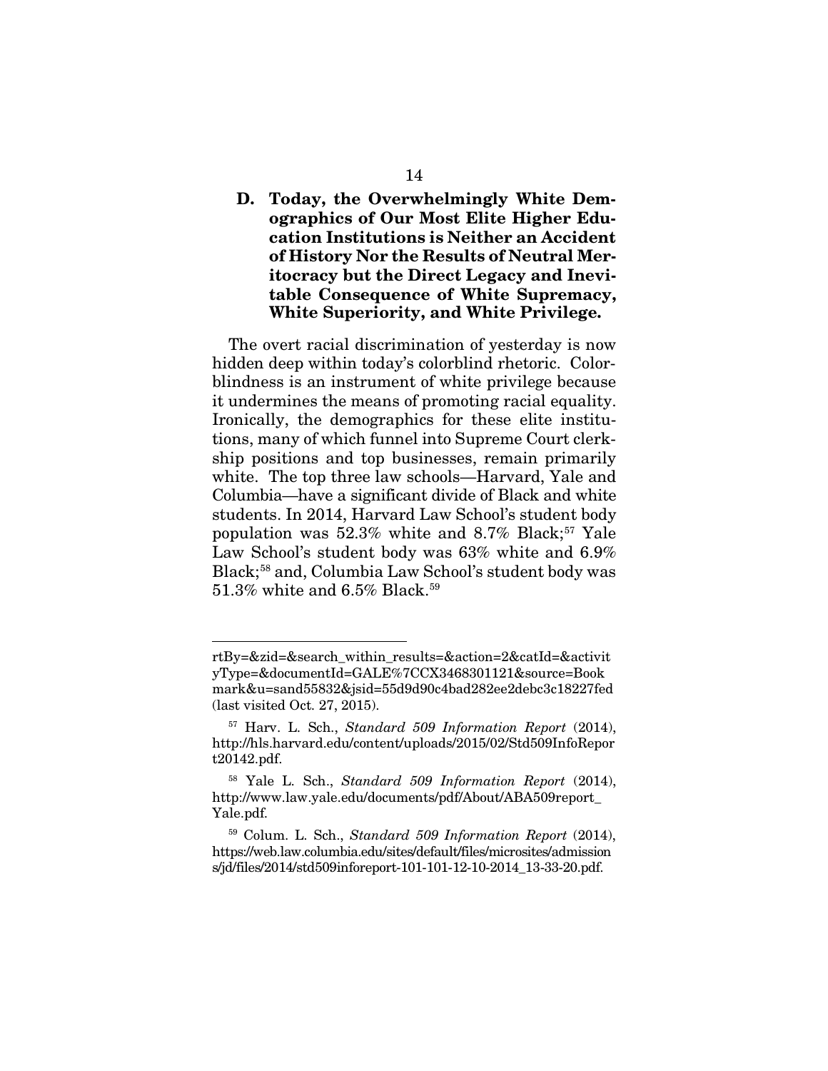### D. Today, the Overwhelmingly White Demographics of Our Most Elite Higher Education Institutions is Neither an Accident of History Nor the Results of Neutral Meritocracy but the Direct Legacy and Inevitable Consequence of White Supremacy, White Superiority, and White Privilege.

The overt racial discrimination of yesterday is now hidden deep within today's colorblind rhetoric. Colorblindness is an instrument of white privilege because it undermines the means of promoting racial equality. Ironically, the demographics for these elite institutions, many of which funnel into Supreme Court clerkship positions and top businesses, remain primarily white. The top three law schools—Harvard, Yale and Columbia—have a significant divide of Black and white students. In 2014, Harvard Law School's student body population was 52.3% white and 8.7% Black;[57] Yale Law School's student body was 63% white and 6.9% Black;[58] and, Columbia Law School's student body was 51.3% white and 6.5% Black.[59]

---

rtBy=&zid=&search_within_results=&action=2&catId=&activityType=&documentId=GALE%7CCX3468301121&source=Bookmark&u=sand55832&jsid=55d9d90c4bad282ee2debc3c18227fed (last visited Oct. 27, 2015).

[57] Harv. L. Sch., *Standard 509 Information Report* (2014), http://hls.harvard.edu/content/uploads/2015/02/Std509InfoReport20142.pdf.

[58] Yale L. Sch., *Standard 509 Information Report* (2014), http://www.law.yale.edu/documents/pdf/About/ABA509report_Yale.pdf.

[59] Colum. L. Sch., *Standard 509 Information Report* (2014), https://web.law.columbia.edu/sites/default/files/microsites/admissions/jd/files/2014/std509inforeport-101-101-12-10-2014_13-33-20.pdf.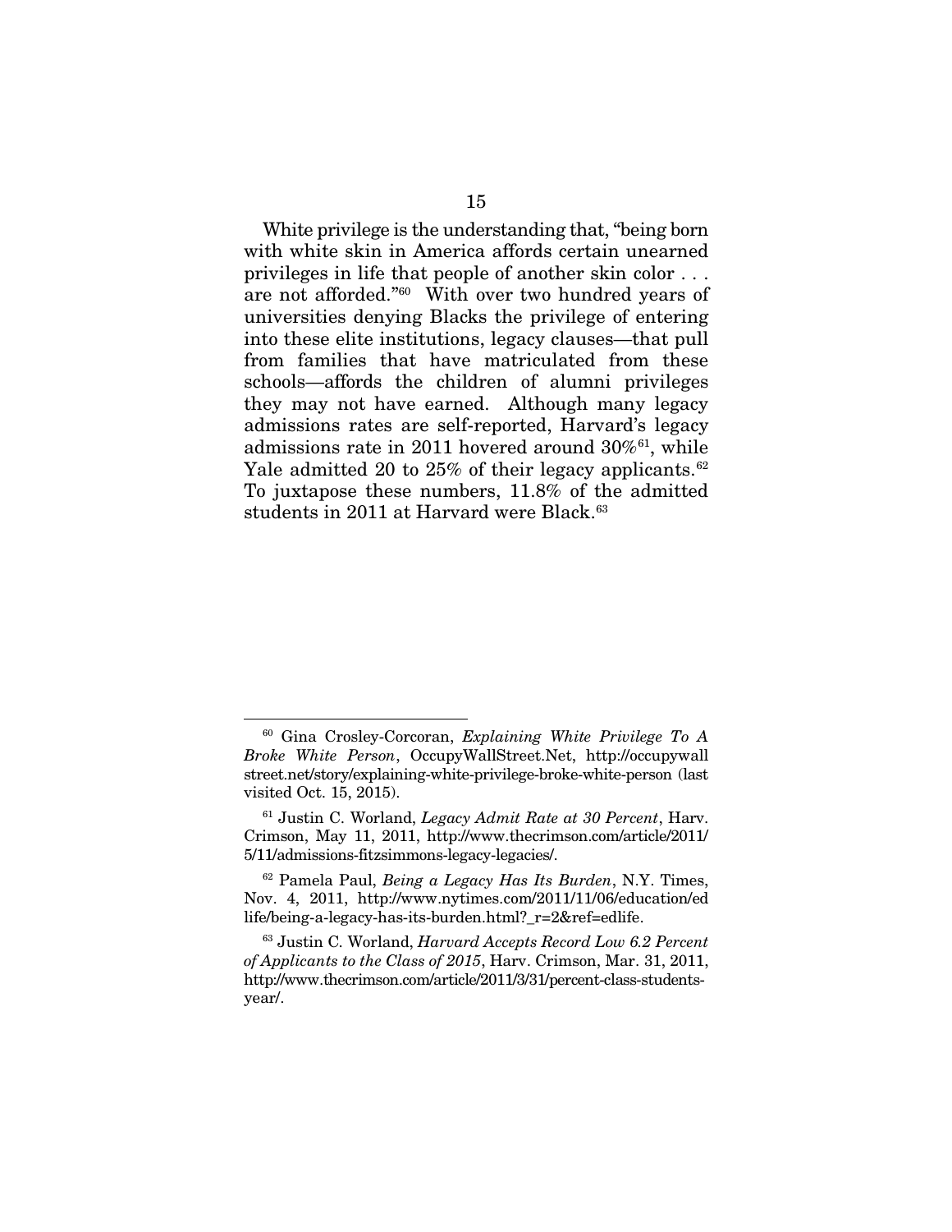White privilege is the understanding that, "being born with white skin in America affords certain unearned privileges in life that people of another skin color . . . are not afforded."[60] With over two hundred years of universities denying Blacks the privilege of entering into these elite institutions, legacy clauses—that pull from families that have matriculated from these schools—affords the children of alumni privileges they may not have earned. Although many legacy admissions rates are self-reported, Harvard's legacy admissions rate in 2011 hovered around 30%[61], while Yale admitted 20 to 25% of their legacy applicants.[62] To juxtapose these numbers, 11.8% of the admitted students in 2011 at Harvard were Black.[63]

---

[60] Gina Crosley-Corcoran, *Explaining White Privilege To A Broke White Person*, OccupyWallStreet.Net, http://occupywallstreet.net/story/explaining-white-privilege-broke-white-person (last visited Oct. 15, 2015).

[61] Justin C. Worland, *Legacy Admit Rate at 30 Percent*, Harv. Crimson, May 11, 2011, http://www.thecrimson.com/article/2011/5/11/admissions-fitzsimmons-legacy-legacies/.

[62] Pamela Paul, *Being a Legacy Has Its Burden*, N.Y. Times, Nov. 4, 2011, http://www.nytimes.com/2011/11/06/education/edlife/being-a-legacy-has-its-burden.html?_r=2&ref=edlife.

[63] Justin C. Worland, *Harvard Accepts Record Low 6.2 Percent of Applicants to the Class of 2015*, Harv. Crimson, Mar. 31, 2011, http://www.thecrimson.com/article/2011/3/31/percent-class-students-year/.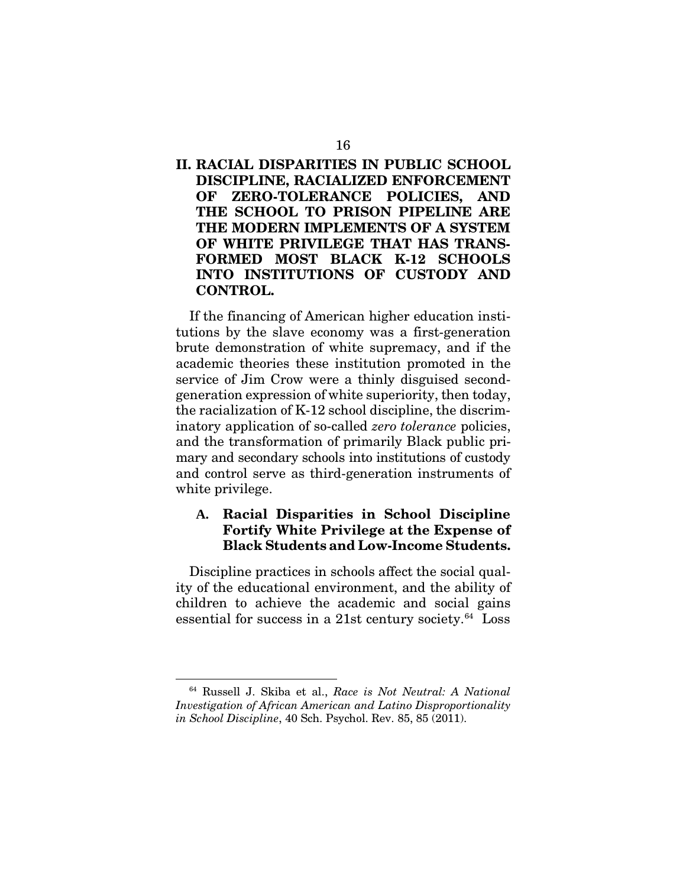## II. RACIAL DISPARITIES IN PUBLIC SCHOOL DISCIPLINE, RACIALIZED ENFORCEMENT OF ZERO-TOLERANCE POLICIES, AND THE SCHOOL TO PRISON PIPELINE ARE THE MODERN IMPLEMENTS OF A SYSTEM OF WHITE PRIVILEGE THAT HAS TRANSFORMED MOST BLACK K-12 SCHOOLS INTO INSTITUTIONS OF CUSTODY AND CONTROL.

If the financing of American higher education institutions by the slave economy was a first-generation brute demonstration of white supremacy, and if the academic theories these institution promoted in the service of Jim Crow were a thinly disguised second-generation expression of white superiority, then today, the racialization of K-12 school discipline, the discriminatory application of so-called *zero tolerance* policies, and the transformation of primarily Black public primary and secondary schools into institutions of custody and control serve as third-generation instruments of white privilege.

### A. Racial Disparities in School Discipline Fortify White Privilege at the Expense of Black Students and Low-Income Students.

Discipline practices in schools affect the social quality of the educational environment, and the ability of children to achieve the academic and social gains essential for success in a 21st century society.[64] Loss

---

[64] Russell J. Skiba et al., *Race is Not Neutral: A National Investigation of African American and Latino Disproportionality in School Discipline*, 40 Sch. Psychol. Rev. 85, 85 (2011).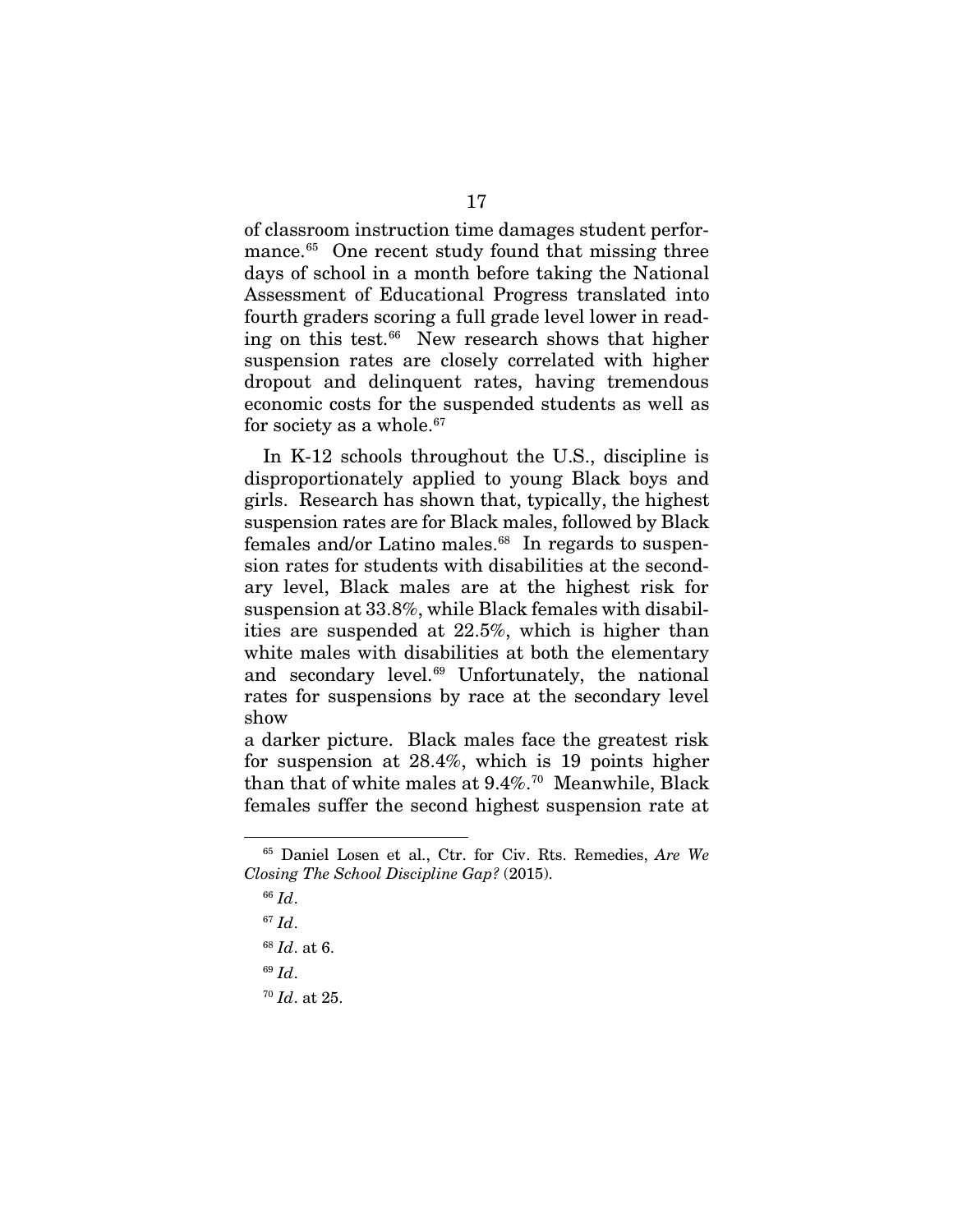of classroom instruction time damages student performance.[65] One recent study found that missing three days of school in a month before taking the National Assessment of Educational Progress translated into fourth graders scoring a full grade level lower in reading on this test.[66] New research shows that higher suspension rates are closely correlated with higher dropout and delinquent rates, having tremendous economic costs for the suspended students as well as for society as a whole.[67]

In K-12 schools throughout the U.S., discipline is disproportionately applied to young Black boys and girls. Research has shown that, typically, the highest suspension rates are for Black males, followed by Black females and/or Latino males.[68] In regards to suspension rates for students with disabilities at the secondary level, Black males are at the highest risk for suspension at 33.8%, while Black females with disabilities are suspended at 22.5%, which is higher than white males with disabilities at both the elementary and secondary level.[69] Unfortunately, the national rates for suspensions by race at the secondary level show a darker picture. Black males face the greatest risk for suspension at 28.4%, which is 19 points higher than that of white males at 9.4%.[70] Meanwhile, Black females suffer the second highest suspension rate at

---

[65] Daniel Losen et al., Ctr. for Civ. Rts. Remedies, *Are We Closing The School Discipline Gap?* (2015).

[66] *Id*.

[67] *Id*.

[68] *Id*. at 6.

[69] *Id*.

[70] *Id*. at 25.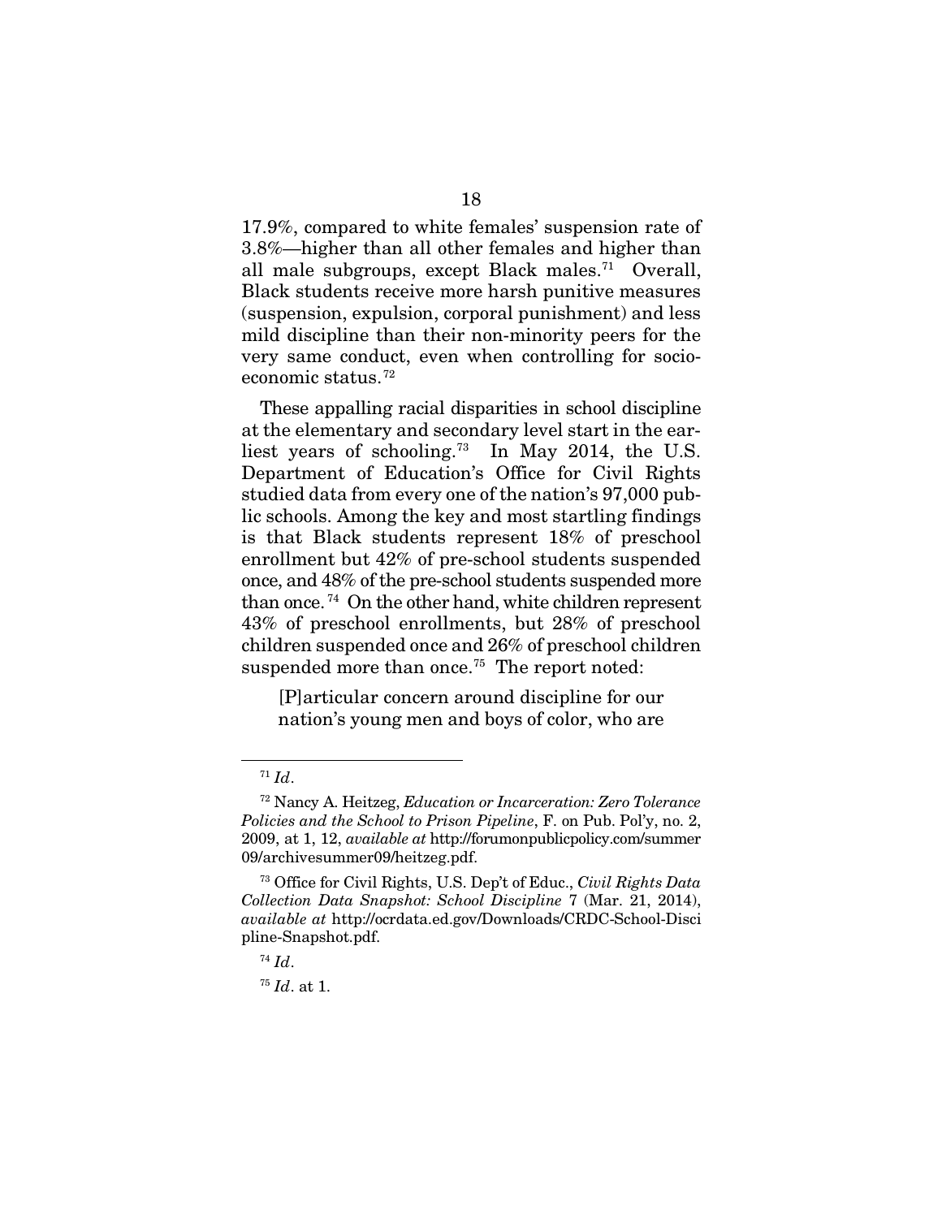17.9%, compared to white females' suspension rate of 3.8%—higher than all other females and higher than all male subgroups, except Black males.[71] Overall, Black students receive more harsh punitive measures (suspension, expulsion, corporal punishment) and less mild discipline than their non-minority peers for the very same conduct, even when controlling for socio-economic status.[72]

These appalling racial disparities in school discipline at the elementary and secondary level start in the earliest years of schooling.[73] In May 2014, the U.S. Department of Education's Office for Civil Rights studied data from every one of the nation's 97,000 public schools. Among the key and most startling findings is that Black students represent 18% of preschool enrollment but 42% of pre-school students suspended once, and 48% of the pre-school students suspended more than once.[74] On the other hand, white children represent 43% of preschool enrollments, but 28% of preschool children suspended once and 26% of preschool children suspended more than once.[75] The report noted:

> [P]articular concern around discipline for our nation's young men and boys of color, who are

---

[71] *Id*.

[72] Nancy A. Heitzeg, *Education or Incarceration: Zero Tolerance Policies and the School to Prison Pipeline*, F. on Pub. Pol'y, no. 2, 2009, at 1, 12, *available at* http://forumonpublicpolicy.com/summer09/archivesummer09/heitzeg.pdf.

[73] Office for Civil Rights, U.S. Dep't of Educ., *Civil Rights Data Collection Data Snapshot: School Discipline* 7 (Mar. 21, 2014), *available at* http://ocrdata.ed.gov/Downloads/CRDC-School-Discipline-Snapshot.pdf.

[74] *Id*.

[75] *Id*. at 1.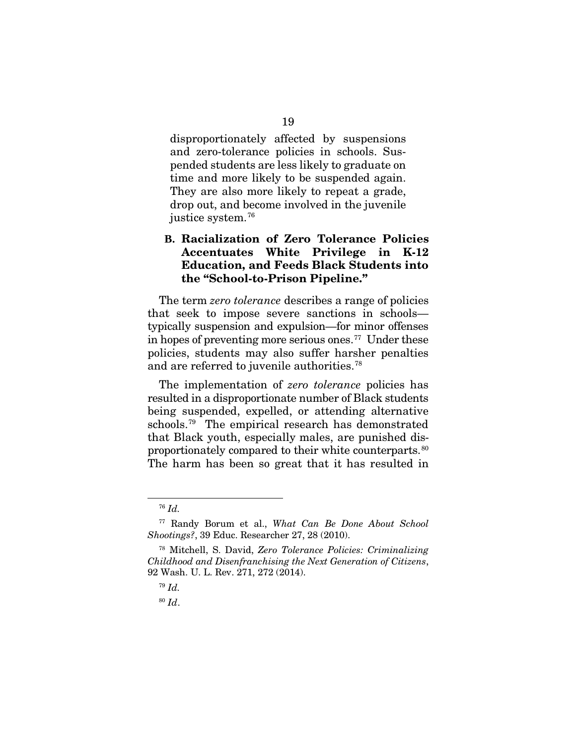disproportionately affected by suspensions and zero-tolerance policies in schools. Suspended students are less likely to graduate on time and more likely to be suspended again. They are also more likely to repeat a grade, drop out, and become involved in the juvenile justice system.[76]

### B. Racialization of Zero Tolerance Policies Accentuates White Privilege in K-12 Education, and Feeds Black Students into the "School-to-Prison Pipeline."

The term *zero tolerance* describes a range of policies that seek to impose severe sanctions in schools—typically suspension and expulsion—for minor offenses in hopes of preventing more serious ones.[77] Under these policies, students may also suffer harsher penalties and are referred to juvenile authorities.[78]

The implementation of *zero tolerance* policies has resulted in a disproportionate number of Black students being suspended, expelled, or attending alternative schools.[79] The empirical research has demonstrated that Black youth, especially males, are punished disproportionately compared to their white counterparts.[80] The harm has been so great that it has resulted in

---

[76] *Id.*

[77] Randy Borum et al., *What Can Be Done About School Shootings?*, 39 Educ. Researcher 27, 28 (2010).

[78] Mitchell, S. David, *Zero Tolerance Policies: Criminalizing Childhood and Disenfranchising the Next Generation of Citizens*, 92 Wash. U. L. Rev. 271, 272 (2014).

[79] *Id.*

[80] *Id*.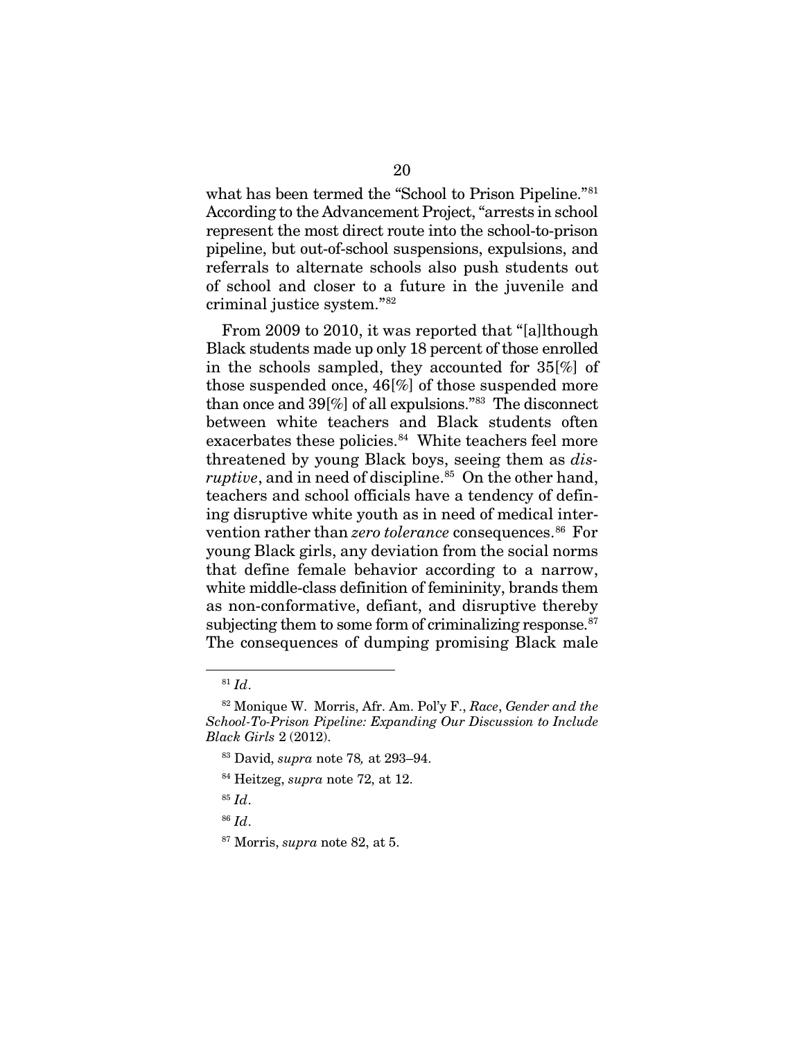what has been termed the "School to Prison Pipeline."[81] According to the Advancement Project, "arrests in school represent the most direct route into the school-to-prison pipeline, but out-of-school suspensions, expulsions, and referrals to alternate schools also push students out of school and closer to a future in the juvenile and criminal justice system."[82]

From 2009 to 2010, it was reported that "[a]lthough Black students made up only 18 percent of those enrolled in the schools sampled, they accounted for 35[%] of those suspended once, 46[%] of those suspended more than once and 39[%] of all expulsions."[83] The disconnect between white teachers and Black students often exacerbates these policies.[84] White teachers feel more threatened by young Black boys, seeing them as *disruptive*, and in need of discipline.[85] On the other hand, teachers and school officials have a tendency of defining disruptive white youth as in need of medical intervention rather than *zero tolerance* consequences.[86] For young Black girls, any deviation from the social norms that define female behavior according to a narrow, white middle-class definition of femininity, brands them as non-conformative, defiant, and disruptive thereby subjecting them to some form of criminalizing response.[87] The consequences of dumping promising Black male

---

[81] *Id*.

[82] Monique W. Morris, Afr. Am. Pol'y F., *Race*, *Gender and the School-To-Prison Pipeline: Expanding Our Discussion to Include Black Girls* 2 (2012).

[83] David, *supra* note 78*,* at 293–94.

[84] Heitzeg, *supra* note 72, at 12.

[85] *Id*.

[86] *Id*.

[87] Morris, *supra* note 82, at 5.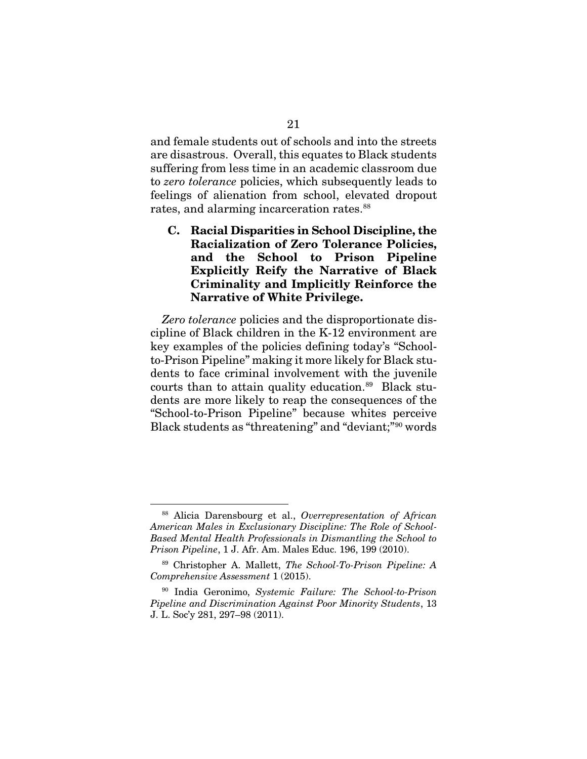and female students out of schools and into the streets are disastrous. Overall, this equates to Black students suffering from less time in an academic classroom due to *zero tolerance* policies, which subsequently leads to feelings of alienation from school, elevated dropout rates, and alarming incarceration rates.[88]

### C. Racial Disparities in School Discipline, the Racialization of Zero Tolerance Policies, and the School to Prison Pipeline Explicitly Reify the Narrative of Black Criminality and Implicitly Reinforce the Narrative of White Privilege.

*Zero tolerance* policies and the disproportionate discipline of Black children in the K-12 environment are key examples of the policies defining today's "School-to-Prison Pipeline" making it more likely for Black students to face criminal involvement with the juvenile courts than to attain quality education.[89] Black students are more likely to reap the consequences of the "School-to-Prison Pipeline" because whites perceive Black students as "threatening" and "deviant;"[90] words

---

[88] Alicia Darensbourg et al., *Overrepresentation of African American Males in Exclusionary Discipline: The Role of School-Based Mental Health Professionals in Dismantling the School to Prison Pipeline*, 1 J. Afr. Am. Males Educ. 196, 199 (2010).

[89] Christopher A. Mallett, *The School-To-Prison Pipeline: A Comprehensive Assessment* 1 (2015).

[90] India Geronimo, *Systemic Failure: The School-to-Prison Pipeline and Discrimination Against Poor Minority Students*, 13 J. L. Soc'y 281, 297–98 (2011).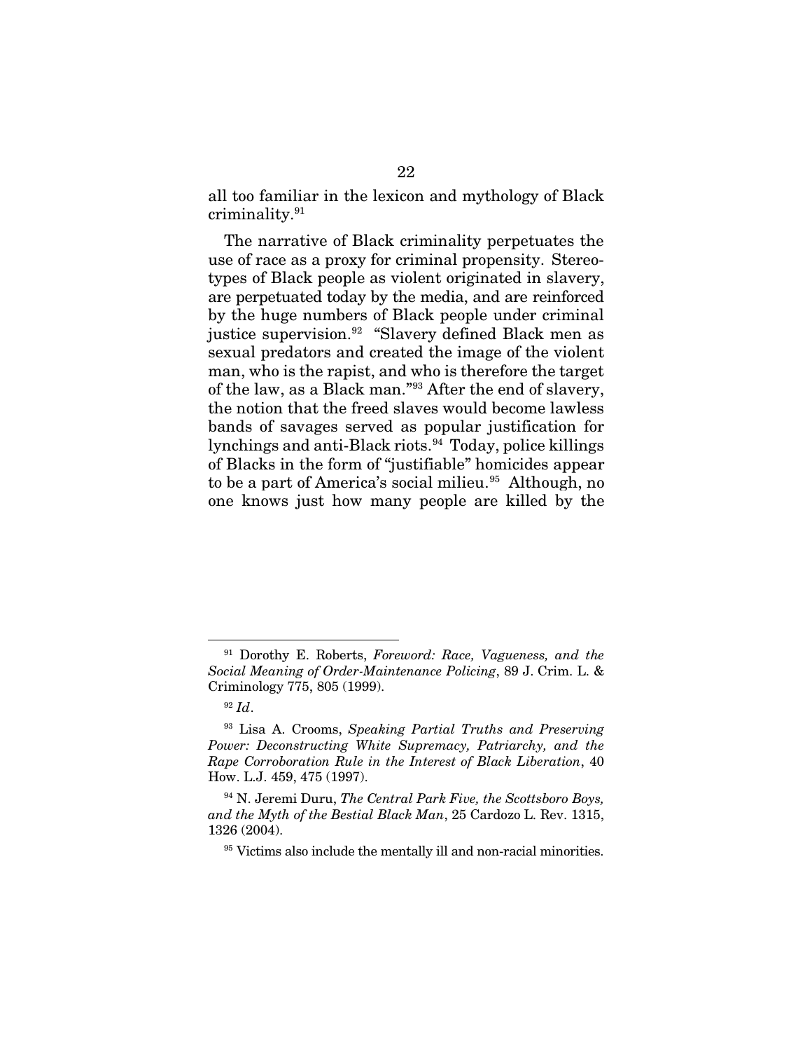all too familiar in the lexicon and mythology of Black criminality.[91]

The narrative of Black criminality perpetuates the use of race as a proxy for criminal propensity. Stereotypes of Black people as violent originated in slavery, are perpetuated today by the media, and are reinforced by the huge numbers of Black people under criminal justice supervision.[92] "Slavery defined Black men as sexual predators and created the image of the violent man, who is the rapist, and who is therefore the target of the law, as a Black man."[93] After the end of slavery, the notion that the freed slaves would become lawless bands of savages served as popular justification for lynchings and anti-Black riots.[94] Today, police killings of Blacks in the form of "justifiable" homicides appear to be a part of America's social milieu.[95] Although, no one knows just how many people are killed by the

---

[91] Dorothy E. Roberts, *Foreword: Race, Vagueness, and the Social Meaning of Order-Maintenance Policing*, 89 J. Crim. L. & Criminology 775, 805 (1999).

[92] *Id*.

[93] Lisa A. Crooms, *Speaking Partial Truths and Preserving Power: Deconstructing White Supremacy, Patriarchy, and the Rape Corroboration Rule in the Interest of Black Liberation*, 40 How. L.J. 459, 475 (1997).

[94] N. Jeremi Duru, *The Central Park Five, the Scottsboro Boys, and the Myth of the Bestial Black Man*, 25 Cardozo L. Rev. 1315, 1326 (2004).

[95] Victims also include the mentally ill and non-racial minorities.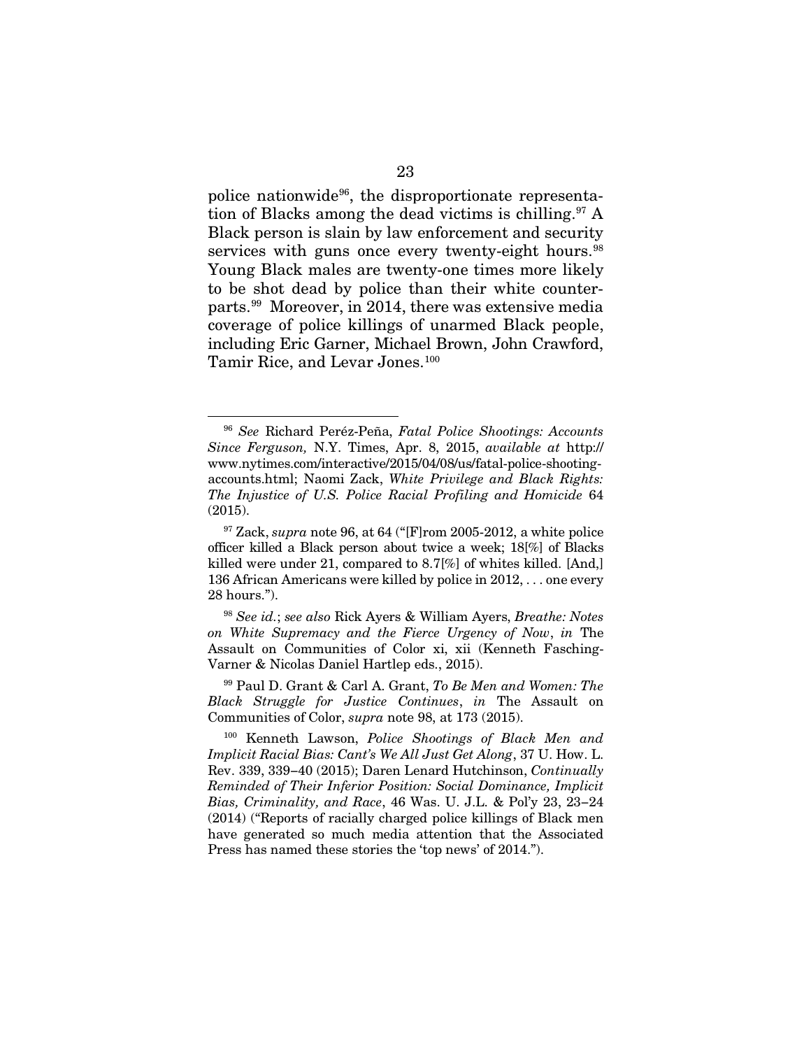police nationwide[96], the disproportionate representation of Blacks among the dead victims is chilling.[97] A Black person is slain by law enforcement and security services with guns once every twenty-eight hours.[98] Young Black males are twenty-one times more likely to be shot dead by police than their white counterparts.[99] Moreover, in 2014, there was extensive media coverage of police killings of unarmed Black people, including Eric Garner, Michael Brown, John Crawford, Tamir Rice, and Levar Jones.[100]

---

[96] *See* Richard Peréz-Peña, *Fatal Police Shootings: Accounts Since Ferguson,* N.Y. Times, Apr. 8, 2015, *available at* http://www.nytimes.com/interactive/2015/04/08/us/fatal-police-shooting-accounts.html; Naomi Zack, *White Privilege and Black Rights: The Injustice of U.S. Police Racial Profiling and Homicide* 64 (2015).

[97] Zack, *supra* note 96, at 64 ("[F]rom 2005-2012, a white police officer killed a Black person about twice a week; 18[%] of Blacks killed were under 21, compared to 8.7[%] of whites killed. [And,] 136 African Americans were killed by police in 2012, . . . one every 28 hours.").

[98] *See id.*; *see also* Rick Ayers & William Ayers, *Breathe: Notes on White Supremacy and the Fierce Urgency of Now*, *in* The Assault on Communities of Color xi, xii (Kenneth Fasching-Varner & Nicolas Daniel Hartlep eds., 2015).

[99] Paul D. Grant & Carl A. Grant, *To Be Men and Women: The Black Struggle for Justice Continues*, *in* The Assault on Communities of Color, *supra* note 98, at 173 (2015).

[100] Kenneth Lawson, *Police Shootings of Black Men and Implicit Racial Bias: Cant's We All Just Get Along*, 37 U. How. L. Rev. 339, 339–40 (2015); Daren Lenard Hutchinson, *Continually Reminded of Their Inferior Position: Social Dominance, Implicit Bias, Criminality, and Race*, 46 Was. U. J.L. & Pol'y 23, 23–24 (2014) ("Reports of racially charged police killings of Black men have generated so much media attention that the Associated Press has named these stories the 'top news' of 2014.").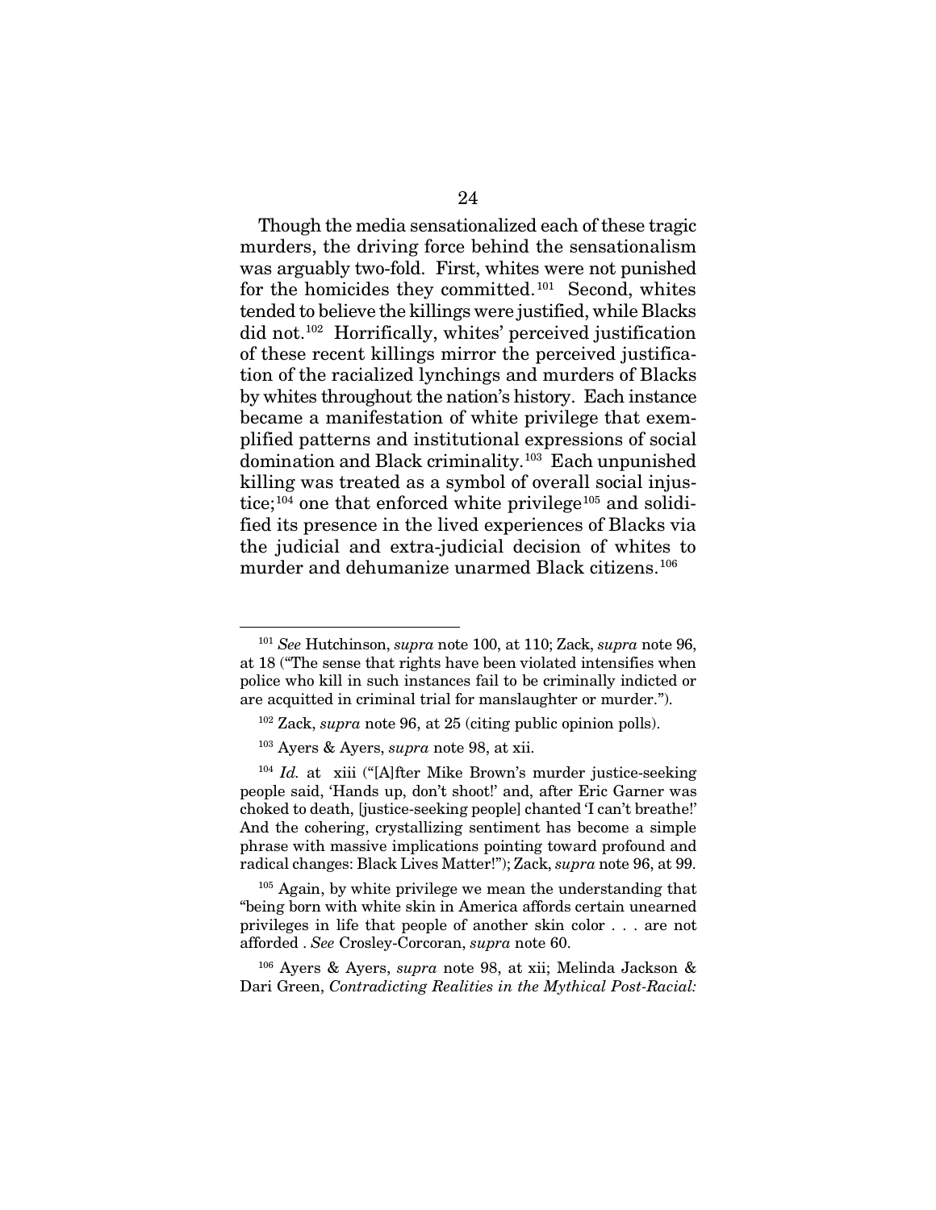Though the media sensationalized each of these tragic murders, the driving force behind the sensationalism was arguably two-fold. First, whites were not punished for the homicides they committed.[101] Second, whites tended to believe the killings were justified, while Blacks did not.[102] Horrifically, whites' perceived justification of these recent killings mirror the perceived justification of the racialized lynchings and murders of Blacks by whites throughout the nation's history. Each instance became a manifestation of white privilege that exemplified patterns and institutional expressions of social domination and Black criminality.[103] Each unpunished killing was treated as a symbol of overall social injustice;[104] one that enforced white privilege[105] and solidified its presence in the lived experiences of Blacks via the judicial and extra-judicial decision of whites to murder and dehumanize unarmed Black citizens.[106]

---

[101] *See* Hutchinson, *supra* note 100, at 110; Zack, *supra* note 96, at 18 ("The sense that rights have been violated intensifies when police who kill in such instances fail to be criminally indicted or are acquitted in criminal trial for manslaughter or murder.").

[102] Zack, *supra* note 96, at 25 (citing public opinion polls).

[103] Ayers & Ayers, *supra* note 98, at xii.

[104] *Id.* at xiii ("[A]fter Mike Brown's murder justice-seeking people said, 'Hands up, don't shoot!' and, after Eric Garner was choked to death, [justice-seeking people] chanted 'I can't breathe!' And the cohering, crystallizing sentiment has become a simple phrase with massive implications pointing toward profound and radical changes: Black Lives Matter!"); Zack, *supra* note 96, at 99.

[105] Again, by white privilege we mean the understanding that "being born with white skin in America affords certain unearned privileges in life that people of another skin color . . . are not afforded . *See* Crosley-Corcoran, *supra* note 60.

[106] Ayers & Ayers, *supra* note 98, at xii; Melinda Jackson & Dari Green, *Contradicting Realities in the Mythical Post-Racial:*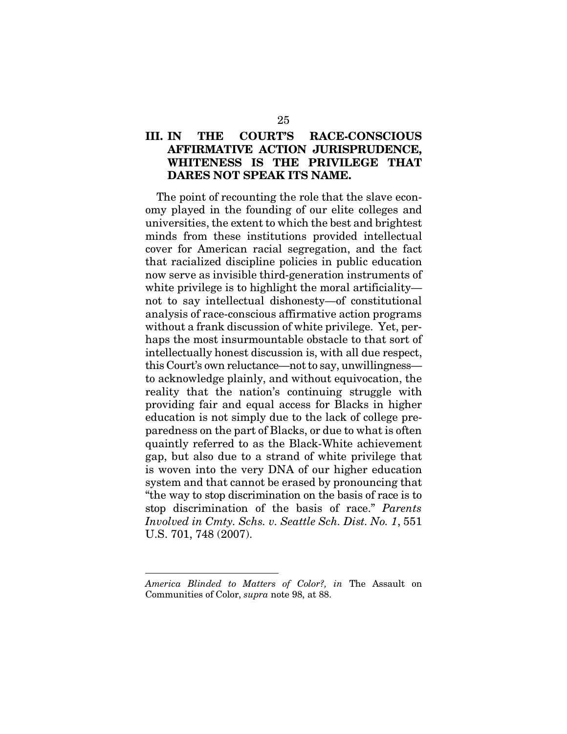## III. IN THE COURT'S RACE-CONSCIOUS AFFIRMATIVE ACTION JURISPRUDENCE, WHITENESS IS THE PRIVILEGE THAT DARES NOT SPEAK ITS NAME.

The point of recounting the role that the slave economy played in the founding of our elite colleges and universities, the extent to which the best and brightest minds from these institutions provided intellectual cover for American racial segregation, and the fact that racialized discipline policies in public education now serve as invisible third-generation instruments of white privilege is to highlight the moral artificiality—not to say intellectual dishonesty—of constitutional analysis of race-conscious affirmative action programs without a frank discussion of white privilege. Yet, perhaps the most insurmountable obstacle to that sort of intellectually honest discussion is, with all due respect, this Court's own reluctance—not to say, unwillingness—to acknowledge plainly, and without equivocation, the reality that the nation's continuing struggle with providing fair and equal access for Blacks in higher education is not simply due to the lack of college preparedness on the part of Blacks, or due to what is often quaintly referred to as the Black-White achievement gap, but also due to a strand of white privilege that is woven into the very DNA of our higher education system and that cannot be erased by pronouncing that "the way to stop discrimination on the basis of race is to stop discrimination of the basis of race." *Parents Involved in Cmty. Schs. v. Seattle Sch. Dist. No. 1*, 551 U.S. 701, 748 (2007).

---

*America Blinded to Matters of Color?, in* The Assault on Communities of Color, *supra* note 98, at 88.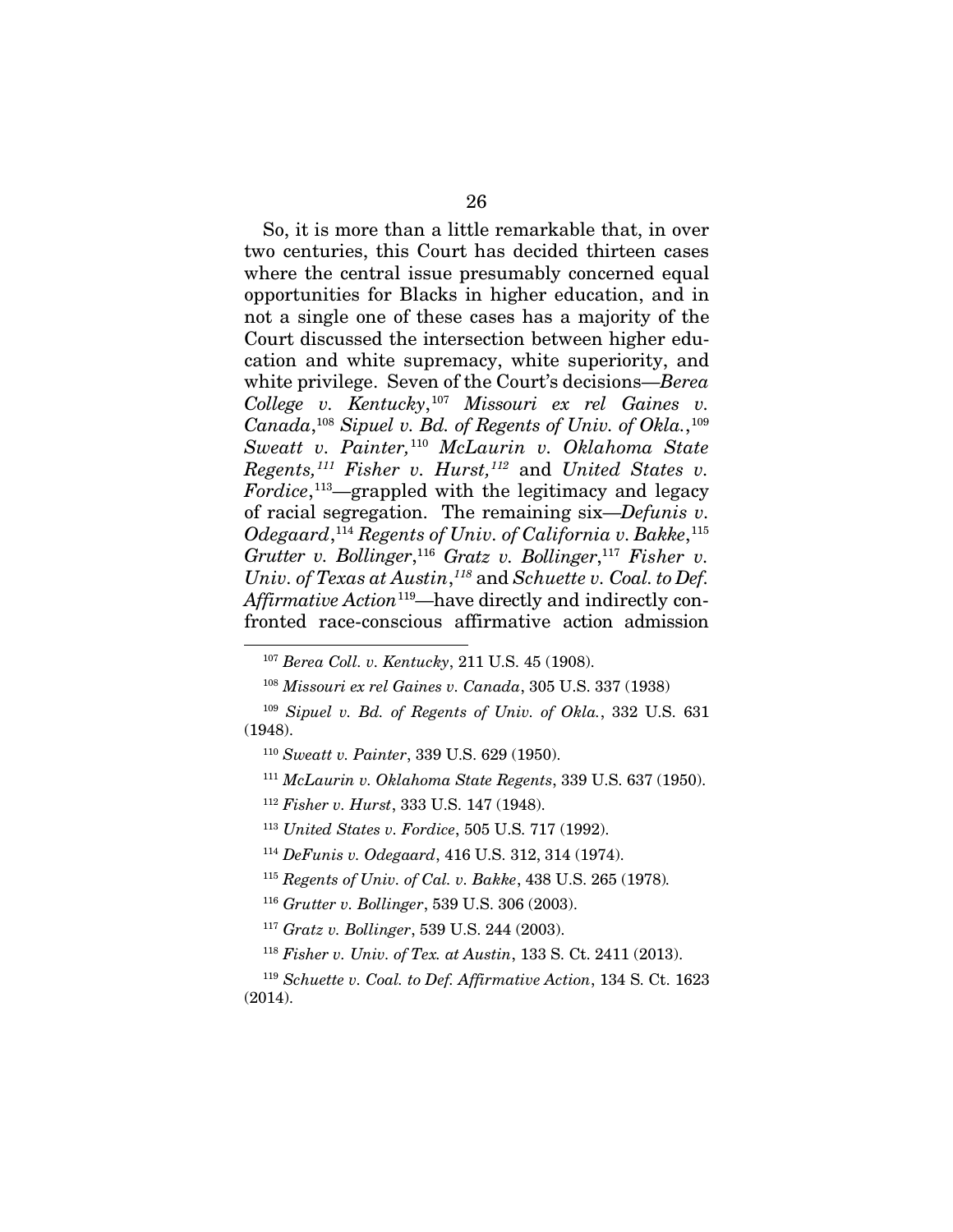So, it is more than a little remarkable that, in over two centuries, this Court has decided thirteen cases where the central issue presumably concerned equal opportunities for Blacks in higher education, and in not a single one of these cases has a majority of the Court discussed the intersection between higher education and white supremacy, white superiority, and white privilege. Seven of the Court's decisions—*Berea College v. Kentucky*,[107] *Missouri ex rel Gaines v. Canada*,[108] *Sipuel v. Bd. of Regents of Univ. of Okla.*,[109] *Sweatt v. Painter,*[110] *McLaurin v. Oklahoma State Regents,*[111] *Fisher v. Hurst,*[112] and *United States v. Fordice*,[113]—grappled with the legitimacy and legacy of racial segregation. The remaining six—*Defunis v. Odegaard*,[114] *Regents of Univ. of California v. Bakke*,[115] *Grutter v. Bollinger*,[116] *Gratz v. Bollinger*,[117] *Fisher v. Univ. of Texas at Austin*,[118] and *Schuette v. Coal. to Def. Affirmative Action*[119]—have directly and indirectly confronted race-conscious affirmative action admission

---

[107] *Berea Coll. v. Kentucky*, 211 U.S. 45 (1908).

[108] *Missouri ex rel Gaines v. Canada*, 305 U.S. 337 (1938)

[109] *Sipuel v. Bd. of Regents of Univ. of Okla.*, 332 U.S. 631 (1948).

[110] *Sweatt v. Painter*, 339 U.S. 629 (1950).

[111] *McLaurin v. Oklahoma State Regents*, 339 U.S. 637 (1950).

[112] *Fisher v. Hurst*, 333 U.S. 147 (1948).

[113] *United States v. Fordice*, 505 U.S. 717 (1992).

[114] *DeFunis v. Odegaard*, 416 U.S. 312, 314 (1974).

[115] *Regents of Univ. of Cal. v. Bakke*, 438 U.S. 265 (1978).

[116] *Grutter v. Bollinger*, 539 U.S. 306 (2003).

[117] *Gratz v. Bollinger*, 539 U.S. 244 (2003).

[118] *Fisher v. Univ. of Tex. at Austin*, 133 S. Ct. 2411 (2013).

[119] *Schuette v. Coal. to Def. Affirmative Action*, 134 S. Ct. 1623 (2014).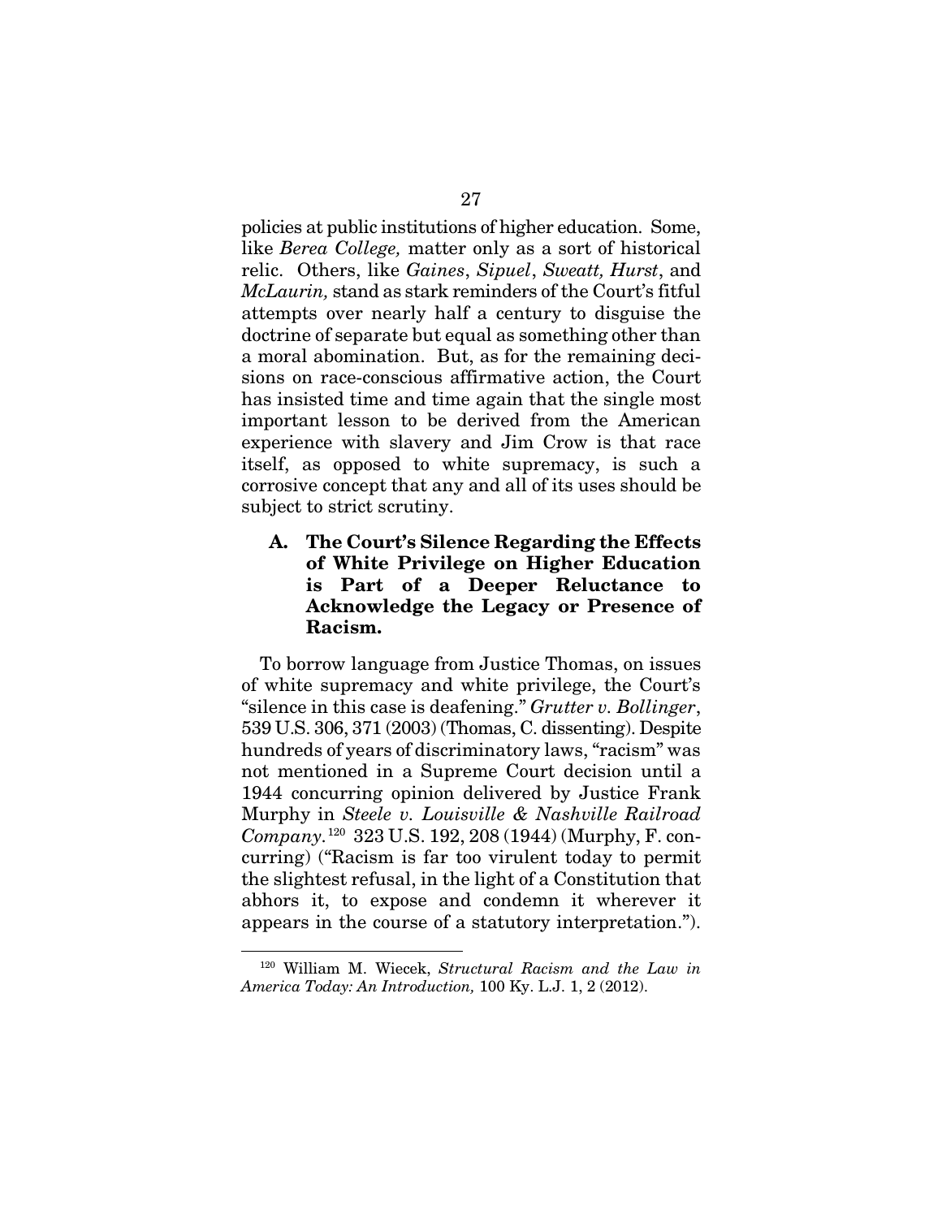policies at public institutions of higher education. Some, like *Berea College,* matter only as a sort of historical relic. Others, like *Gaines*, *Sipuel*, *Sweatt, Hurst*, and *McLaurin,* stand as stark reminders of the Court's fitful attempts over nearly half a century to disguise the doctrine of separate but equal as something other than a moral abomination. But, as for the remaining decisions on race-conscious affirmative action, the Court has insisted time and time again that the single most important lesson to be derived from the American experience with slavery and Jim Crow is that race itself, as opposed to white supremacy, is such a corrosive concept that any and all of its uses should be subject to strict scrutiny.

### A. The Court's Silence Regarding the Effects of White Privilege on Higher Education is Part of a Deeper Reluctance to Acknowledge the Legacy or Presence of Racism.

To borrow language from Justice Thomas, on issues of white supremacy and white privilege, the Court's "silence in this case is deafening." *Grutter v. Bollinger*, 539 U.S. 306, 371 (2003) (Thomas, C. dissenting). Despite hundreds of years of discriminatory laws, "racism" was not mentioned in a Supreme Court decision until a 1944 concurring opinion delivered by Justice Frank Murphy in *Steele v. Louisville & Nashville Railroad Company.*[120] 323 U.S. 192, 208 (1944) (Murphy, F. concurring) ("Racism is far too virulent today to permit the slightest refusal, in the light of a Constitution that abhors it, to expose and condemn it wherever it appears in the course of a statutory interpretation.").

---

[120] William M. Wiecek, *Structural Racism and the Law in America Today: An Introduction,* 100 Ky. L.J. 1, 2 (2012).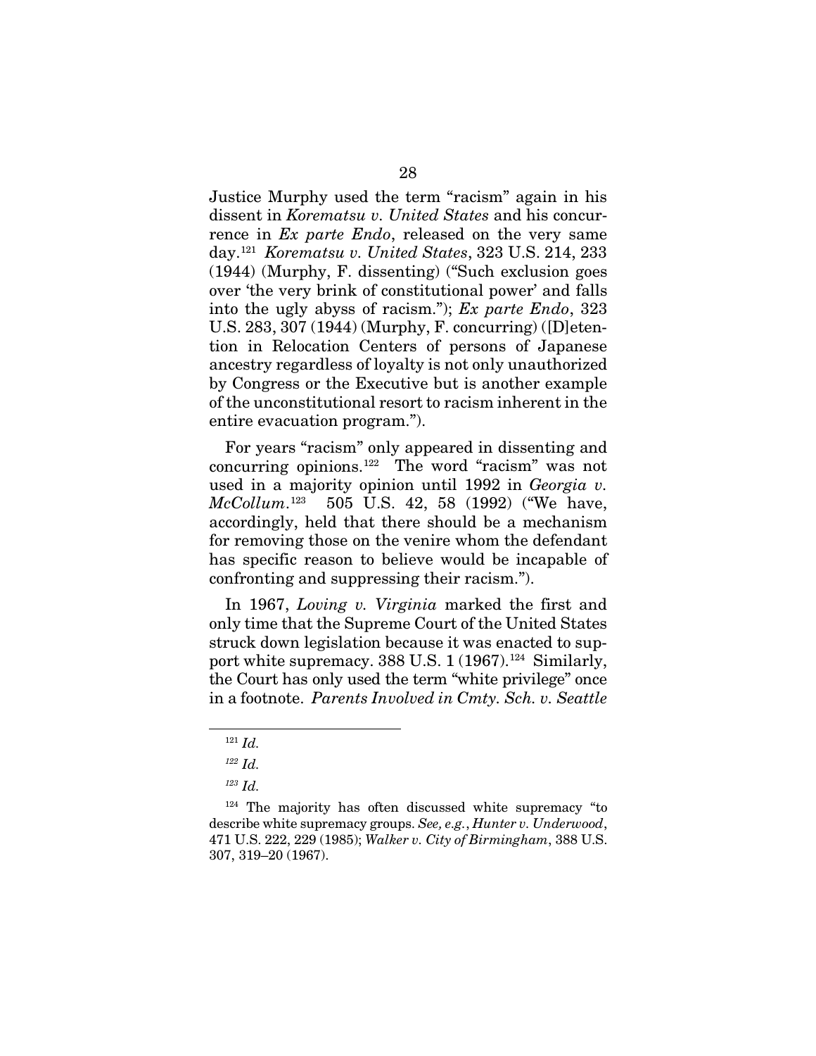Justice Murphy used the term "racism" again in his dissent in *Korematsu v. United States* and his concurrence in *Ex parte Endo*, released on the very same day.[121] *Korematsu v. United States*, 323 U.S. 214, 233 (1944) (Murphy, F. dissenting) ("Such exclusion goes over 'the very brink of constitutional power' and falls into the ugly abyss of racism."); *Ex parte Endo*, 323 U.S. 283, 307 (1944) (Murphy, F. concurring) ([D]etention in Relocation Centers of persons of Japanese ancestry regardless of loyalty is not only unauthorized by Congress or the Executive but is another example of the unconstitutional resort to racism inherent in the entire evacuation program.").

For years "racism" only appeared in dissenting and concurring opinions.[122] The word "racism" was not used in a majority opinion until 1992 in *Georgia v. McCollum*.[123] 505 U.S. 42, 58 (1992) ("We have, accordingly, held that there should be a mechanism for removing those on the venire whom the defendant has specific reason to believe would be incapable of confronting and suppressing their racism.").

In 1967, *Loving v. Virginia* marked the first and only time that the Supreme Court of the United States struck down legislation because it was enacted to support white supremacy. 388 U.S. 1 (1967).[124] Similarly, the Court has only used the term "white privilege" once in a footnote. *Parents Involved in Cmty. Sch. v. Seattle*

---

[121] *Id.*

[122] *Id.*

[123] *Id.*

[124] The majority has often discussed white supremacy "to describe white supremacy groups. *See, e.g.*, *Hunter v. Underwood*, 471 U.S. 222, 229 (1985); *Walker v. City of Birmingham*, 388 U.S. 307, 319–20 (1967).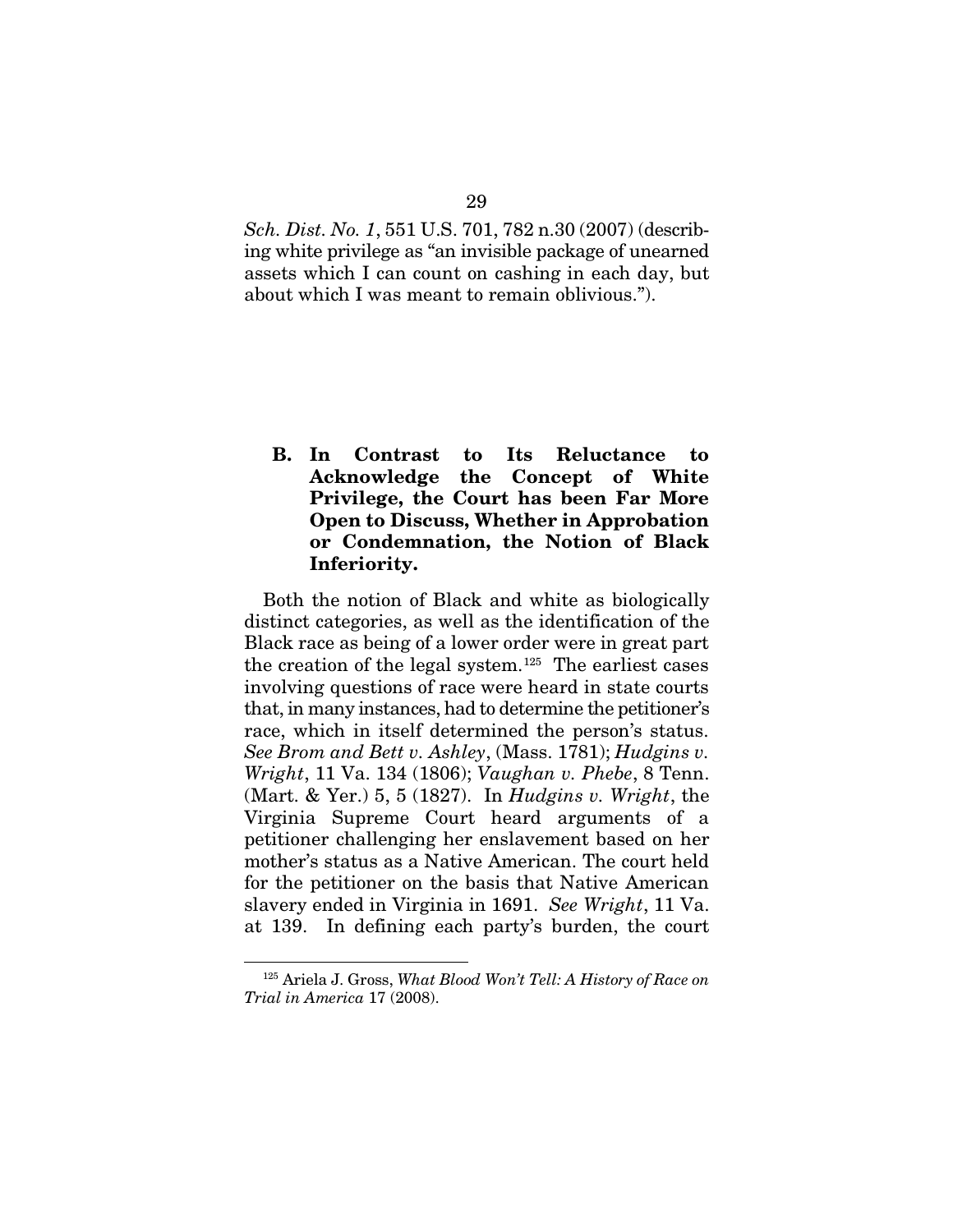*Sch. Dist. No. 1*, 551 U.S. 701, 782 n.30 (2007) (describing white privilege as "an invisible package of unearned assets which I can count on cashing in each day, but about which I was meant to remain oblivious.").

### B. In Contrast to Its Reluctance to Acknowledge the Concept of White Privilege, the Court has been Far More Open to Discuss, Whether in Approbation or Condemnation, the Notion of Black Inferiority.

Both the notion of Black and white as biologically distinct categories, as well as the identification of the Black race as being of a lower order were in great part the creation of the legal system.[125] The earliest cases involving questions of race were heard in state courts that, in many instances, had to determine the petitioner's race, which in itself determined the person's status. *See Brom and Bett v. Ashley*, (Mass. 1781); *Hudgins v. Wright*, 11 Va. 134 (1806); *Vaughan v. Phebe*, 8 Tenn. (Mart. & Yer.) 5, 5 (1827). In *Hudgins v. Wright*, the Virginia Supreme Court heard arguments of a petitioner challenging her enslavement based on her mother's status as a Native American. The court held for the petitioner on the basis that Native American slavery ended in Virginia in 1691. *See Wright*, 11 Va. at 139. In defining each party's burden, the court

---

[125] Ariela J. Gross, *What Blood Won't Tell: A History of Race on Trial in America* 17 (2008).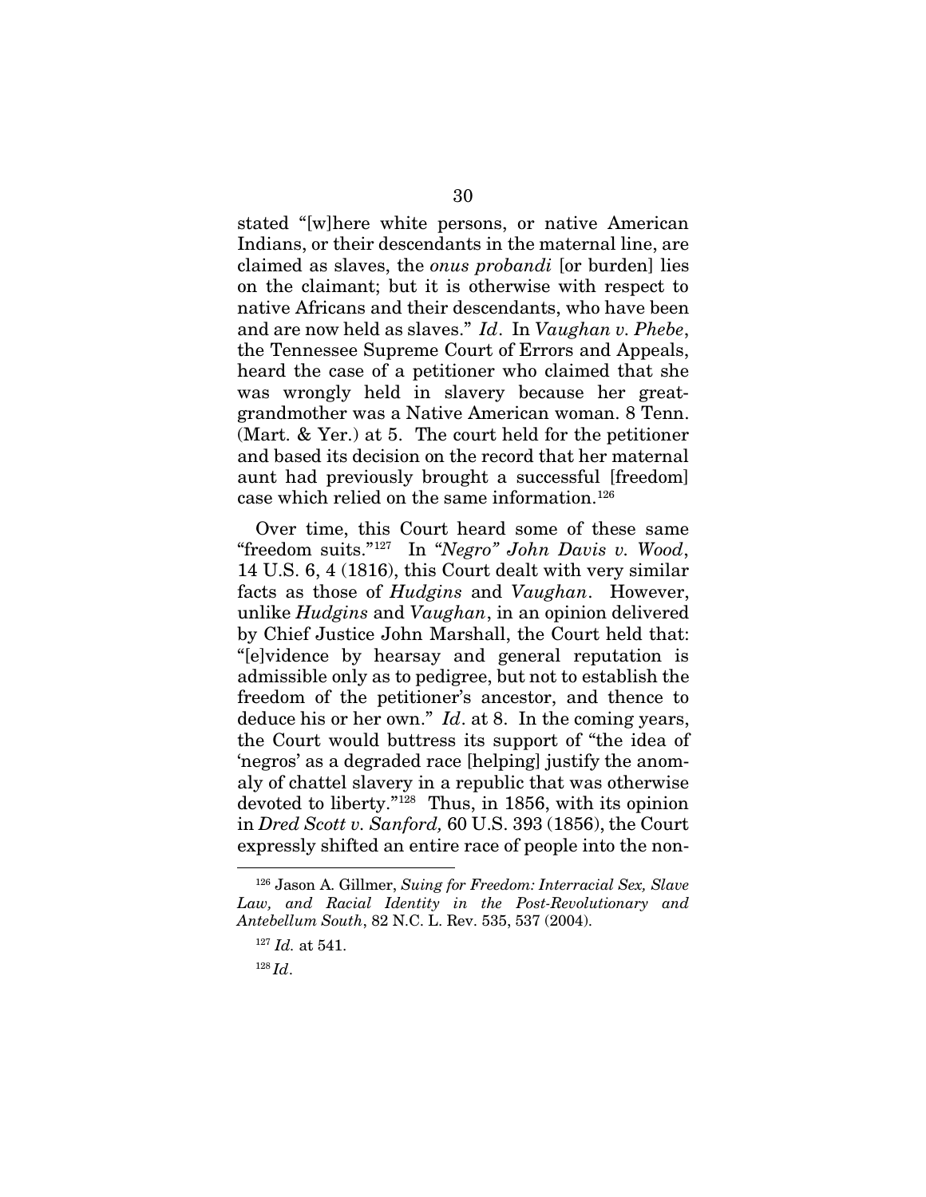stated "[w]here white persons, or native American Indians, or their descendants in the maternal line, are claimed as slaves, the *onus probandi* [or burden] lies on the claimant; but it is otherwise with respect to native Africans and their descendants, who have been and are now held as slaves." *Id*. In *Vaughan v. Phebe*, the Tennessee Supreme Court of Errors and Appeals, heard the case of a petitioner who claimed that she was wrongly held in slavery because her great-grandmother was a Native American woman. 8 Tenn. (Mart. & Yer.) at 5. The court held for the petitioner and based its decision on the record that her maternal aunt had previously brought a successful [freedom] case which relied on the same information.[126]

Over time, this Court heard some of these same "freedom suits."[127] In *"Negro" John Davis v. Wood*, 14 U.S. 6, 4 (1816), this Court dealt with very similar facts as those of *Hudgins* and *Vaughan*. However, unlike *Hudgins* and *Vaughan*, in an opinion delivered by Chief Justice John Marshall, the Court held that: "[e]vidence by hearsay and general reputation is admissible only as to pedigree, but not to establish the freedom of the petitioner's ancestor, and thence to deduce his or her own." *Id*. at 8. In the coming years, the Court would buttress its support of "the idea of 'negros' as a degraded race [helping] justify the anomaly of chattel slavery in a republic that was otherwise devoted to liberty."[128] Thus, in 1856, with its opinion in *Dred Scott v. Sanford,* 60 U.S. 393 (1856), the Court expressly shifted an entire race of people into the non-

---

[126] Jason A. Gillmer, *Suing for Freedom: Interracial Sex, Slave Law, and Racial Identity in the Post-Revolutionary and Antebellum South*, 82 N.C. L. Rev. 535, 537 (2004).

[127] *Id.* at 541.

[128] *Id*.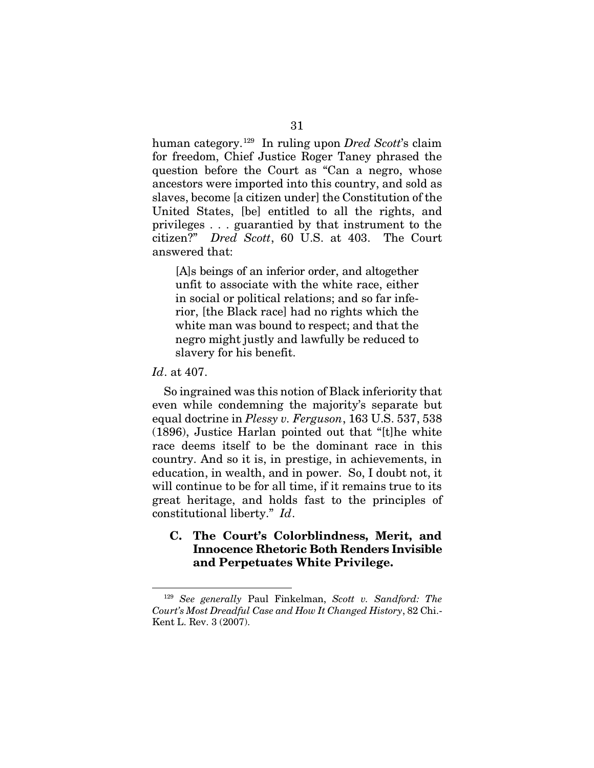human category.[129] In ruling upon *Dred Scott*'s claim for freedom, Chief Justice Roger Taney phrased the question before the Court as "Can a negro, whose ancestors were imported into this country, and sold as slaves, become [a citizen under] the Constitution of the United States, [be] entitled to all the rights, and privileges . . . guarantied by that instrument to the citizen?" *Dred Scott*, 60 U.S. at 403. The Court answered that:

> [A]s beings of an inferior order, and altogether unfit to associate with the white race, either in social or political relations; and so far inferior, [the Black race] had no rights which the white man was bound to respect; and that the negro might justly and lawfully be reduced to slavery for his benefit.

*Id*. at 407.

So ingrained was this notion of Black inferiority that even while condemning the majority's separate but equal doctrine in *Plessy v. Ferguson*, 163 U.S. 537, 538 (1896), Justice Harlan pointed out that "[t]he white race deems itself to be the dominant race in this country. And so it is, in prestige, in achievements, in education, in wealth, and in power. So, I doubt not, it will continue to be for all time, if it remains true to its great heritage, and holds fast to the principles of constitutional liberty." *Id*.

### C. The Court's Colorblindness, Merit, and Innocence Rhetoric Both Renders Invisible and Perpetuates White Privilege.

---

[129] *See generally* Paul Finkelman, *Scott v. Sandford: The Court's Most Dreadful Case and How It Changed History*, 82 Chi.-Kent L. Rev. 3 (2007).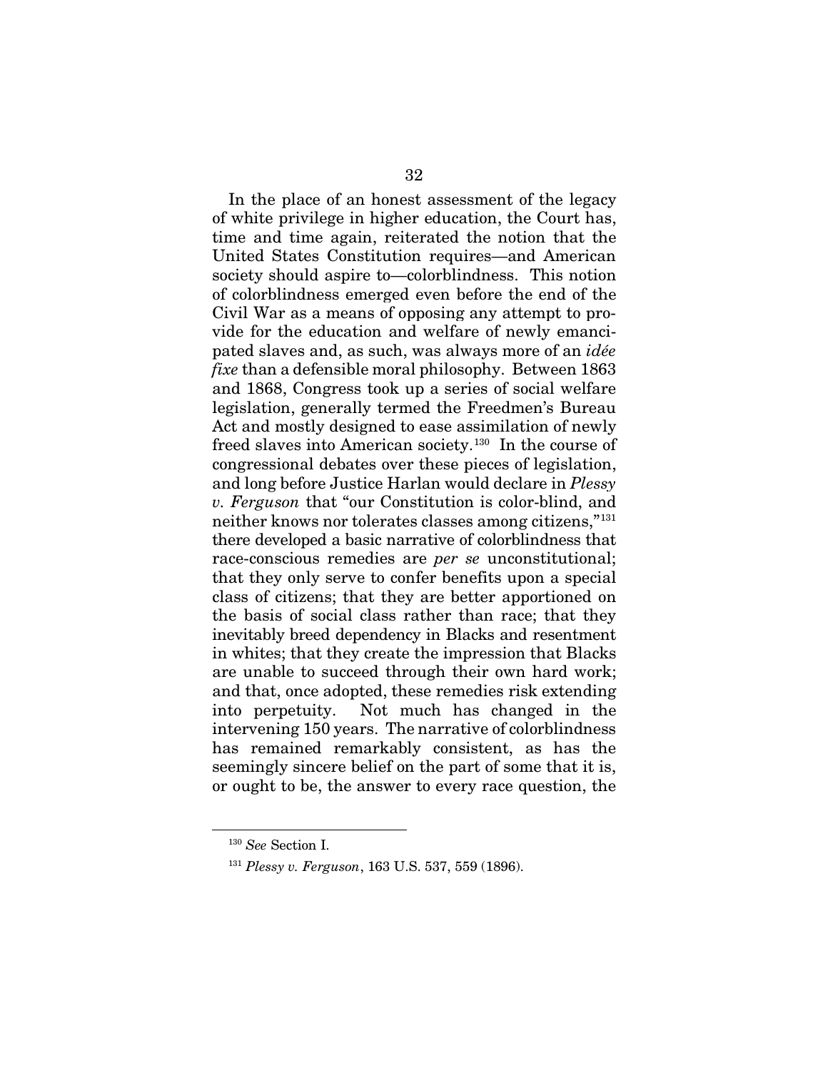In the place of an honest assessment of the legacy of white privilege in higher education, the Court has, time and time again, reiterated the notion that the United States Constitution requires—and American society should aspire to—colorblindness. This notion of colorblindness emerged even before the end of the Civil War as a means of opposing any attempt to provide for the education and welfare of newly emancipated slaves and, as such, was always more of an *idée fixe* than a defensible moral philosophy. Between 1863 and 1868, Congress took up a series of social welfare legislation, generally termed the Freedmen's Bureau Act and mostly designed to ease assimilation of newly freed slaves into American society.[130] In the course of congressional debates over these pieces of legislation, and long before Justice Harlan would declare in *Plessy v. Ferguson* that "our Constitution is color-blind, and neither knows nor tolerates classes among citizens,"[131] there developed a basic narrative of colorblindness that race-conscious remedies are *per se* unconstitutional; that they only serve to confer benefits upon a special class of citizens; that they are better apportioned on the basis of social class rather than race; that they inevitably breed dependency in Blacks and resentment in whites; that they create the impression that Blacks are unable to succeed through their own hard work; and that, once adopted, these remedies risk extending into perpetuity. Not much has changed in the intervening 150 years. The narrative of colorblindness has remained remarkably consistent, as has the seemingly sincere belief on the part of some that it is, or ought to be, the answer to every race question, the

---

[130] *See* Section I.

[131] *Plessy v. Ferguson*, 163 U.S. 537, 559 (1896).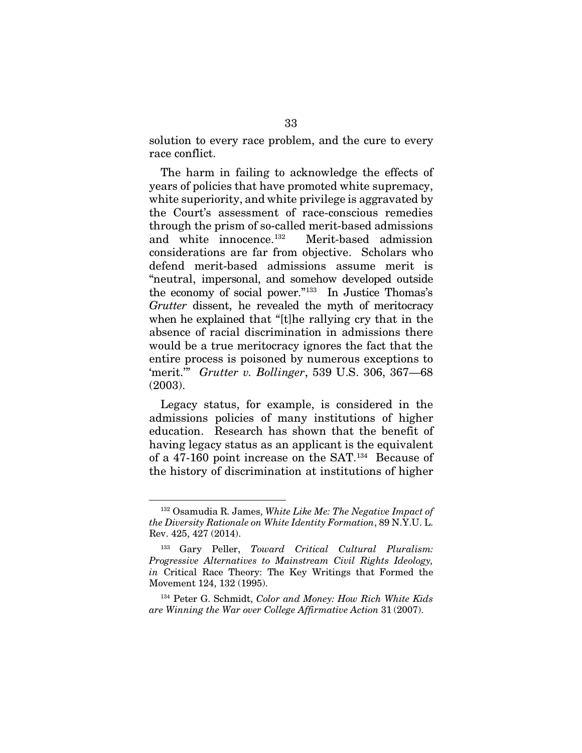solution to every race problem, and the cure to every race conflict.

The harm in failing to acknowledge the effects of years of policies that have promoted white supremacy, white superiority, and white privilege is aggravated by the Court's assessment of race-conscious remedies through the prism of so-called merit-based admissions and white innocence.[132] Merit-based admission considerations are far from objective. Scholars who defend merit-based admissions assume merit is "neutral, impersonal, and somehow developed outside the economy of social power."[133] In Justice Thomas's *Grutter* dissent, he revealed the myth of meritocracy when he explained that "[t]he rallying cry that in the absence of racial discrimination in admissions there would be a true meritocracy ignores the fact that the entire process is poisoned by numerous exceptions to 'merit.'" *Grutter v. Bollinger*, 539 U.S. 306, 367—68 (2003).

Legacy status, for example, is considered in the admissions policies of many institutions of higher education. Research has shown that the benefit of having legacy status as an applicant is the equivalent of a 47-160 point increase on the SAT.[134] Because of the history of discrimination at institutions of higher

---

[132] Osamudia R. James, *White Like Me: The Negative Impact of the Diversity Rationale on White Identity Formation*, 89 N.Y.U. L. Rev. 425, 427 (2014).

[133] Gary Peller, *Toward Critical Cultural Pluralism: Progressive Alternatives to Mainstream Civil Rights Ideology, in* Critical Race Theory: The Key Writings that Formed the Movement 124, 132 (1995).

[134] Peter G. Schmidt, *Color and Money: How Rich White Kids are Winning the War over College Affirmative Action* 31 (2007).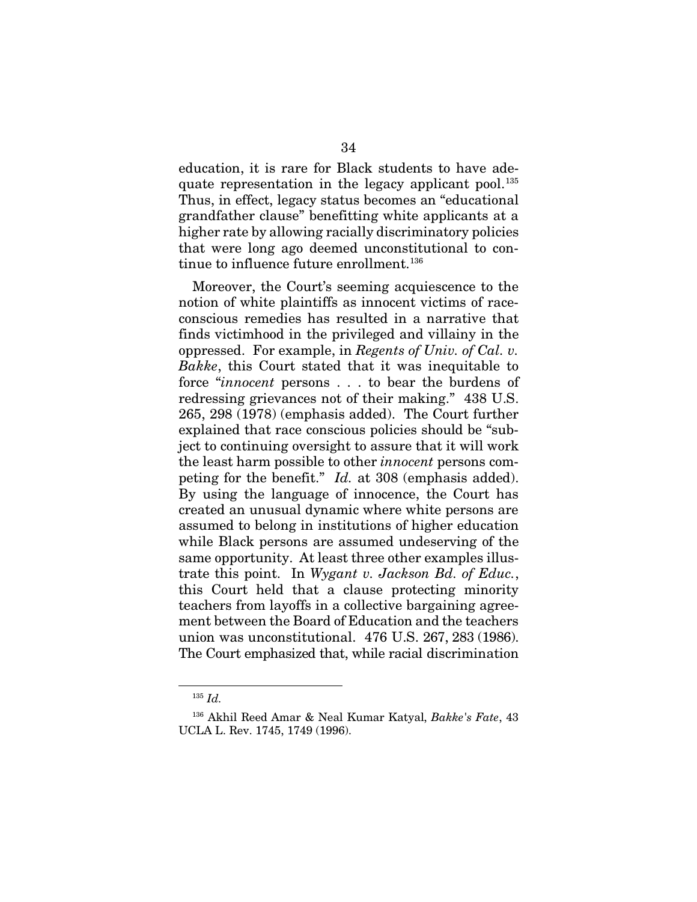education, it is rare for Black students to have adequate representation in the legacy applicant pool.[135] Thus, in effect, legacy status becomes an "educational grandfather clause" benefitting white applicants at a higher rate by allowing racially discriminatory policies that were long ago deemed unconstitutional to continue to influence future enrollment.[136]

Moreover, the Court's seeming acquiescence to the notion of white plaintiffs as innocent victims of race-conscious remedies has resulted in a narrative that finds victimhood in the privileged and villainy in the oppressed. For example, in *Regents of Univ. of Cal. v. Bakke*, this Court stated that it was inequitable to force "*innocent* persons . . . to bear the burdens of redressing grievances not of their making." 438 U.S. 265, 298 (1978) (emphasis added). The Court further explained that race conscious policies should be "subject to continuing oversight to assure that it will work the least harm possible to other *innocent* persons competing for the benefit." *Id.* at 308 (emphasis added). By using the language of innocence, the Court has created an unusual dynamic where white persons are assumed to belong in institutions of higher education while Black persons are assumed undeserving of the same opportunity. At least three other examples illustrate this point. In *Wygant v. Jackson Bd. of Educ.*, this Court held that a clause protecting minority teachers from layoffs in a collective bargaining agreement between the Board of Education and the teachers union was unconstitutional. 476 U.S. 267, 283 (1986). The Court emphasized that, while racial discrimination

---

[135] *Id.*

[136] Akhil Reed Amar & Neal Kumar Katyal, *Bakke's Fate*, 43 UCLA L. Rev. 1745, 1749 (1996).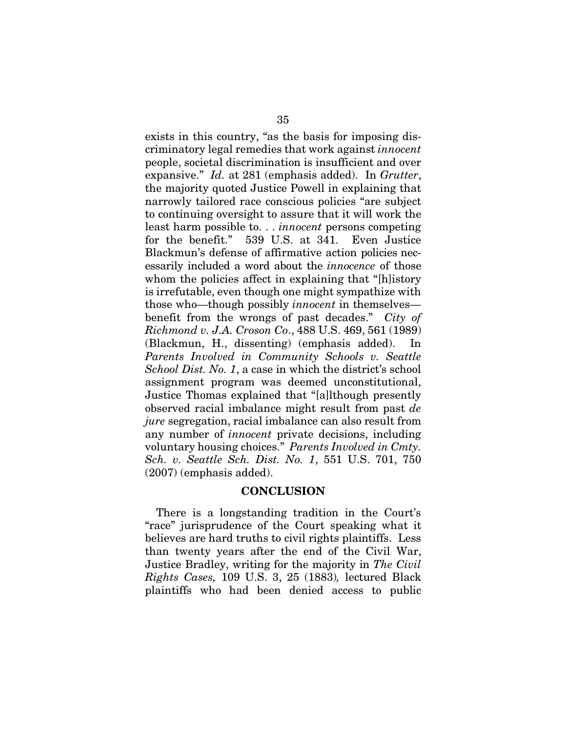exists in this country, "as the basis for imposing discriminatory legal remedies that work against *innocent* people, societal discrimination is insufficient and over expansive." *Id.* at 281 (emphasis added). In *Grutter*, the majority quoted Justice Powell in explaining that narrowly tailored race conscious policies "are subject to continuing oversight to assure that it will work the least harm possible to. . . *innocent* persons competing for the benefit." 539 U.S. at 341. Even Justice Blackmun's defense of affirmative action policies necessarily included a word about the *innocence* of those whom the policies affect in explaining that "[h]istory is irrefutable, even though one might sympathize with those who—though possibly *innocent* in themselves—benefit from the wrongs of past decades." *City of Richmond v. J.A. Croson Co*., 488 U.S. 469, 561 (1989) (Blackmun, H., dissenting) (emphasis added). In *Parents Involved in Community Schools v. Seattle School Dist. No. 1*, a case in which the district's school assignment program was deemed unconstitutional, Justice Thomas explained that "[a]lthough presently observed racial imbalance might result from past *de jure* segregation, racial imbalance can also result from any number of *innocent* private decisions, including voluntary housing choices." *Parents Involved in Cmty. Sch. v. Seattle Sch. Dist. No. 1*, 551 U.S. 701, 750 (2007) (emphasis added).

## CONCLUSION

There is a longstanding tradition in the Court's "race" jurisprudence of the Court speaking what it believes are hard truths to civil rights plaintiffs. Less than twenty years after the end of the Civil War, Justice Bradley, writing for the majority in *The Civil Rights Cases,* 109 U.S. 3, 25 (1883)*,* lectured Black plaintiffs who had been denied access to public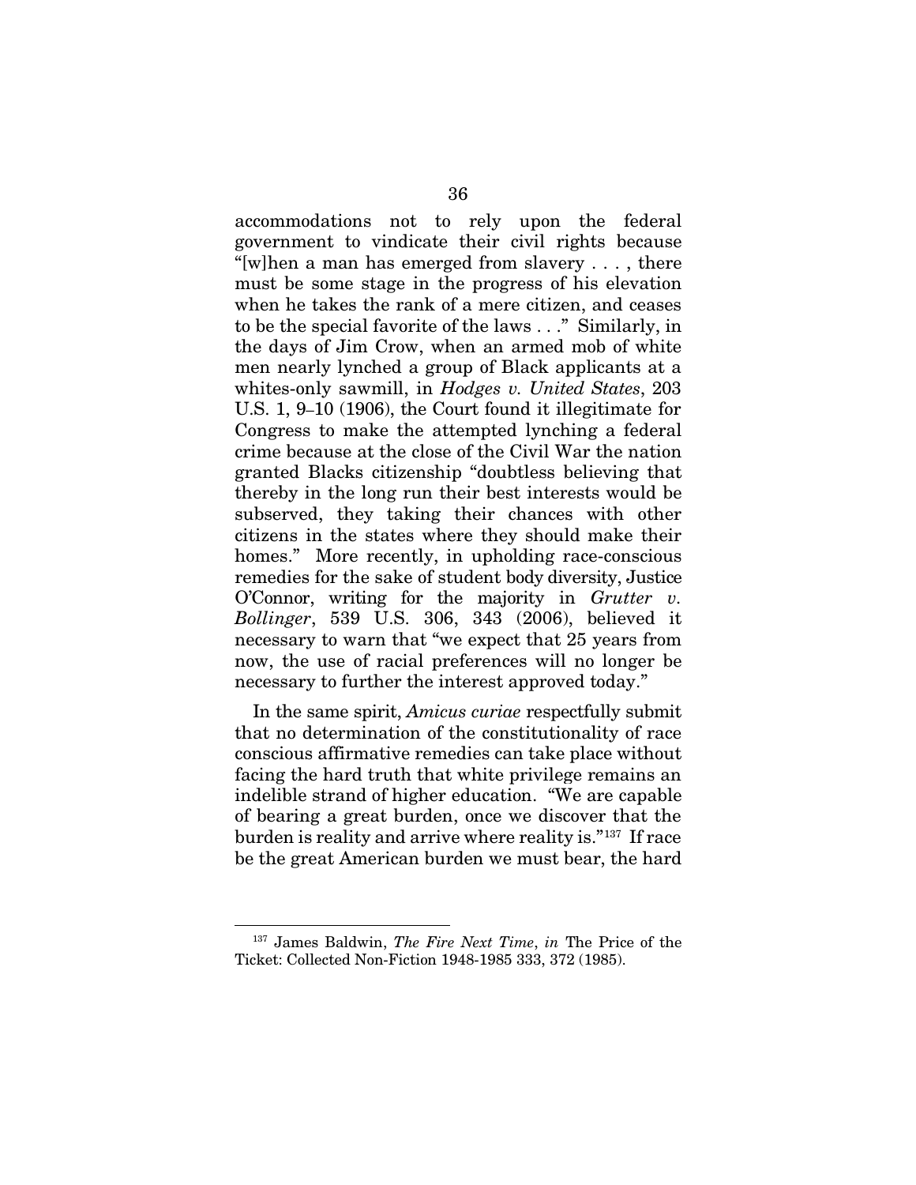accommodations not to rely upon the federal government to vindicate their civil rights because "[w]hen a man has emerged from slavery . . . , there must be some stage in the progress of his elevation when he takes the rank of a mere citizen, and ceases to be the special favorite of the laws . . ." Similarly, in the days of Jim Crow, when an armed mob of white men nearly lynched a group of Black applicants at a whites-only sawmill, in *Hodges v. United States*, 203 U.S. 1, 9–10 (1906), the Court found it illegitimate for Congress to make the attempted lynching a federal crime because at the close of the Civil War the nation granted Blacks citizenship "doubtless believing that thereby in the long run their best interests would be subserved, they taking their chances with other citizens in the states where they should make their homes." More recently, in upholding race-conscious remedies for the sake of student body diversity, Justice O'Connor, writing for the majority in *Grutter v. Bollinger*, 539 U.S. 306, 343 (2006), believed it necessary to warn that "we expect that 25 years from now, the use of racial preferences will no longer be necessary to further the interest approved today."

In the same spirit, *Amicus curiae* respectfully submit that no determination of the constitutionality of race conscious affirmative remedies can take place without facing the hard truth that white privilege remains an indelible strand of higher education. "We are capable of bearing a great burden, once we discover that the burden is reality and arrive where reality is."[137] If race be the great American burden we must bear, the hard

---

[137] James Baldwin, *The Fire Next Time*, *in* The Price of the Ticket: Collected Non-Fiction 1948-1985 333, 372 (1985).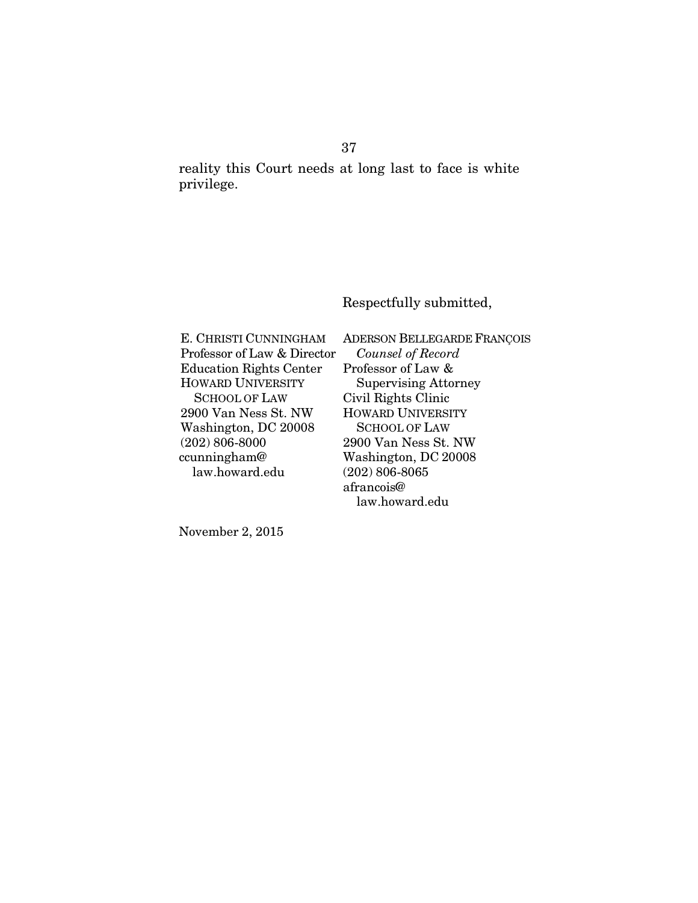reality this Court needs at long last to face is white privilege.

Respectfully submitted,

E. CHRISTI CUNNINGHAM
Professor of Law & Director
Education Rights Center
HOWARD UNIVERSITY
SCHOOL OF LAW
2900 Van Ness St. NW
Washington, DC 20008
(202) 806-8000
ccunningham@
law.howard.edu

ADERSON BELLEGARDE FRANÇOIS
*Counsel of Record*
Professor of Law &
Supervising Attorney
Civil Rights Clinic
HOWARD UNIVERSITY
SCHOOL OF LAW
2900 Van Ness St. NW
Washington, DC 20008
(202) 806-8065
afrancois@
law.howard.edu

November 2, 2015